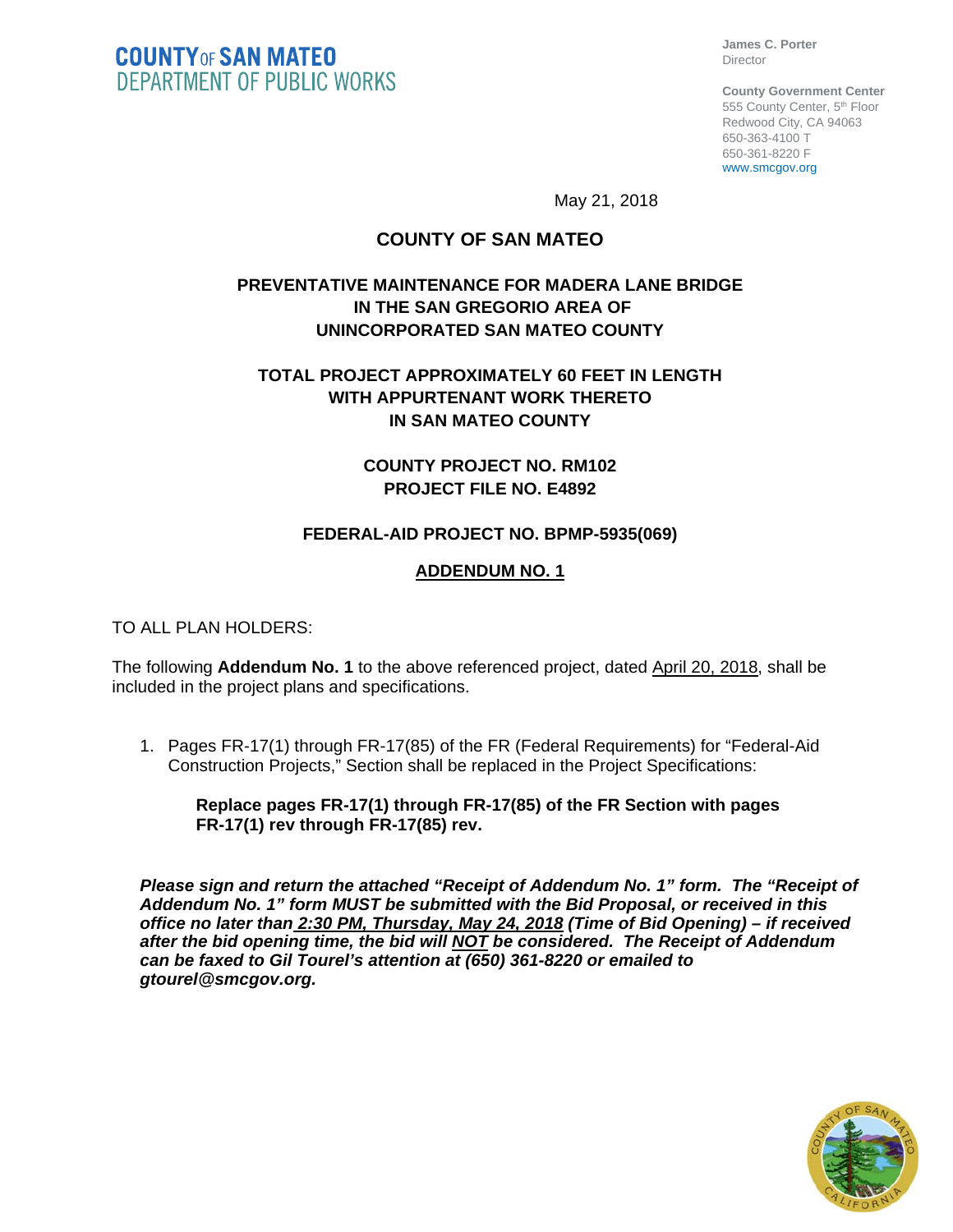**COUNTY OF SAN MATEO**
**DEPARTMENT OF PUBLIC WORKS**

**James C. Porter**
Director

**County Government Center**
555 County Center, 5th Floor
Redwood City, CA 94063
650-363-4100 T
650-361-8220 F
www.smcgov.org

May 21, 2018

# COUNTY OF SAN MATEO

## PREVENTATIVE MAINTENANCE FOR MADERA LANE BRIDGE IN THE SAN GREGORIO AREA OF UNINCORPORATED SAN MATEO COUNTY

## TOTAL PROJECT APPROXIMATELY 60 FEET IN LENGTH WITH APPURTENANT WORK THERETO IN SAN MATEO COUNTY

## COUNTY PROJECT NO. RM102
## PROJECT FILE NO. E4892

## FEDERAL-AID PROJECT NO. BPMP-5935(069)

## ADDENDUM NO. 1

TO ALL PLAN HOLDERS:

The following **Addendum No. 1** to the above referenced project, dated April 20, 2018, shall be included in the project plans and specifications.

1. Pages FR-17(1) through FR-17(85) of the FR (Federal Requirements) for "Federal-Aid Construction Projects," Section shall be replaced in the Project Specifications:

   **Replace pages FR-17(1) through FR-17(85) of the FR Section with pages FR-17(1) rev through FR-17(85) rev.**

***Please sign and return the attached "Receipt of Addendum No. 1" form. The "Receipt of Addendum No. 1" form MUST be submitted with the Bid Proposal, or received in this office no later than 2:30 PM, Thursday, May 24, 2018 (Time of Bid Opening) – if received after the bid opening time, the bid will NOT be considered. The Receipt of Addendum can be faxed to Gil Tourel's attention at (650) 361-8220 or emailed to gtourel@smcgov.org.***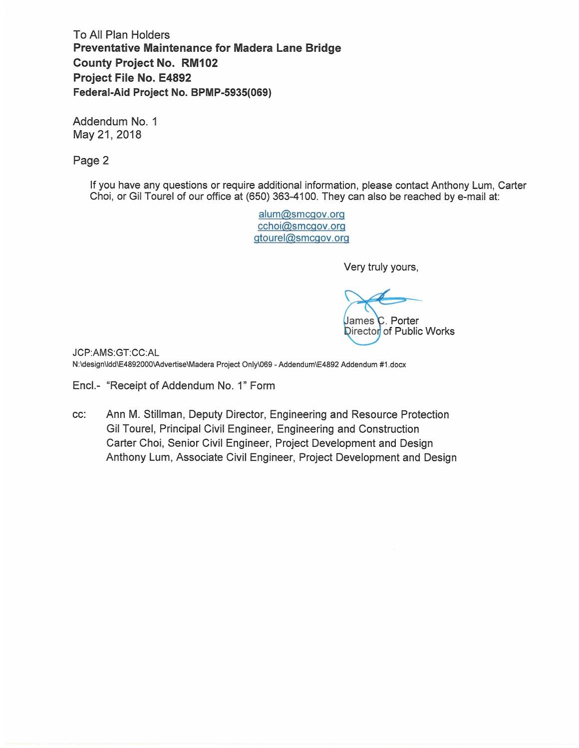To All Plan Holders
**Preventative Maintenance for Madera Lane Bridge**
**County Project No. RM102**
**Project File No. E4892**
**Federal-Aid Project No. BPMP-5935(069)**

Addendum No. 1
May 21, 2018

Page 2

If you have any questions or require additional information, please contact Anthony Lum, Carter Choi, or Gil Tourel of our office at (650) 363-4100. They can also be reached by e-mail at:

alum@smcgov.org
cchoi@smcgov.org
gtourel@smcgov.org

Very truly yours,

James C. Porter
Director of Public Works

JCP:AMS:GT:CC:AL
N:\design\ldd\E4892000\Advertise\Madera Project Only\069 - Addendum\E4892 Addendum #1.docx

Encl.- "Receipt of Addendum No. 1" Form

cc: Ann M. Stillman, Deputy Director, Engineering and Resource Protection
Gil Tourel, Principal Civil Engineer, Engineering and Construction
Carter Choi, Senior Civil Engineer, Project Development and Design
Anthony Lum, Associate Civil Engineer, Project Development and Design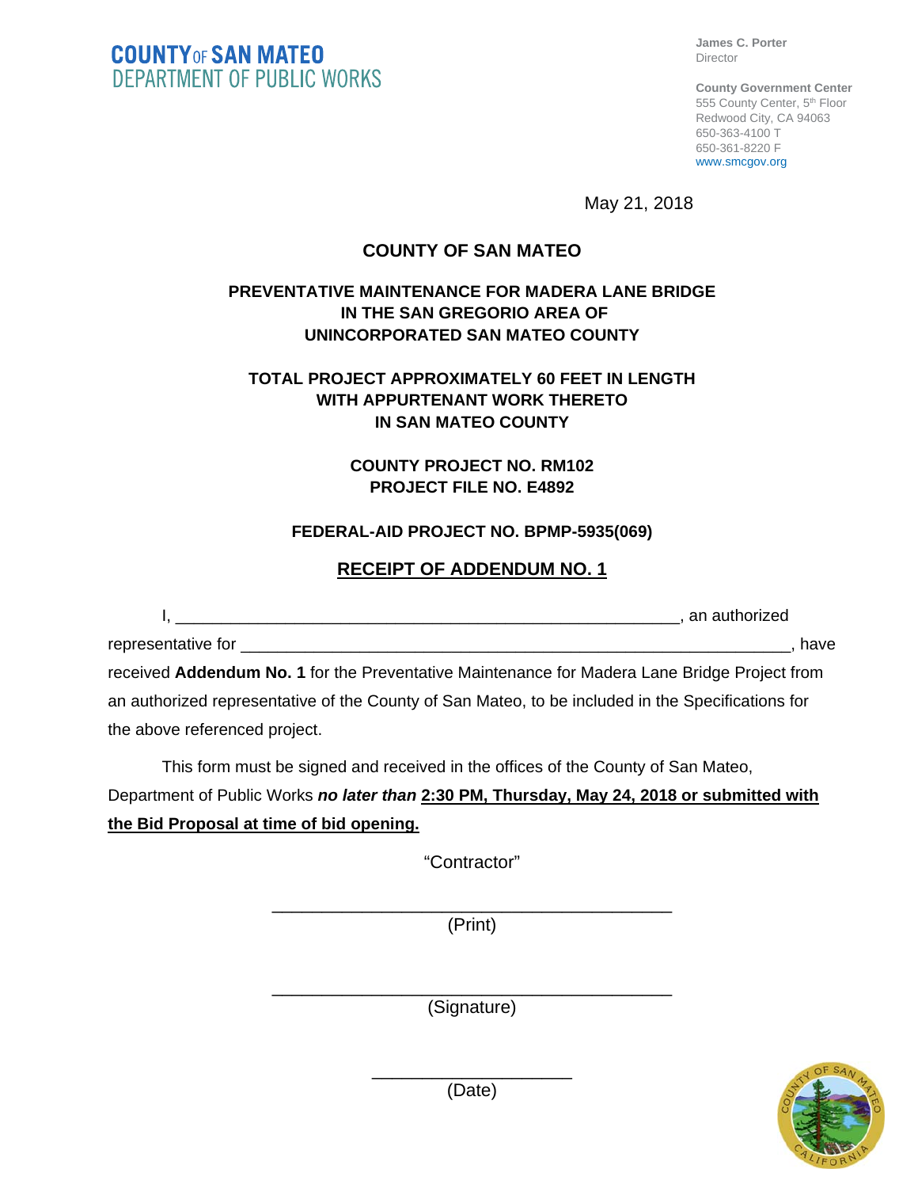**COUNTY OF SAN MATEO**
**DEPARTMENT OF PUBLIC WORKS**

**James C. Porter**
Director

**County Government Center**
555 County Center, 5th Floor
Redwood City, CA 94063
650-363-4100 T
650-361-8220 F
www.smcgov.org

May 21, 2018

## COUNTY OF SAN MATEO

### PREVENTATIVE MAINTENANCE FOR MADERA LANE BRIDGE IN THE SAN GREGORIO AREA OF UNINCORPORATED SAN MATEO COUNTY

### TOTAL PROJECT APPROXIMATELY 60 FEET IN LENGTH WITH APPURTENANT WORK THERETO IN SAN MATEO COUNTY

**COUNTY PROJECT NO. RM102**
**PROJECT FILE NO. E4892**

**FEDERAL-AID PROJECT NO. BPMP-5935(069)**

## RECEIPT OF ADDENDUM NO. 1

I, ________________________________________________________, an authorized representative for ______________________________________________________________, have received **Addendum No. 1** for the Preventative Maintenance for Madera Lane Bridge Project from an authorized representative of the County of San Mateo, to be included in the Specifications for the above referenced project.

This form must be signed and received in the offices of the County of San Mateo, Department of Public Works ***no later than*** **2:30 PM, Thursday, May 24, 2018 or submitted with the Bid Proposal at time of bid opening.**

"Contractor"

__________________________________________
(Print)

__________________________________________
(Signature)

_____________________
(Date)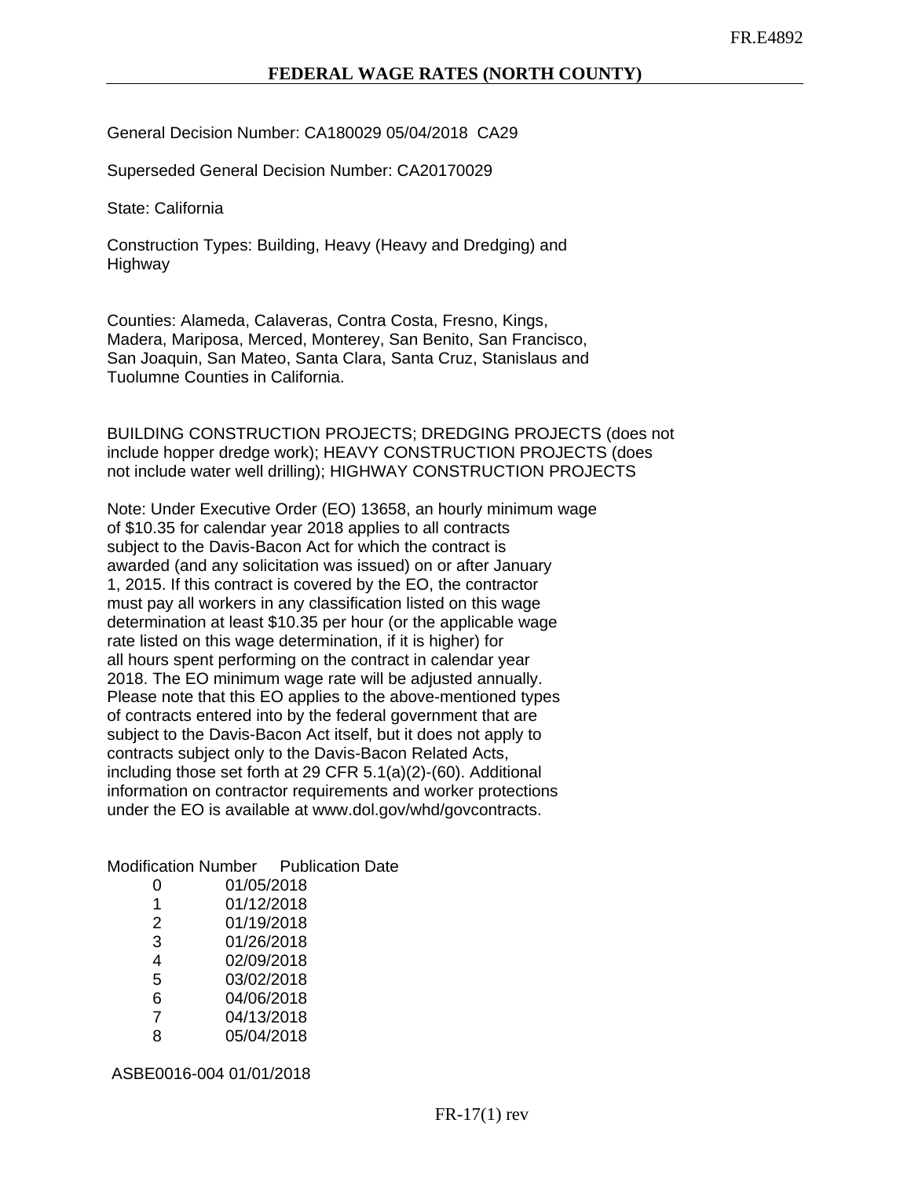## FEDERAL WAGE RATES (NORTH COUNTY)

General Decision Number: CA180029 05/04/2018 CA29

Superseded General Decision Number: CA20170029

State: California

Construction Types: Building, Heavy (Heavy and Dredging) and Highway

Counties: Alameda, Calaveras, Contra Costa, Fresno, Kings, Madera, Mariposa, Merced, Monterey, San Benito, San Francisco, San Joaquin, San Mateo, Santa Clara, Santa Cruz, Stanislaus and Tuolumne Counties in California.

BUILDING CONSTRUCTION PROJECTS; DREDGING PROJECTS (does not include hopper dredge work); HEAVY CONSTRUCTION PROJECTS (does not include water well drilling); HIGHWAY CONSTRUCTION PROJECTS

Note: Under Executive Order (EO) 13658, an hourly minimum wage of $10.35 for calendar year 2018 applies to all contracts subject to the Davis-Bacon Act for which the contract is awarded (and any solicitation was issued) on or after January 1, 2015. If this contract is covered by the EO, the contractor must pay all workers in any classification listed on this wage determination at least $10.35 per hour (or the applicable wage rate listed on this wage determination, if it is higher) for all hours spent performing on the contract in calendar year 2018. The EO minimum wage rate will be adjusted annually. Please note that this EO applies to the above-mentioned types of contracts entered into by the federal government that are subject to the Davis-Bacon Act itself, but it does not apply to contracts subject only to the Davis-Bacon Related Acts, including those set forth at 29 CFR 5.1(a)(2)-(60). Additional information on contractor requirements and worker protections under the EO is available at www.dol.gov/whd/govcontracts.

| Modification Number | Publication Date |
|---|---|
| 0 | 01/05/2018 |
| 1 | 01/12/2018 |
| 2 | 01/19/2018 |
| 3 | 01/26/2018 |
| 4 | 02/09/2018 |
| 5 | 03/02/2018 |
| 6 | 04/06/2018 |
| 7 | 04/13/2018 |
| 8 | 05/04/2018 |

ASBE0016-004 01/01/2018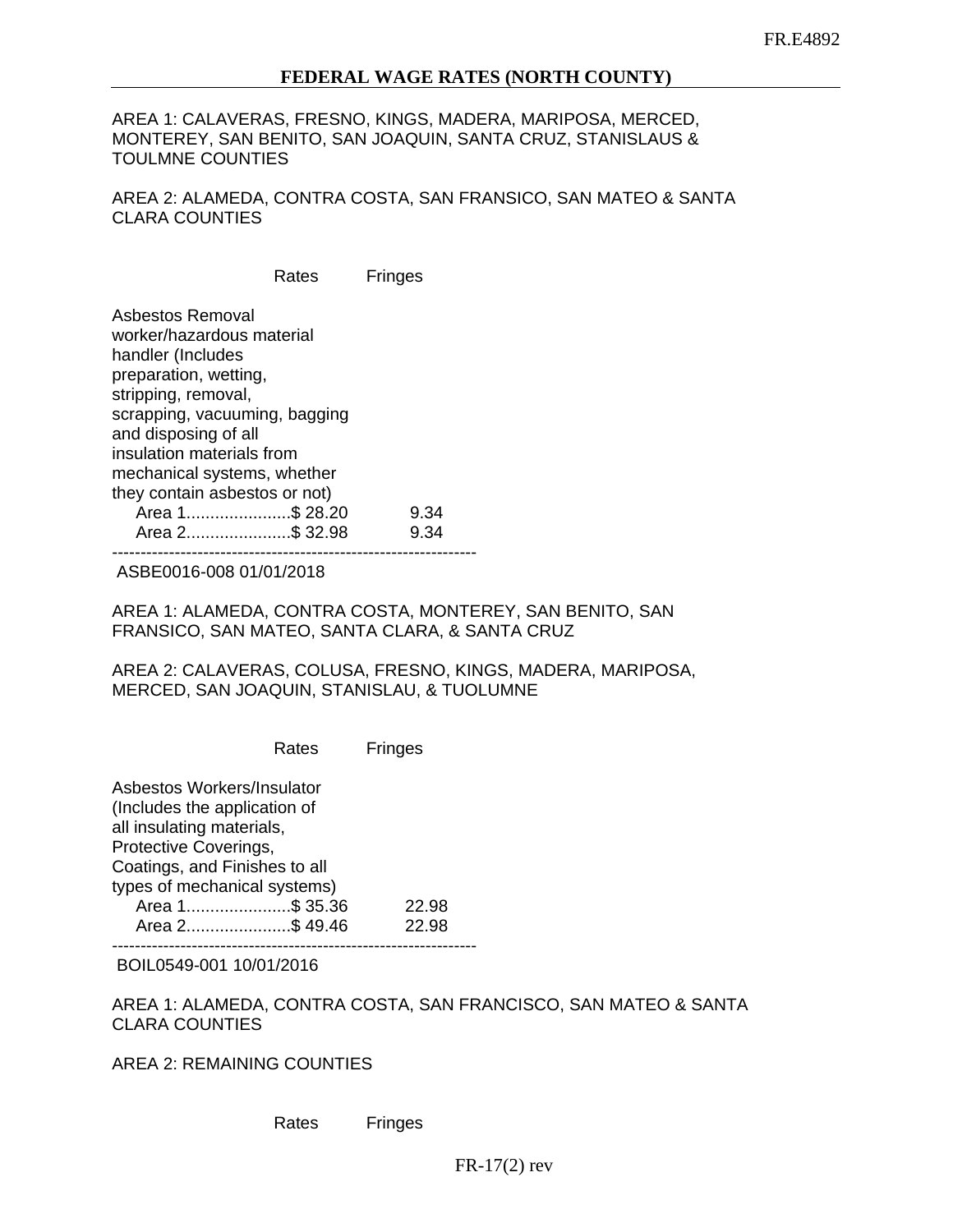**FEDERAL WAGE RATES (NORTH COUNTY)**

AREA 1: CALAVERAS, FRESNO, KINGS, MADERA, MARIPOSA, MERCED, MONTEREY, SAN BENITO, SAN JOAQUIN, SANTA CRUZ, STANISLAUS & TOULMNE COUNTIES

AREA 2: ALAMEDA, CONTRA COSTA, SAN FRANSICO, SAN MATEO & SANTA CLARA COUNTIES

| | Rates | Fringes |
|---|---|---|
| Asbestos Removal worker/hazardous material handler (Includes preparation, wetting, stripping, removal, scrapping, vacuuming, bagging and disposing of all insulation materials from mechanical systems, whether they contain asbestos or not) | | |
| Area 1 | $ 28.20 | 9.34 |
| Area 2 | $ 32.98 | 9.34 |

---

ASBE0016-008 01/01/2018

AREA 1: ALAMEDA, CONTRA COSTA, MONTEREY, SAN BENITO, SAN FRANSICO, SAN MATEO, SANTA CLARA, & SANTA CRUZ

AREA 2: CALAVERAS, COLUSA, FRESNO, KINGS, MADERA, MARIPOSA, MERCED, SAN JOAQUIN, STANISLAU, & TUOLUMNE

| | Rates | Fringes |
|---|---|---|
| Asbestos Workers/Insulator (Includes the application of all insulating materials, Protective Coverings, Coatings, and Finishes to all types of mechanical systems) | | |
| Area 1 | $ 35.36 | 22.98 |
| Area 2 | $ 49.46 | 22.98 |

---

BOIL0549-001 10/01/2016

AREA 1: ALAMEDA, CONTRA COSTA, SAN FRANCISCO, SAN MATEO & SANTA CLARA COUNTIES

AREA 2: REMAINING COUNTIES

| | Rates | Fringes |
|---|---|---|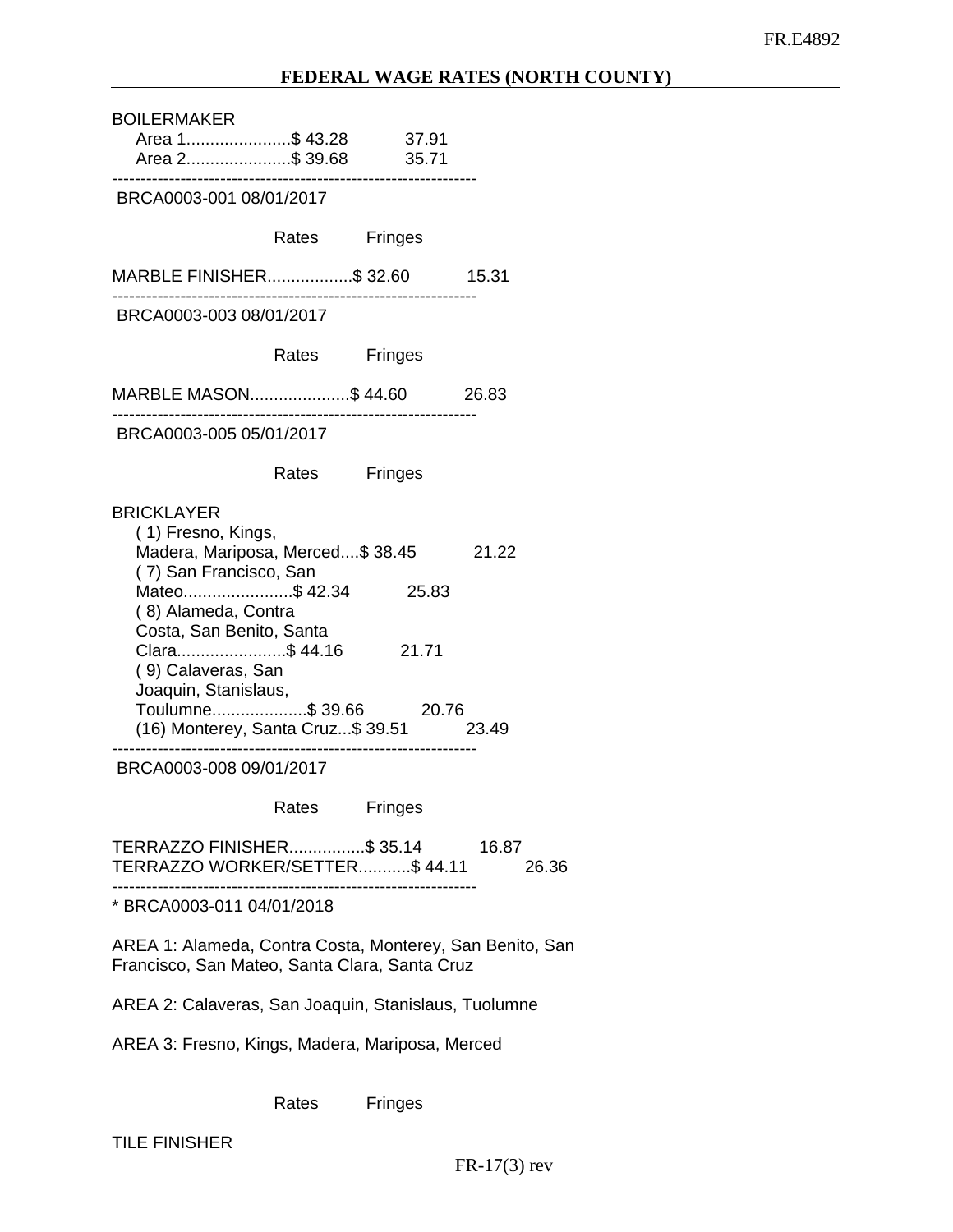## FEDERAL WAGE RATES (NORTH COUNTY)

```
BOILERMAKER
    Area 1......................$ 43.28          37.91
    Area 2......................$ 39.68          35.71
----------------------------------------------------------------
 BRCA0003-001 08/01/2017

                           Rates          Fringes

MARBLE FINISHER..................$ 32.60           15.31
----------------------------------------------------------------
 BRCA0003-003 08/01/2017

                           Rates          Fringes

MARBLE MASON.....................$ 44.60           26.83
----------------------------------------------------------------
 BRCA0003-005 05/01/2017

                           Rates          Fringes

BRICKLAYER
    ( 1) Fresno, Kings,
    Madera, Mariposa, Merced....$ 38.45          21.22
    ( 7) San Francisco, San
    Mateo.......................$ 42.34          25.83
    ( 8) Alameda, Contra
    Costa, San Benito, Santa
    Clara.......................$ 44.16          21.71
    ( 9) Calaveras, San
    Joaquin, Stanislaus,
    Toulumne....................$ 39.66          20.76
    (16) Monterey, Santa Cruz...$ 39.51          23.49
----------------------------------------------------------------
 BRCA0003-008 09/01/2017

                           Rates          Fringes

TERRAZZO FINISHER................$ 35.14           16.87
TERRAZZO WORKER/SETTER...........$ 44.11           26.36
----------------------------------------------------------------
* BRCA0003-011 04/01/2018

AREA 1: Alameda, Contra Costa, Monterey, San Benito, San
Francisco, San Mateo, Santa Clara, Santa Cruz

AREA 2: Calaveras, San Joaquin, Stanislaus, Tuolumne

AREA 3: Fresno, Kings, Madera, Mariposa, Merced


                           Rates          Fringes

TILE FINISHER
```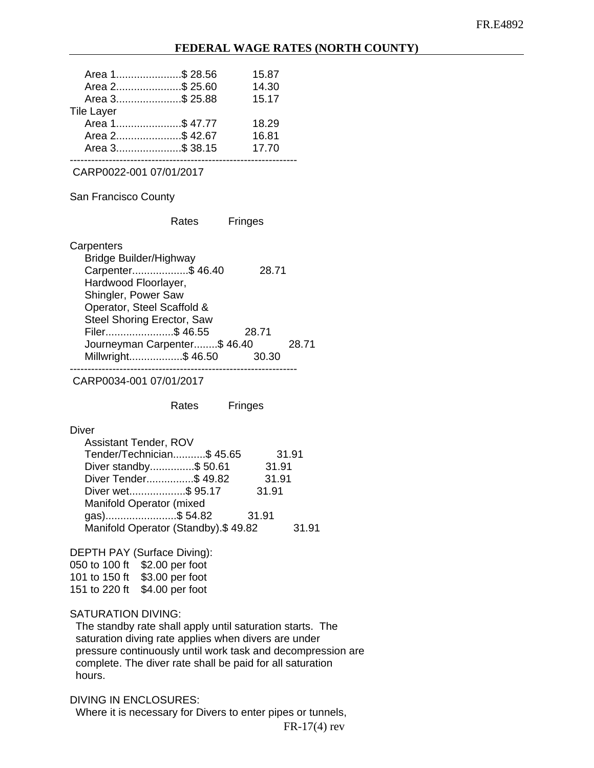```
    Area 1......................$ 28.56          15.87
    Area 2......................$ 25.60          14.30
    Area 3......................$ 25.88          15.17
Tile Layer
    Area 1......................$ 47.77          18.29
    Area 2......................$ 42.67          16.81
    Area 3......................$ 38.15          17.70
----------------------------------------------------------------
 CARP0022-001 07/01/2017

San Francisco County

                          Rates          Fringes

Carpenters
    Bridge Builder/Highway
    Carpenter...................$ 46.40           28.71
    Hardwood Floorlayer,
    Shingler, Power Saw
    Operator, Steel Scaffold &
    Steel Shoring Erector, Saw
    Filer.......................$ 46.55          28.71
    Journeyman Carpenter........$ 46.40           28.71
    Millwright..................$ 46.50           30.30
----------------------------------------------------------------
 CARP0034-001 07/01/2017

                          Rates          Fringes

Diver
    Assistant Tender, ROV
    Tender/Technician...........$ 45.65           31.91
    Diver standby...............$ 50.61           31.91
    Diver Tender................$ 49.82           31.91
    Diver wet...................$ 95.17           31.91
    Manifold Operator (mixed
    gas)........................$ 54.82           31.91
    Manifold Operator (Standby).$ 49.82           31.91

DEPTH PAY (Surface Diving):
050 to 100 ft    $2.00 per foot
101 to 150 ft    $3.00 per foot
151 to 220 ft    $4.00 per foot

SATURATION DIVING:
  The standby rate shall apply until saturation starts.  The
  saturation diving rate applies when divers are under
  pressure continuously until work task and decompression are
  complete. The diver rate shall be paid for all saturation
  hours.

DIVING IN ENCLOSURES:
  Where it is necessary for Divers to enter pipes or tunnels,
```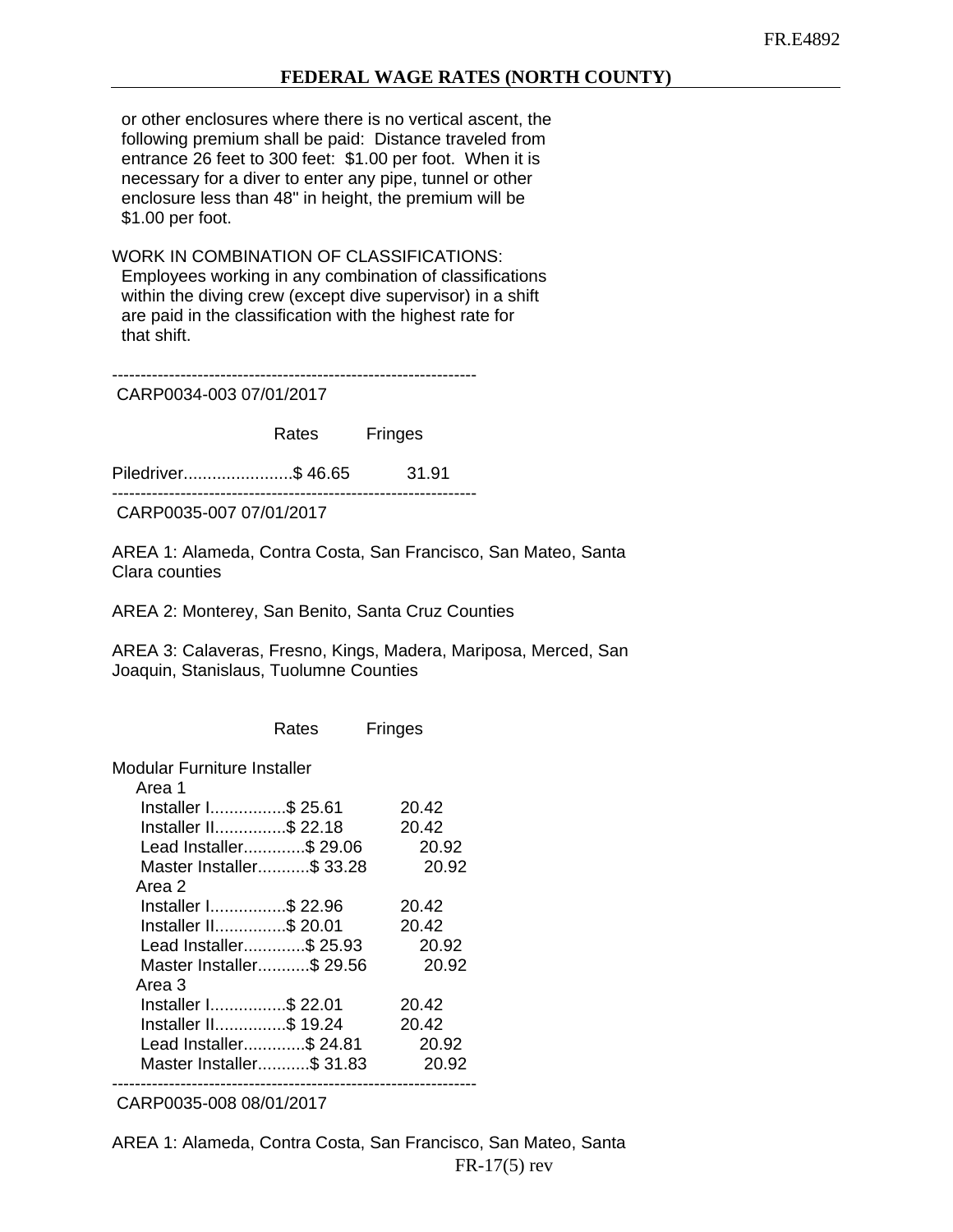or other enclosures where there is no vertical ascent, the following premium shall be paid: Distance traveled from entrance 26 feet to 300 feet: $1.00 per foot. When it is necessary for a diver to enter any pipe, tunnel or other enclosure less than 48" in height, the premium will be $1.00 per foot.

WORK IN COMBINATION OF CLASSIFICATIONS:
Employees working in any combination of classifications within the diving crew (except dive supervisor) in a shift are paid in the classification with the highest rate for that shift.

----------------------------------------------------------------

CARP0034-003 07/01/2017

| | Rates | Fringes |
|---|---|---|
| Piledriver | $ 46.65 | 31.91 |

----------------------------------------------------------------

CARP0035-007 07/01/2017

AREA 1: Alameda, Contra Costa, San Francisco, San Mateo, Santa Clara counties

AREA 2: Monterey, San Benito, Santa Cruz Counties

AREA 3: Calaveras, Fresno, Kings, Madera, Mariposa, Merced, San Joaquin, Stanislaus, Tuolumne Counties

| | Rates | Fringes |
|---|---|---|
| Modular Furniture Installer | | |
| Area 1 | | |
| Installer I | $ 25.61 | 20.42 |
| Installer II | $ 22.18 | 20.42 |
| Lead Installer | $ 29.06 | 20.92 |
| Master Installer | $ 33.28 | 20.92 |
| Area 2 | | |
| Installer I | $ 22.96 | 20.42 |
| Installer II | $ 20.01 | 20.42 |
| Lead Installer | $ 25.93 | 20.92 |
| Master Installer | $ 29.56 | 20.92 |
| Area 3 | | |
| Installer I | $ 22.01 | 20.42 |
| Installer II | $ 19.24 | 20.42 |
| Lead Installer | $ 24.81 | 20.92 |
| Master Installer | $ 31.83 | 20.92 |

----------------------------------------------------------------

CARP0035-008 08/01/2017

AREA 1: Alameda, Contra Costa, San Francisco, San Mateo, Santa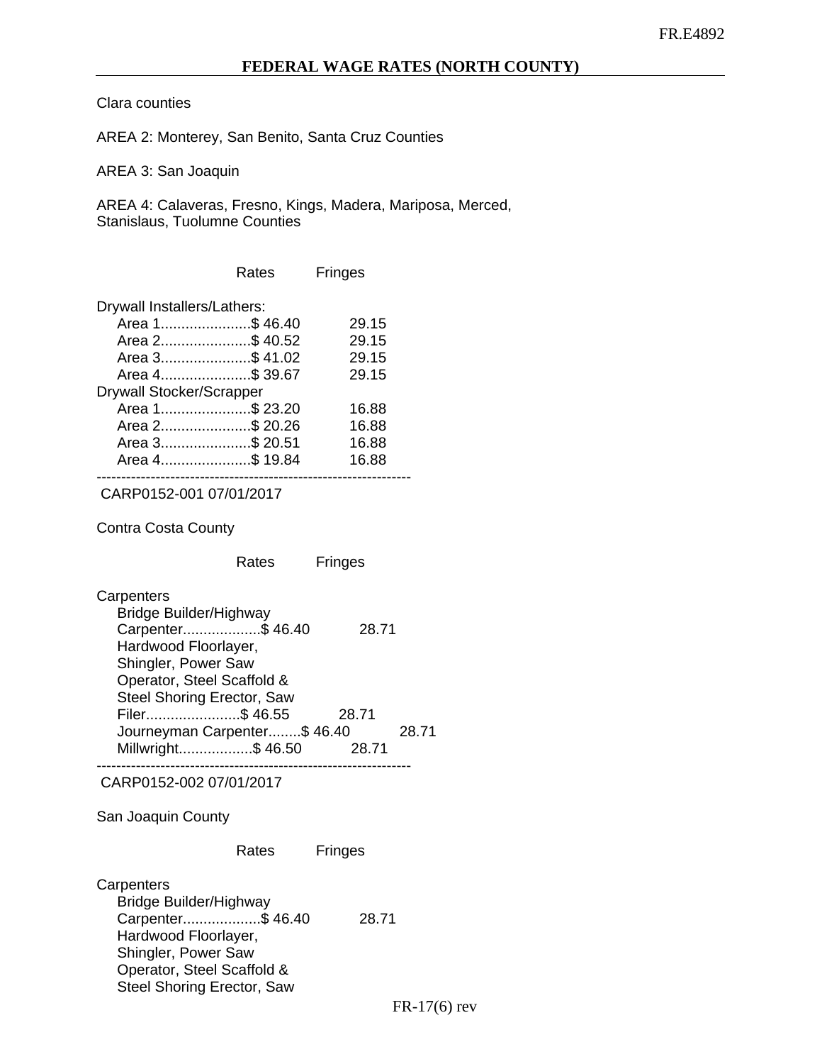## FEDERAL WAGE RATES (NORTH COUNTY)

Clara counties

AREA 2: Monterey, San Benito, Santa Cruz Counties

AREA 3: San Joaquin

AREA 4: Calaveras, Fresno, Kings, Madera, Mariposa, Merced, Stanislaus, Tuolumne Counties

| | Rates | Fringes |
|---|---|---|
| Drywall Installers/Lathers: | | |
| Area 1 | $ 46.40 | 29.15 |
| Area 2 | $ 40.52 | 29.15 |
| Area 3 | $ 41.02 | 29.15 |
| Area 4 | $ 39.67 | 29.15 |
| Drywall Stocker/Scrapper | | |
| Area 1 | $ 23.20 | 16.88 |
| Area 2 | $ 20.26 | 16.88 |
| Area 3 | $ 20.51 | 16.88 |
| Area 4 | $ 19.84 | 16.88 |

---

CARP0152-001 07/01/2017

Contra Costa County

| | Rates | Fringes |
|---|---|---|
| Carpenters | | |
| Bridge Builder/Highway Carpenter | $ 46.40 | 28.71 |
| Hardwood Floorlayer, Shingler, Power Saw Operator, Steel Scaffold & Steel Shoring Erector, Saw Filer | $ 46.55 | 28.71 |
| Journeyman Carpenter | $ 46.40 | 28.71 |
| Millwright | $ 46.50 | 28.71 |

---

CARP0152-002 07/01/2017

San Joaquin County

| | Rates | Fringes |
|---|---|---|
| Carpenters | | |
| Bridge Builder/Highway Carpenter | $ 46.40 | 28.71 |
| Hardwood Floorlayer, Shingler, Power Saw Operator, Steel Scaffold & Steel Shoring Erector, Saw | | |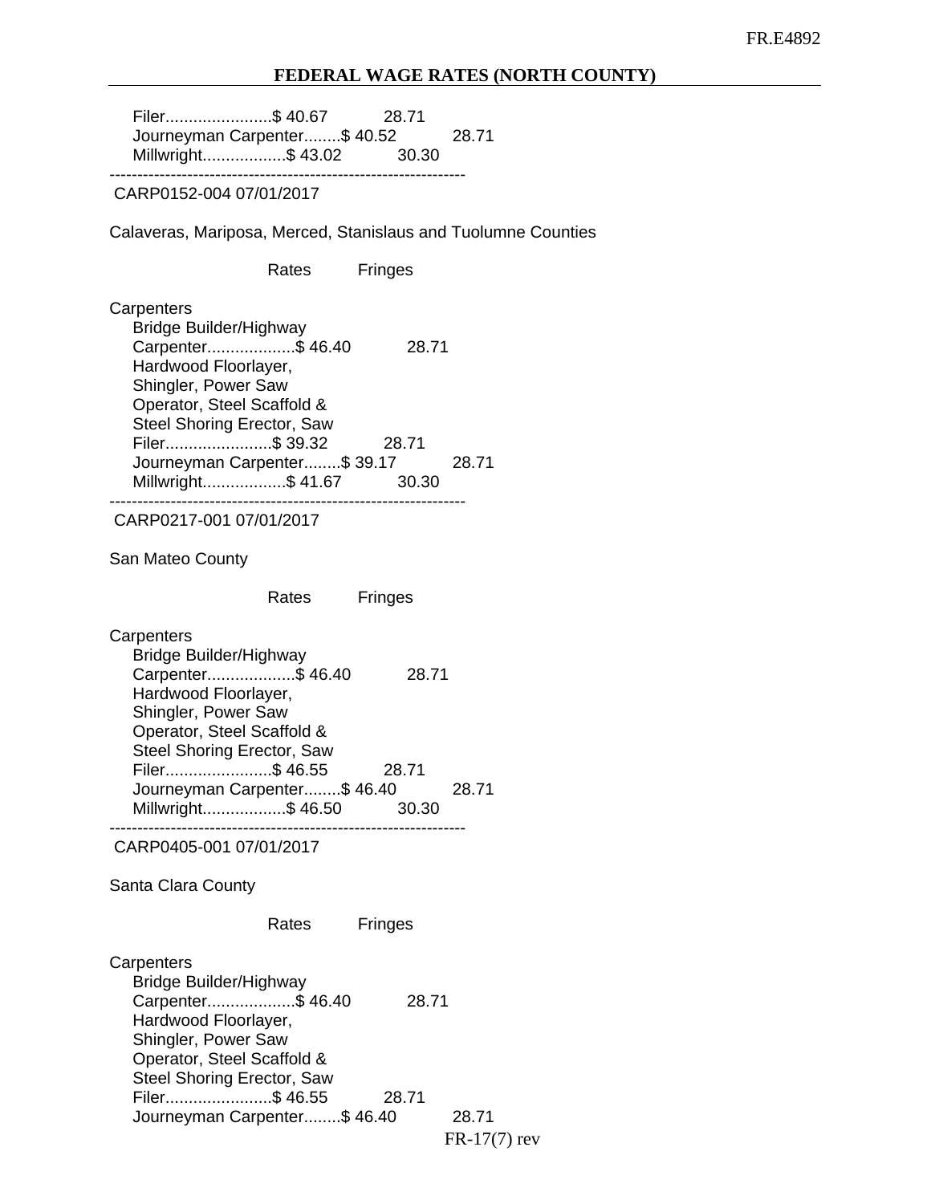```
    Filer.......................$ 40.67           28.71
    Journeyman Carpenter........$ 40.52           28.71
    Millwright..................$ 43.02           30.30
----------------------------------------------------------------
 CARP0152-004 07/01/2017

Calaveras, Mariposa, Merced, Stanislaus and Tuolumne Counties

                           Rates          Fringes

Carpenters
    Bridge Builder/Highway
    Carpenter...................$ 46.40           28.71
    Hardwood Floorlayer,
    Shingler, Power Saw
    Operator, Steel Scaffold &
    Steel Shoring Erector, Saw
    Filer.......................$ 39.32           28.71
    Journeyman Carpenter........$ 39.17           28.71
    Millwright..................$ 41.67           30.30
----------------------------------------------------------------
 CARP0217-001 07/01/2017

San Mateo County

                           Rates          Fringes

Carpenters
    Bridge Builder/Highway
    Carpenter...................$ 46.40           28.71
    Hardwood Floorlayer,
    Shingler, Power Saw
    Operator, Steel Scaffold &
    Steel Shoring Erector, Saw
    Filer.......................$ 46.55           28.71
    Journeyman Carpenter........$ 46.40           28.71
    Millwright..................$ 46.50           30.30
----------------------------------------------------------------
 CARP0405-001 07/01/2017

Santa Clara County

                           Rates          Fringes

Carpenters
    Bridge Builder/Highway
    Carpenter...................$ 46.40           28.71
    Hardwood Floorlayer,
    Shingler, Power Saw
    Operator, Steel Scaffold &
    Steel Shoring Erector, Saw
    Filer.......................$ 46.55           28.71
    Journeyman Carpenter........$ 46.40           28.71
```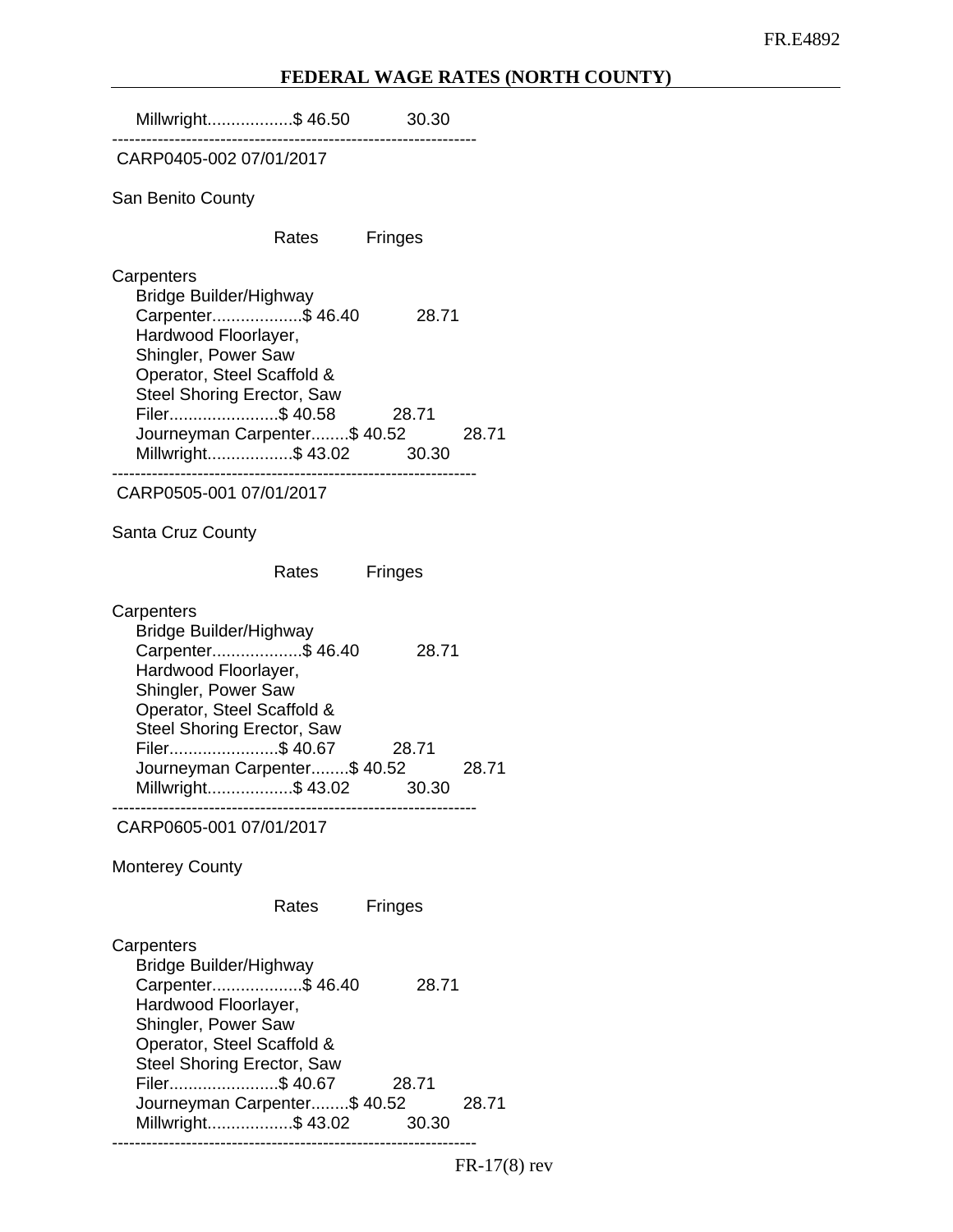Millwright..................$ 46.50           30.30

----------------------------------------------------------------

CARP0405-002 07/01/2017

San Benito County

| | Rates | Fringes |
|---|---|---|
| Carpenters | | |
| Bridge Builder/Highway Carpenter | $ 46.40 | 28.71 |
| Hardwood Floorlayer, Shingler, Power Saw Operator, Steel Scaffold & Steel Shoring Erector, Saw Filer | $ 40.58 | 28.71 |
| Journeyman Carpenter | $ 40.52 | 28.71 |
| Millwright | $ 43.02 | 30.30 |

----------------------------------------------------------------

CARP0505-001 07/01/2017

Santa Cruz County

| | Rates | Fringes |
|---|---|---|
| Carpenters | | |
| Bridge Builder/Highway Carpenter | $ 46.40 | 28.71 |
| Hardwood Floorlayer, Shingler, Power Saw Operator, Steel Scaffold & Steel Shoring Erector, Saw Filer | $ 40.67 | 28.71 |
| Journeyman Carpenter | $ 40.52 | 28.71 |
| Millwright | $ 43.02 | 30.30 |

----------------------------------------------------------------

CARP0605-001 07/01/2017

Monterey County

| | Rates | Fringes |
|---|---|---|
| Carpenters | | |
| Bridge Builder/Highway Carpenter | $ 46.40 | 28.71 |
| Hardwood Floorlayer, Shingler, Power Saw Operator, Steel Scaffold & Steel Shoring Erector, Saw Filer | $ 40.67 | 28.71 |
| Journeyman Carpenter | $ 40.52 | 28.71 |
| Millwright | $ 43.02 | 30.30 |

----------------------------------------------------------------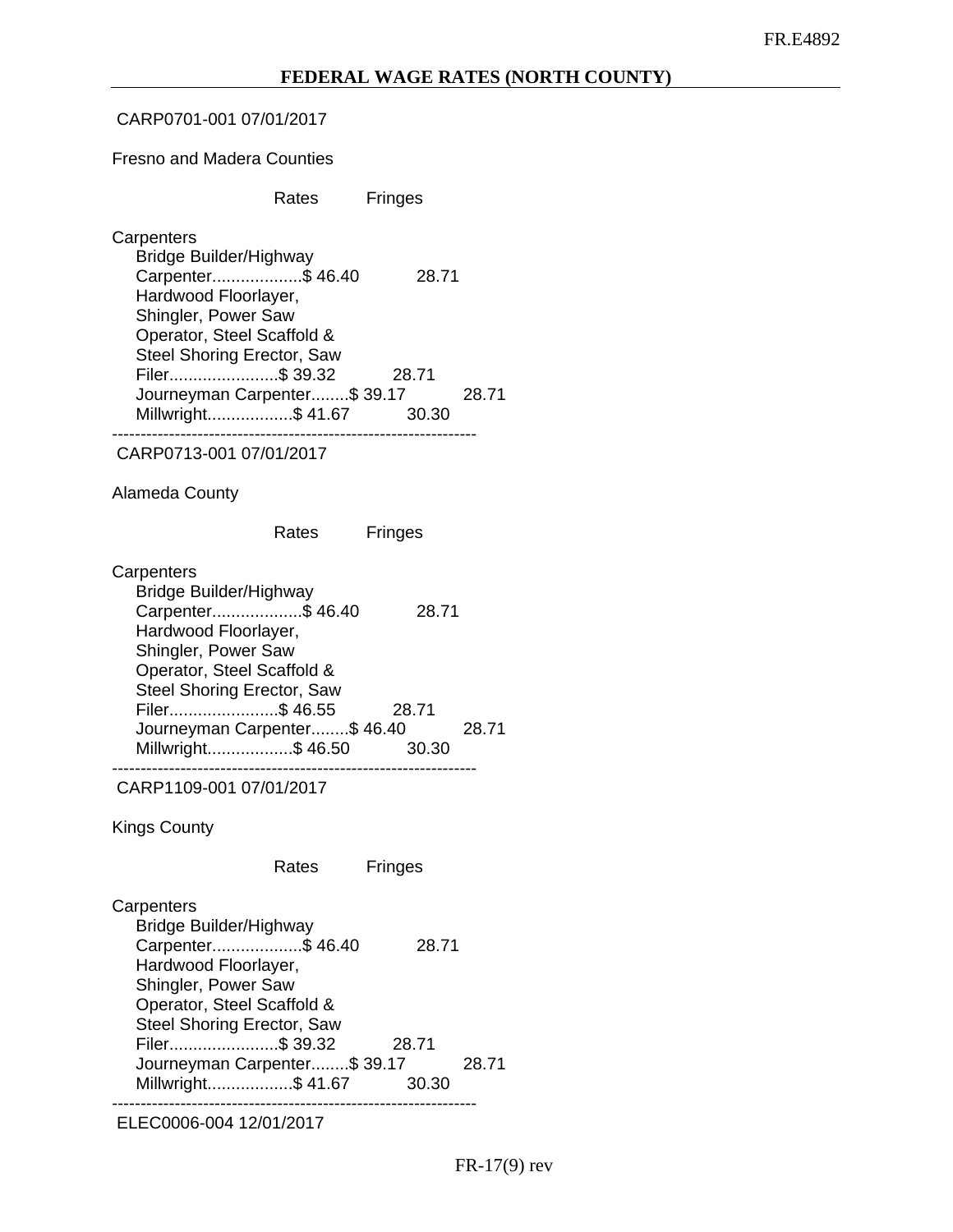## FEDERAL WAGE RATES (NORTH COUNTY)

CARP0701-001 07/01/2017

Fresno and Madera Counties

| | Rates | Fringes |
|---|---|---|
| **Carpenters** | | |
| Bridge Builder/Highway Carpenter | $ 46.40 | 28.71 |
| Hardwood Floorlayer, Shingler, Power Saw Operator, Steel Scaffold & Steel Shoring Erector, Saw Filer | $ 39.32 | 28.71 |
| Journeyman Carpenter | $ 39.17 | 28.71 |
| Millwright | $ 41.67 | 30.30 |

---

CARP0713-001 07/01/2017

Alameda County

| | Rates | Fringes |
|---|---|---|
| **Carpenters** | | |
| Bridge Builder/Highway Carpenter | $ 46.40 | 28.71 |
| Hardwood Floorlayer, Shingler, Power Saw Operator, Steel Scaffold & Steel Shoring Erector, Saw Filer | $ 46.55 | 28.71 |
| Journeyman Carpenter | $ 46.40 | 28.71 |
| Millwright | $ 46.50 | 30.30 |

---

CARP1109-001 07/01/2017

Kings County

| | Rates | Fringes |
|---|---|---|
| **Carpenters** | | |
| Bridge Builder/Highway Carpenter | $ 46.40 | 28.71 |
| Hardwood Floorlayer, Shingler, Power Saw Operator, Steel Scaffold & Steel Shoring Erector, Saw Filer | $ 39.32 | 28.71 |
| Journeyman Carpenter | $ 39.17 | 28.71 |
| Millwright | $ 41.67 | 30.30 |

---

ELEC0006-004 12/01/2017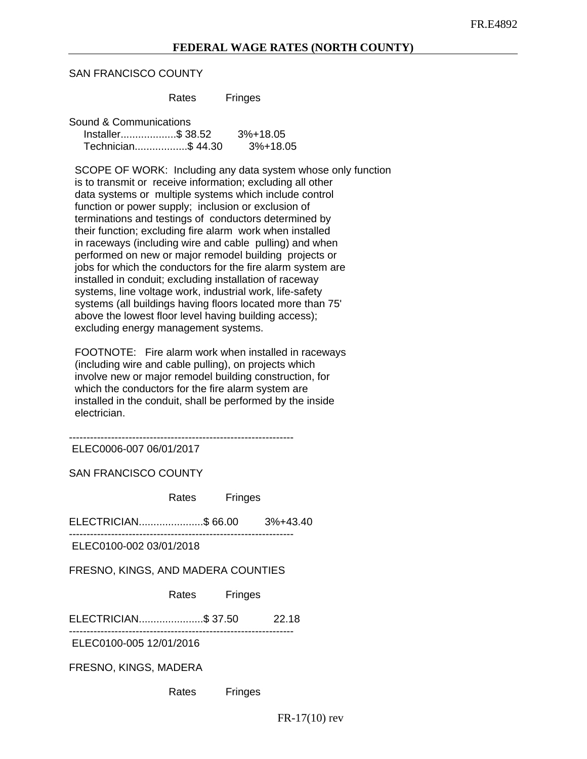## FEDERAL WAGE RATES (NORTH COUNTY)

SAN FRANCISCO COUNTY

| | Rates | Fringes |
|---|---|---|
| Sound & Communications | | |
| Installer................... | $ 38.52 | 3%+18.05 |
| Technician.................. | $ 44.30 | 3%+18.05 |

SCOPE OF WORK: Including any data system whose only function is to transmit or receive information; excluding all other data systems or multiple systems which include control function or power supply; inclusion or exclusion of terminations and testings of conductors determined by their function; excluding fire alarm work when installed in raceways (including wire and cable pulling) and when performed on new or major remodel building projects or jobs for which the conductors for the fire alarm system are installed in conduit; excluding installation of raceway systems, line voltage work, industrial work, life-safety systems (all buildings having floors located more than 75' above the lowest floor level having building access); excluding energy management systems.

FOOTNOTE: Fire alarm work when installed in raceways (including wire and cable pulling), on projects which involve new or major remodel building construction, for which the conductors for the fire alarm system are installed in the conduit, shall be performed by the inside electrician.

----------------------------------------------------------------

ELEC0006-007 06/01/2017

SAN FRANCISCO COUNTY

| | Rates | Fringes |
|---|---|---|
| ELECTRICIAN...................... | $ 66.00 | 3%+43.40 |

----------------------------------------------------------------

ELEC0100-002 03/01/2018

FRESNO, KINGS, AND MADERA COUNTIES

| | Rates | Fringes |
|---|---|---|
| ELECTRICIAN...................... | $ 37.50 | 22.18 |

----------------------------------------------------------------

ELEC0100-005 12/01/2016

FRESNO, KINGS, MADERA

| | Rates | Fringes |
|---|---|---|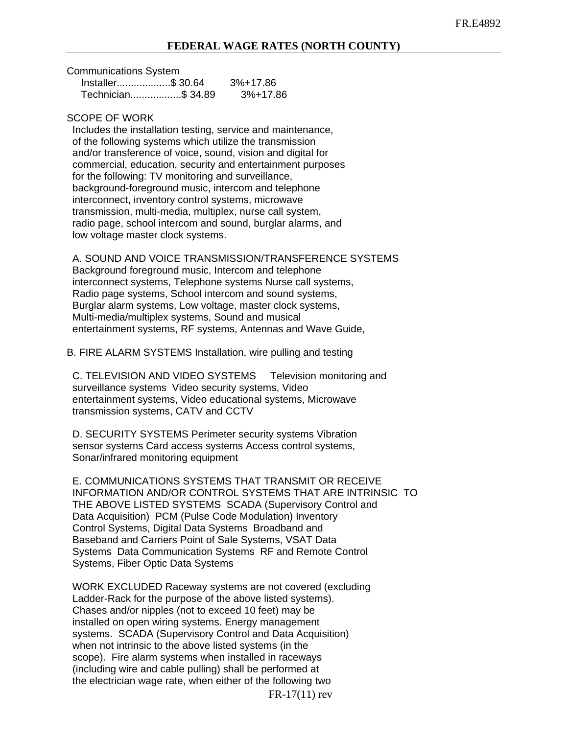## FEDERAL WAGE RATES (NORTH COUNTY)

Communications System
Installer...................$ 30.64 3%+17.86
Technician.................$ 34.89 3%+17.86

SCOPE OF WORK
Includes the installation testing, service and maintenance, of the following systems which utilize the transmission and/or transference of voice, sound, vision and digital for commercial, education, security and entertainment purposes for the following: TV monitoring and surveillance, background-foreground music, intercom and telephone interconnect, inventory control systems, microwave transmission, multi-media, multiplex, nurse call system, radio page, school intercom and sound, burglar alarms, and low voltage master clock systems.

A. SOUND AND VOICE TRANSMISSION/TRANSFERENCE SYSTEMS Background foreground music, Intercom and telephone interconnect systems, Telephone systems Nurse call systems, Radio page systems, School intercom and sound systems, Burglar alarm systems, Low voltage, master clock systems, Multi-media/multiplex systems, Sound and musical entertainment systems, RF systems, Antennas and Wave Guide,

B. FIRE ALARM SYSTEMS Installation, wire pulling and testing

C. TELEVISION AND VIDEO SYSTEMS Television monitoring and surveillance systems Video security systems, Video entertainment systems, Video educational systems, Microwave transmission systems, CATV and CCTV

D. SECURITY SYSTEMS Perimeter security systems Vibration sensor systems Card access systems Access control systems, Sonar/infrared monitoring equipment

E. COMMUNICATIONS SYSTEMS THAT TRANSMIT OR RECEIVE INFORMATION AND/OR CONTROL SYSTEMS THAT ARE INTRINSIC TO THE ABOVE LISTED SYSTEMS SCADA (Supervisory Control and Data Acquisition) PCM (Pulse Code Modulation) Inventory Control Systems, Digital Data Systems Broadband and Baseband and Carriers Point of Sale Systems, VSAT Data Systems Data Communication Systems RF and Remote Control Systems, Fiber Optic Data Systems

WORK EXCLUDED Raceway systems are not covered (excluding Ladder-Rack for the purpose of the above listed systems). Chases and/or nipples (not to exceed 10 feet) may be installed on open wiring systems. Energy management systems. SCADA (Supervisory Control and Data Acquisition) when not intrinsic to the above listed systems (in the scope). Fire alarm systems when installed in raceways (including wire and cable pulling) shall be performed at the electrician wage rate, when either of the following two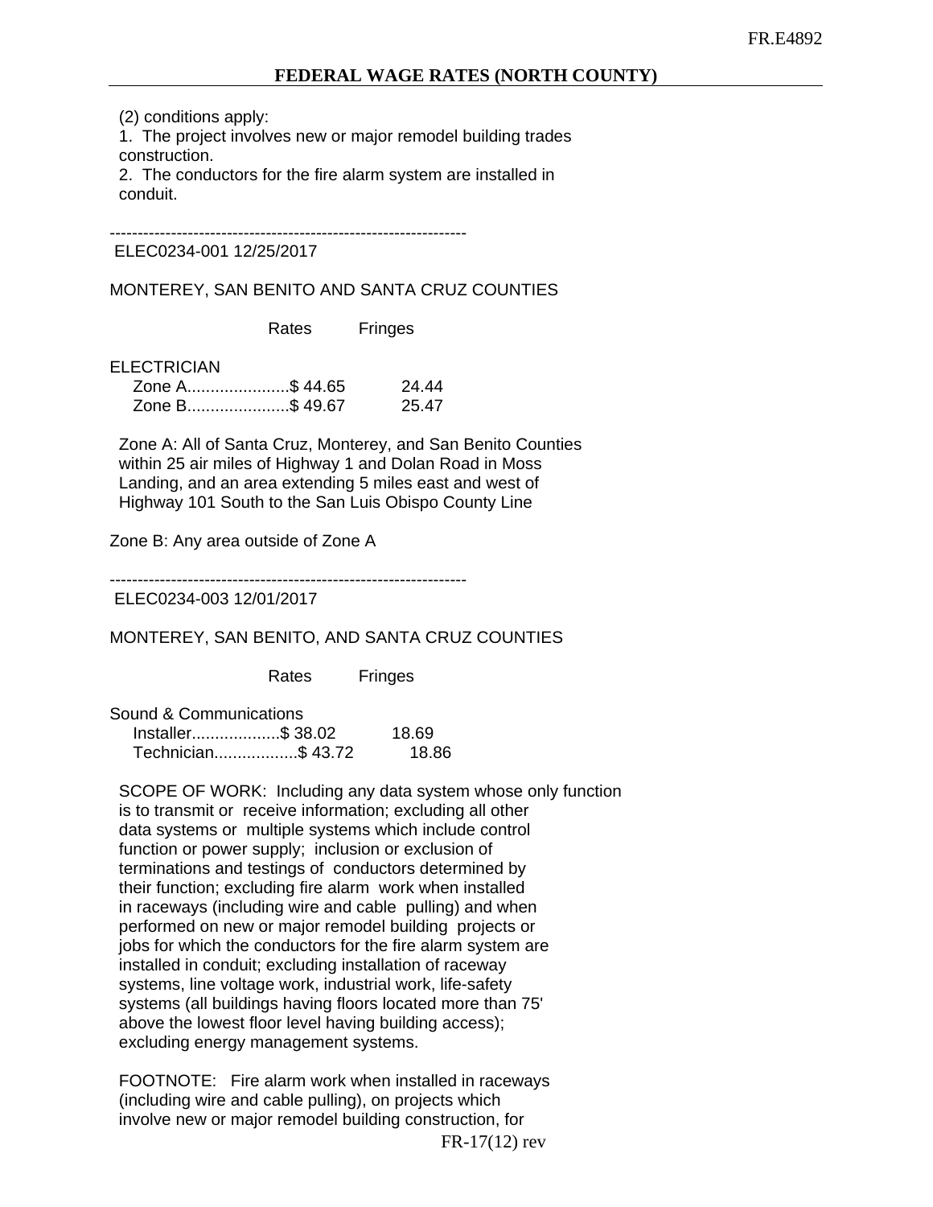(2) conditions apply:
1. The project involves new or major remodel building trades construction.
2. The conductors for the fire alarm system are installed in conduit.

----------------------------------------------------------------

ELEC0234-001 12/25/2017

MONTEREY, SAN BENITO AND SANTA CRUZ COUNTIES

| | Rates | Fringes |
|---|---|---|
| ELECTRICIAN | | |
| Zone A | $ 44.65 | 24.44 |
| Zone B | $ 49.67 | 25.47 |

Zone A: All of Santa Cruz, Monterey, and San Benito Counties within 25 air miles of Highway 1 and Dolan Road in Moss Landing, and an area extending 5 miles east and west of Highway 101 South to the San Luis Obispo County Line

Zone B: Any area outside of Zone A

----------------------------------------------------------------

ELEC0234-003 12/01/2017

MONTEREY, SAN BENITO, AND SANTA CRUZ COUNTIES

| | Rates | Fringes |
|---|---|---|
| Sound & Communications | | |
| Installer | $ 38.02 | 18.69 |
| Technician | $ 43.72 | 18.86 |

SCOPE OF WORK: Including any data system whose only function is to transmit or receive information; excluding all other data systems or multiple systems which include control function or power supply; inclusion or exclusion of terminations and testings of conductors determined by their function; excluding fire alarm work when installed in raceways (including wire and cable pulling) and when performed on new or major remodel building projects or jobs for which the conductors for the fire alarm system are installed in conduit; excluding installation of raceway systems, line voltage work, industrial work, life-safety systems (all buildings having floors located more than 75' above the lowest floor level having building access); excluding energy management systems.

FOOTNOTE: Fire alarm work when installed in raceways (including wire and cable pulling), on projects which involve new or major remodel building construction, for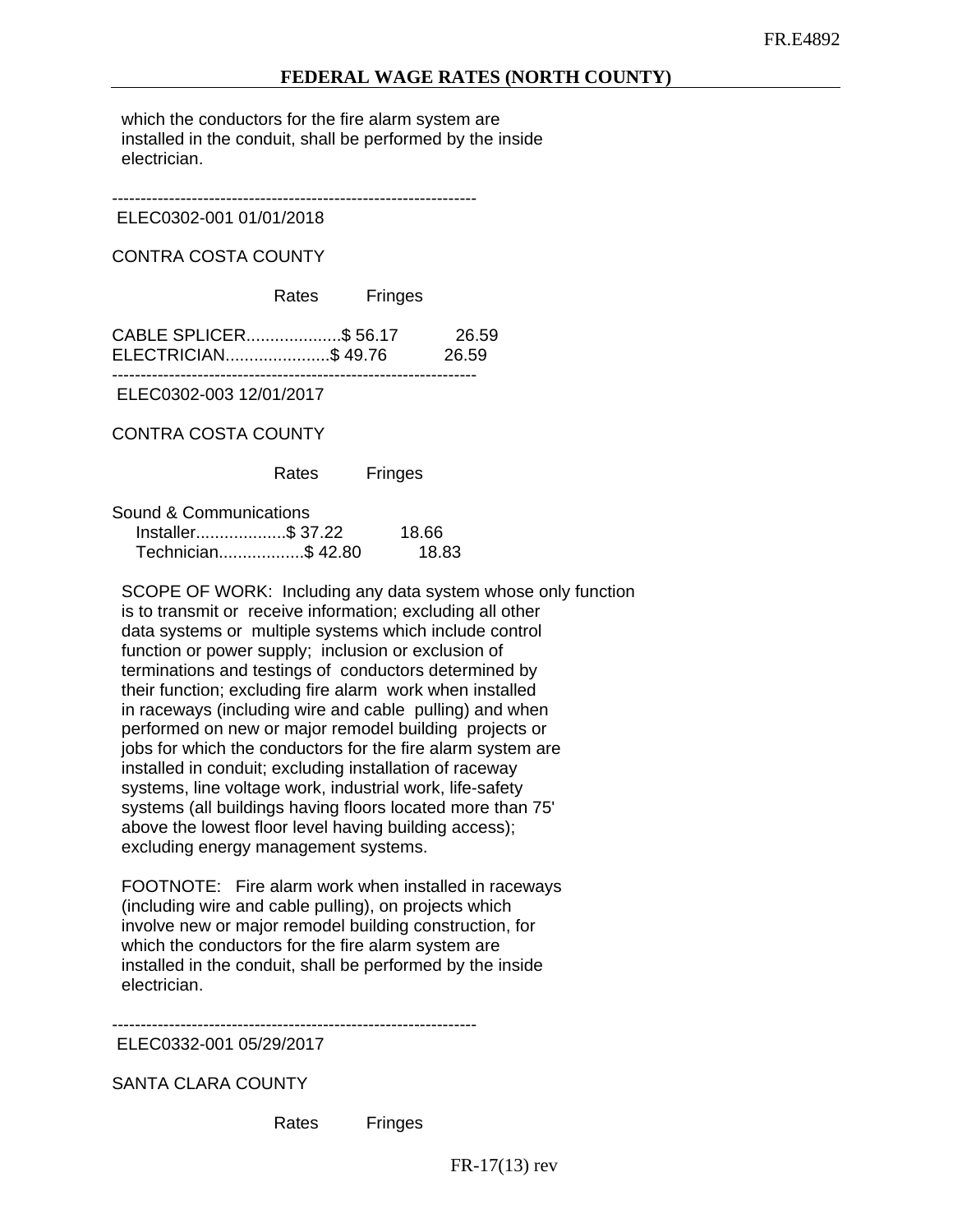which the conductors for the fire alarm system are installed in the conduit, shall be performed by the inside electrician.

----------------------------------------------------------------

ELEC0302-001 01/01/2018

CONTRA COSTA COUNTY

| | Rates | Fringes |
|---|---|---|
| CABLE SPLICER | $ 56.17 | 26.59 |
| ELECTRICIAN | $ 49.76 | 26.59 |

----------------------------------------------------------------

ELEC0302-003 12/01/2017

CONTRA COSTA COUNTY

| | Rates | Fringes |
|---|---|---|
| Sound & Communications | | |
| Installer | $ 37.22 | 18.66 |
| Technician | $ 42.80 | 18.83 |

SCOPE OF WORK: Including any data system whose only function is to transmit or receive information; excluding all other data systems or multiple systems which include control function or power supply; inclusion or exclusion of terminations and testings of conductors determined by their function; excluding fire alarm work when installed in raceways (including wire and cable pulling) and when performed on new or major remodel building projects or jobs for which the conductors for the fire alarm system are installed in conduit; excluding installation of raceway systems, line voltage work, industrial work, life-safety systems (all buildings having floors located more than 75' above the lowest floor level having building access); excluding energy management systems.

FOOTNOTE: Fire alarm work when installed in raceways (including wire and cable pulling), on projects which involve new or major remodel building construction, for which the conductors for the fire alarm system are installed in the conduit, shall be performed by the inside electrician.

----------------------------------------------------------------

ELEC0332-001 05/29/2017

SANTA CLARA COUNTY

| | Rates | Fringes |
|---|---|---|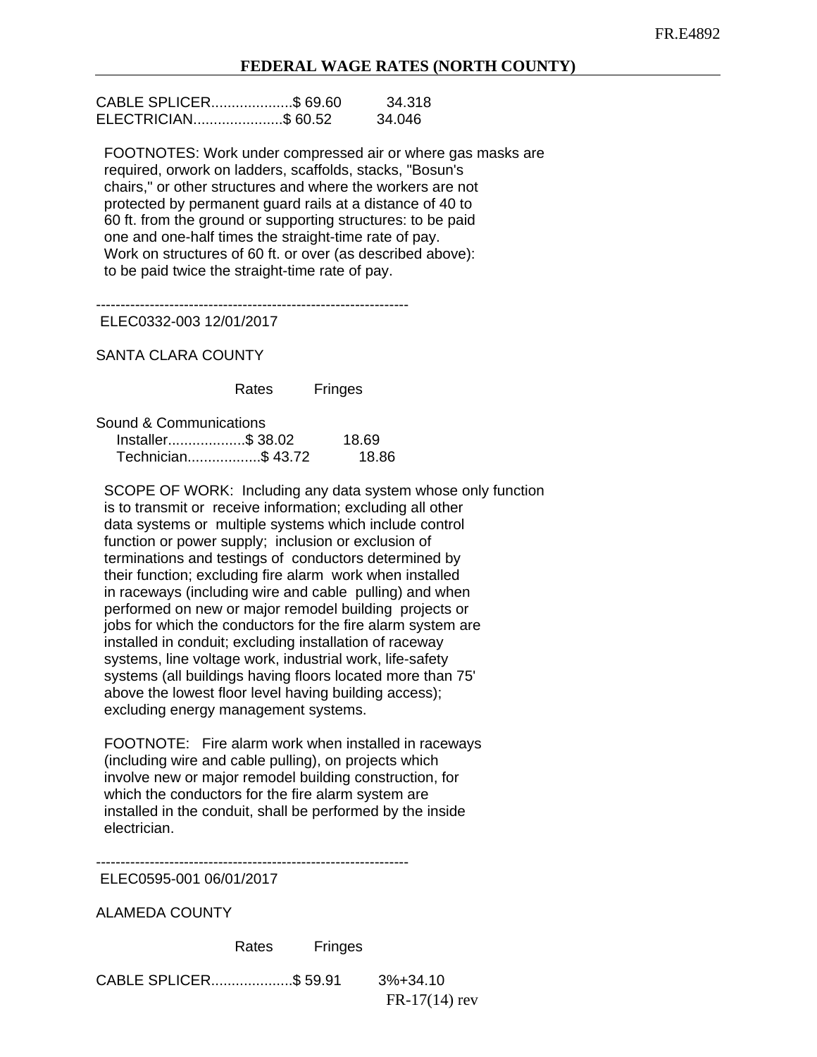```
CABLE SPLICER....................$ 69.60          34.318
ELECTRICIAN......................$ 60.52         34.046
```

FOOTNOTES: Work under compressed air or where gas masks are required, orwork on ladders, scaffolds, stacks, "Bosun's chairs," or other structures and where the workers are not protected by permanent guard rails at a distance of 40 to 60 ft. from the ground or supporting structures: to be paid one and one-half times the straight-time rate of pay. Work on structures of 60 ft. or over (as described above): to be paid twice the straight-time rate of pay.

----------------------------------------------------------------

ELEC0332-003 12/01/2017

SANTA CLARA COUNTY

```
                          Rates          Fringes

Sound & Communications
    Installer...................$ 38.02          18.69
    Technician..................$ 43.72           18.86
```

SCOPE OF WORK: Including any data system whose only function is to transmit or receive information; excluding all other data systems or multiple systems which include control function or power supply; inclusion or exclusion of terminations and testings of conductors determined by their function; excluding fire alarm work when installed in raceways (including wire and cable pulling) and when performed on new or major remodel building projects or jobs for which the conductors for the fire alarm system are installed in conduit; excluding installation of raceway systems, line voltage work, industrial work, life-safety systems (all buildings having floors located more than 75' above the lowest floor level having building access); excluding energy management systems.

FOOTNOTE: Fire alarm work when installed in raceways (including wire and cable pulling), on projects which involve new or major remodel building construction, for which the conductors for the fire alarm system are installed in the conduit, shall be performed by the inside electrician.

----------------------------------------------------------------

ELEC0595-001 06/01/2017

ALAMEDA COUNTY

```
                          Rates          Fringes

CABLE SPLICER....................$ 59.91        3%+34.10
```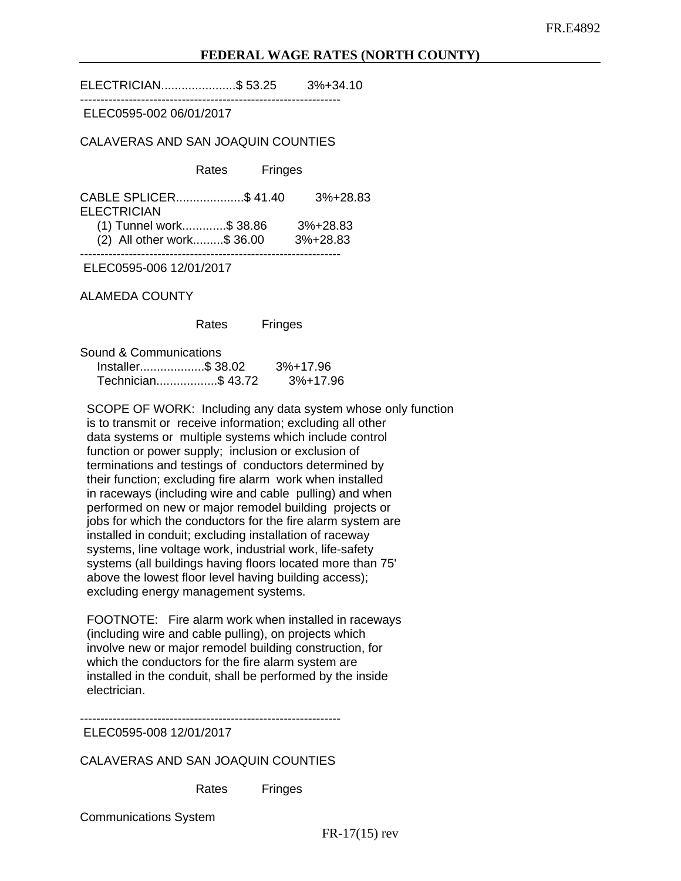## FEDERAL WAGE RATES (NORTH COUNTY)

ELECTRICIAN......................$ 53.25        3%+34.10

----------------------------------------------------------------

ELEC0595-002 06/01/2017

CALAVERAS AND SAN JOAQUIN COUNTIES

|  | Rates | Fringes |
|---|---|---|
| CABLE SPLICER.................... | $ 41.40 | 3%+28.83 |
| ELECTRICIAN | | |
| (1) Tunnel work............. | $ 38.86 | 3%+28.83 |
| (2) All other work......... | $ 36.00 | 3%+28.83 |

----------------------------------------------------------------

ELEC0595-006 12/01/2017

ALAMEDA COUNTY

|  | Rates | Fringes |
|---|---|---|
| Sound & Communications | | |
| Installer................... | $ 38.02 | 3%+17.96 |
| Technician.................. | $ 43.72 | 3%+17.96 |

SCOPE OF WORK: Including any data system whose only function is to transmit or receive information; excluding all other data systems or multiple systems which include control function or power supply; inclusion or exclusion of terminations and testings of conductors determined by their function; excluding fire alarm work when installed in raceways (including wire and cable pulling) and when performed on new or major remodel building projects or jobs for which the conductors for the fire alarm system are installed in conduit; excluding installation of raceway systems, line voltage work, industrial work, life-safety systems (all buildings having floors located more than 75' above the lowest floor level having building access); excluding energy management systems.

FOOTNOTE: Fire alarm work when installed in raceways (including wire and cable pulling), on projects which involve new or major remodel building construction, for which the conductors for the fire alarm system are installed in the conduit, shall be performed by the inside electrician.

----------------------------------------------------------------

ELEC0595-008 12/01/2017

CALAVERAS AND SAN JOAQUIN COUNTIES

|  | Rates | Fringes |
|---|---|---|
| Communications System | | |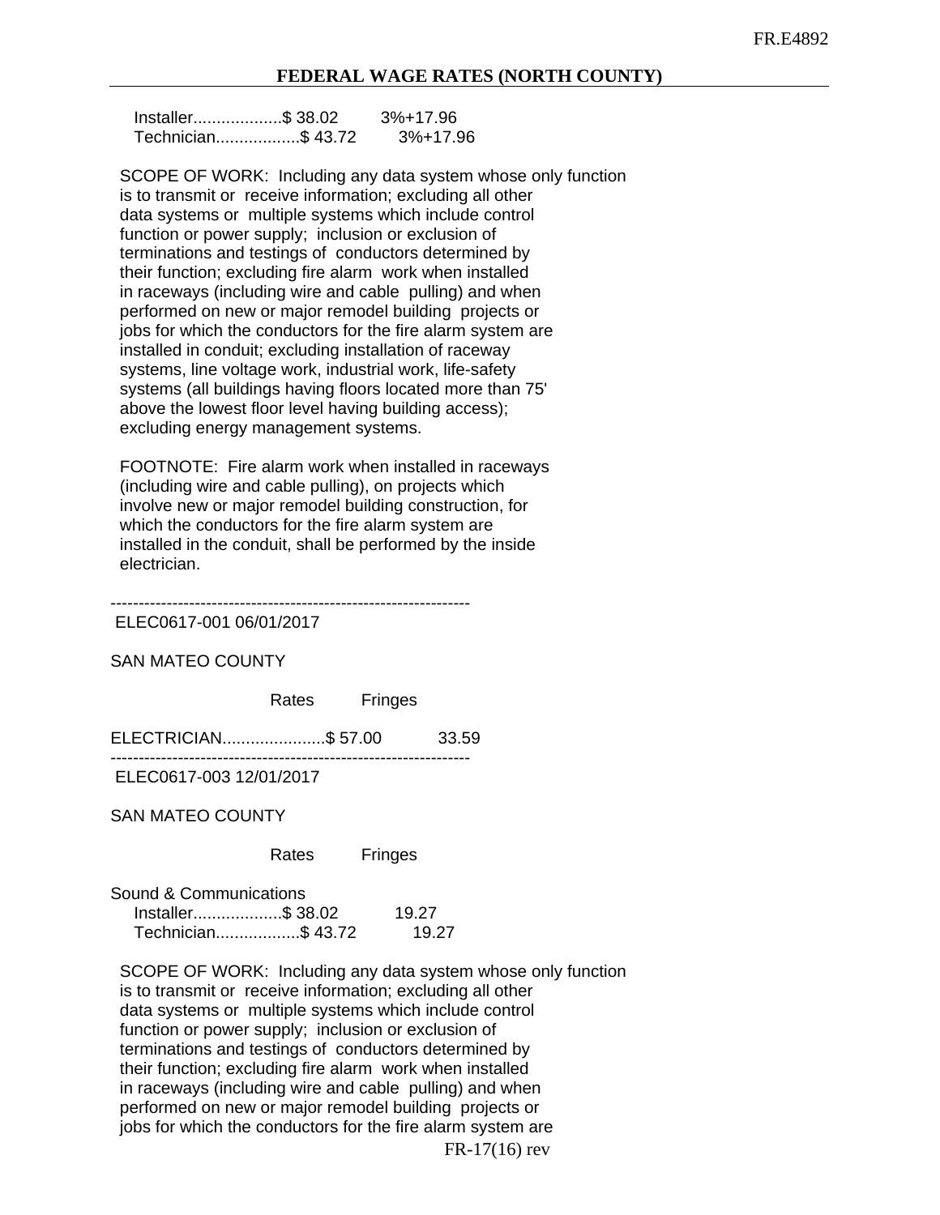Installer...................$ 38.02 3%+17.96
Technician..................$ 43.72 3%+17.96

SCOPE OF WORK: Including any data system whose only function is to transmit or receive information; excluding all other data systems or multiple systems which include control function or power supply; inclusion or exclusion of terminations and testings of conductors determined by their function; excluding fire alarm work when installed in raceways (including wire and cable pulling) and when performed on new or major remodel building projects or jobs for which the conductors for the fire alarm system are installed in conduit; excluding installation of raceway systems, line voltage work, industrial work, life-safety systems (all buildings having floors located more than 75' above the lowest floor level having building access); excluding energy management systems.

FOOTNOTE: Fire alarm work when installed in raceways (including wire and cable pulling), on projects which involve new or major remodel building construction, for which the conductors for the fire alarm system are installed in the conduit, shall be performed by the inside electrician.

----------------------------------------------------------------

ELEC0617-001 06/01/2017

SAN MATEO COUNTY

| | Rates | Fringes |
|---|---|---|
| ELECTRICIAN...................... | $ 57.00 | 33.59 |

----------------------------------------------------------------

ELEC0617-003 12/01/2017

SAN MATEO COUNTY

| | Rates | Fringes |
|---|---|---|
| Sound & Communications | | |
| Installer................... | $ 38.02 | 19.27 |
| Technician.................. | $ 43.72 | 19.27 |

SCOPE OF WORK: Including any data system whose only function is to transmit or receive information; excluding all other data systems or multiple systems which include control function or power supply; inclusion or exclusion of terminations and testings of conductors determined by their function; excluding fire alarm work when installed in raceways (including wire and cable pulling) and when performed on new or major remodel building projects or jobs for which the conductors for the fire alarm system are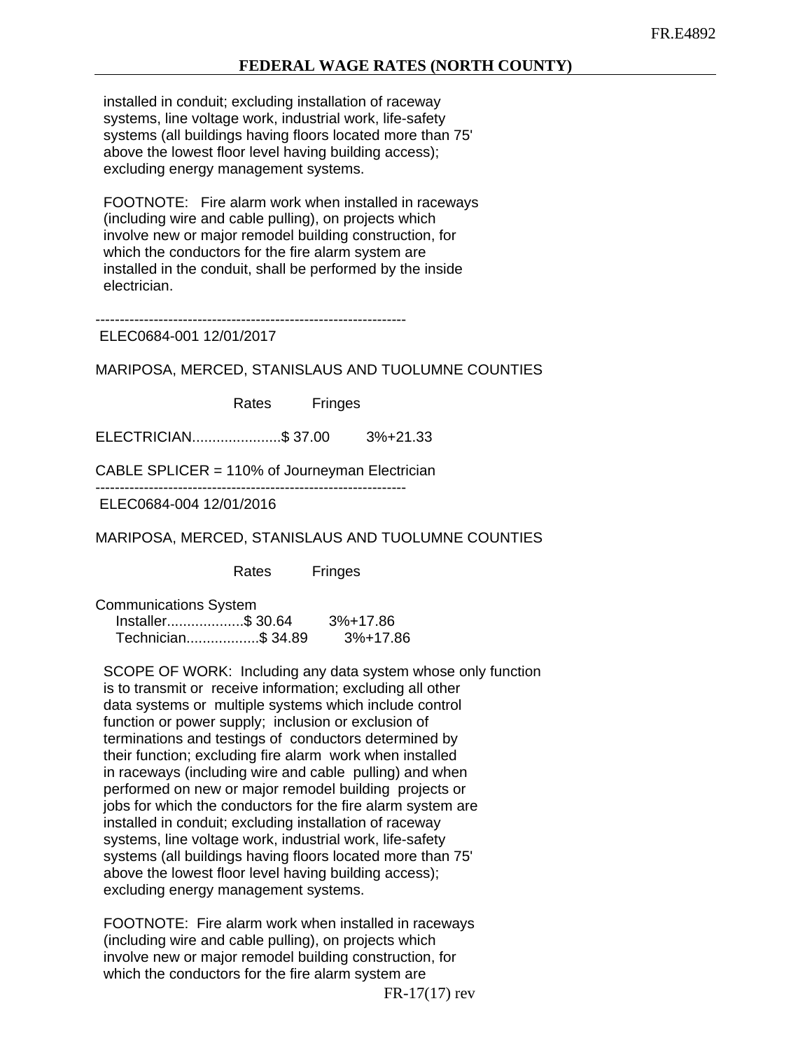installed in conduit; excluding installation of raceway systems, line voltage work, industrial work, life-safety systems (all buildings having floors located more than 75' above the lowest floor level having building access); excluding energy management systems.

FOOTNOTE: Fire alarm work when installed in raceways (including wire and cable pulling), on projects which involve new or major remodel building construction, for which the conductors for the fire alarm system are installed in the conduit, shall be performed by the inside electrician.

----------------------------------------------------------------

ELEC0684-001 12/01/2017

MARIPOSA, MERCED, STANISLAUS AND TUOLUMNE COUNTIES

| | Rates | Fringes |
|---|---|---|
| ELECTRICIAN...................... | $ 37.00 | 3%+21.33 |

CABLE SPLICER = 110% of Journeyman Electrician

----------------------------------------------------------------

ELEC0684-004 12/01/2016

MARIPOSA, MERCED, STANISLAUS AND TUOLUMNE COUNTIES

| | Rates | Fringes |
|---|---|---|
| Communications System | | |
| Installer................... | $ 30.64 | 3%+17.86 |
| Technician.................. | $ 34.89 | 3%+17.86 |

SCOPE OF WORK: Including any data system whose only function is to transmit or receive information; excluding all other data systems or multiple systems which include control function or power supply; inclusion or exclusion of terminations and testings of conductors determined by their function; excluding fire alarm work when installed in raceways (including wire and cable pulling) and when performed on new or major remodel building projects or jobs for which the conductors for the fire alarm system are installed in conduit; excluding installation of raceway systems, line voltage work, industrial work, life-safety systems (all buildings having floors located more than 75' above the lowest floor level having building access); excluding energy management systems.

FOOTNOTE: Fire alarm work when installed in raceways (including wire and cable pulling), on projects which involve new or major remodel building construction, for which the conductors for the fire alarm system are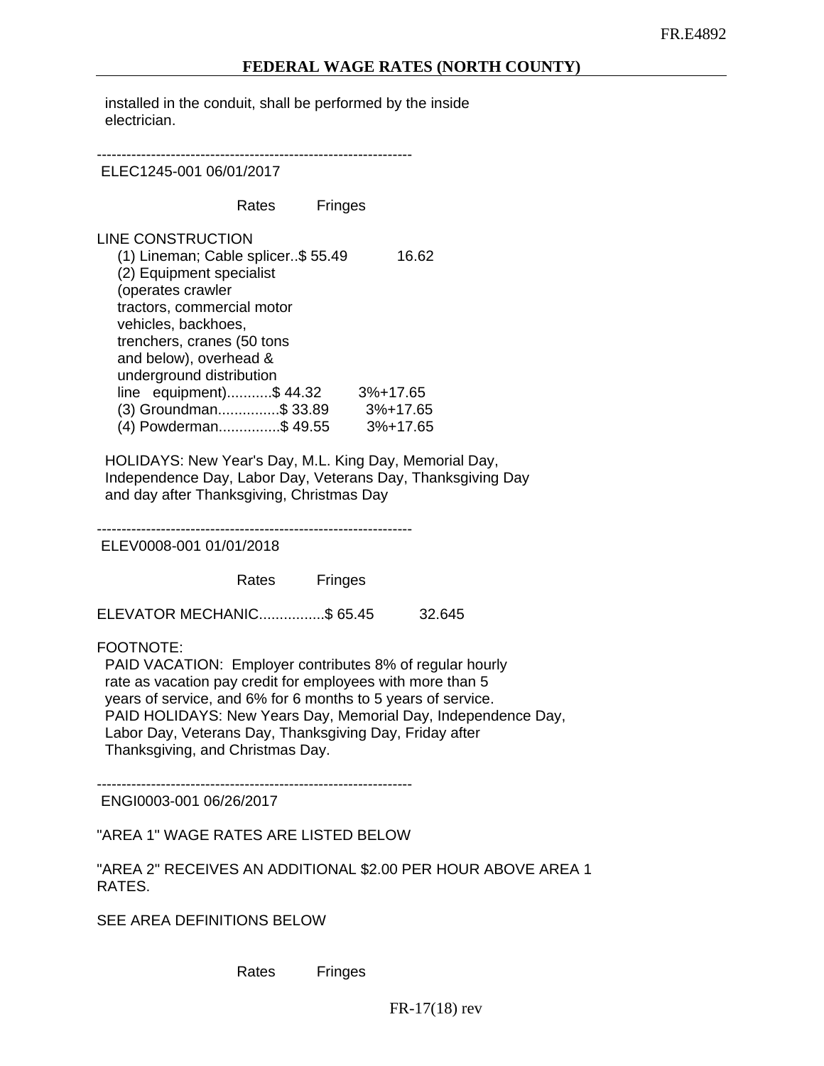installed in the conduit, shall be performed by the inside electrician.

----------------------------------------------------------------

ELEC1245-001 06/01/2017

| | Rates | Fringes |
|---|---|---|
| LINE CONSTRUCTION | | |
| (1) Lineman; Cable splicer.. | $ 55.49 | 16.62 |
| (2) Equipment specialist (operates crawler tractors, commercial motor vehicles, backhoes, trenchers, cranes (50 tons and below), overhead & underground distribution line equipment)........... | $ 44.32 | 3%+17.65 |
| (3) Groundman............... | $ 33.89 | 3%+17.65 |
| (4) Powderman............... | $ 49.55 | 3%+17.65 |

HOLIDAYS: New Year's Day, M.L. King Day, Memorial Day, Independence Day, Labor Day, Veterans Day, Thanksgiving Day and day after Thanksgiving, Christmas Day

----------------------------------------------------------------

ELEV0008-001 01/01/2018

| | Rates | Fringes |
|---|---|---|
| ELEVATOR MECHANIC................ | $ 65.45 | 32.645 |

FOOTNOTE:

PAID VACATION: Employer contributes 8% of regular hourly rate as vacation pay credit for employees with more than 5 years of service, and 6% for 6 months to 5 years of service.
PAID HOLIDAYS: New Years Day, Memorial Day, Independence Day, Labor Day, Veterans Day, Thanksgiving Day, Friday after Thanksgiving, and Christmas Day.

----------------------------------------------------------------

ENGI0003-001 06/26/2017

"AREA 1" WAGE RATES ARE LISTED BELOW

"AREA 2" RECEIVES AN ADDITIONAL $2.00 PER HOUR ABOVE AREA 1 RATES.

SEE AREA DEFINITIONS BELOW

| | Rates | Fringes |
|---|---|---|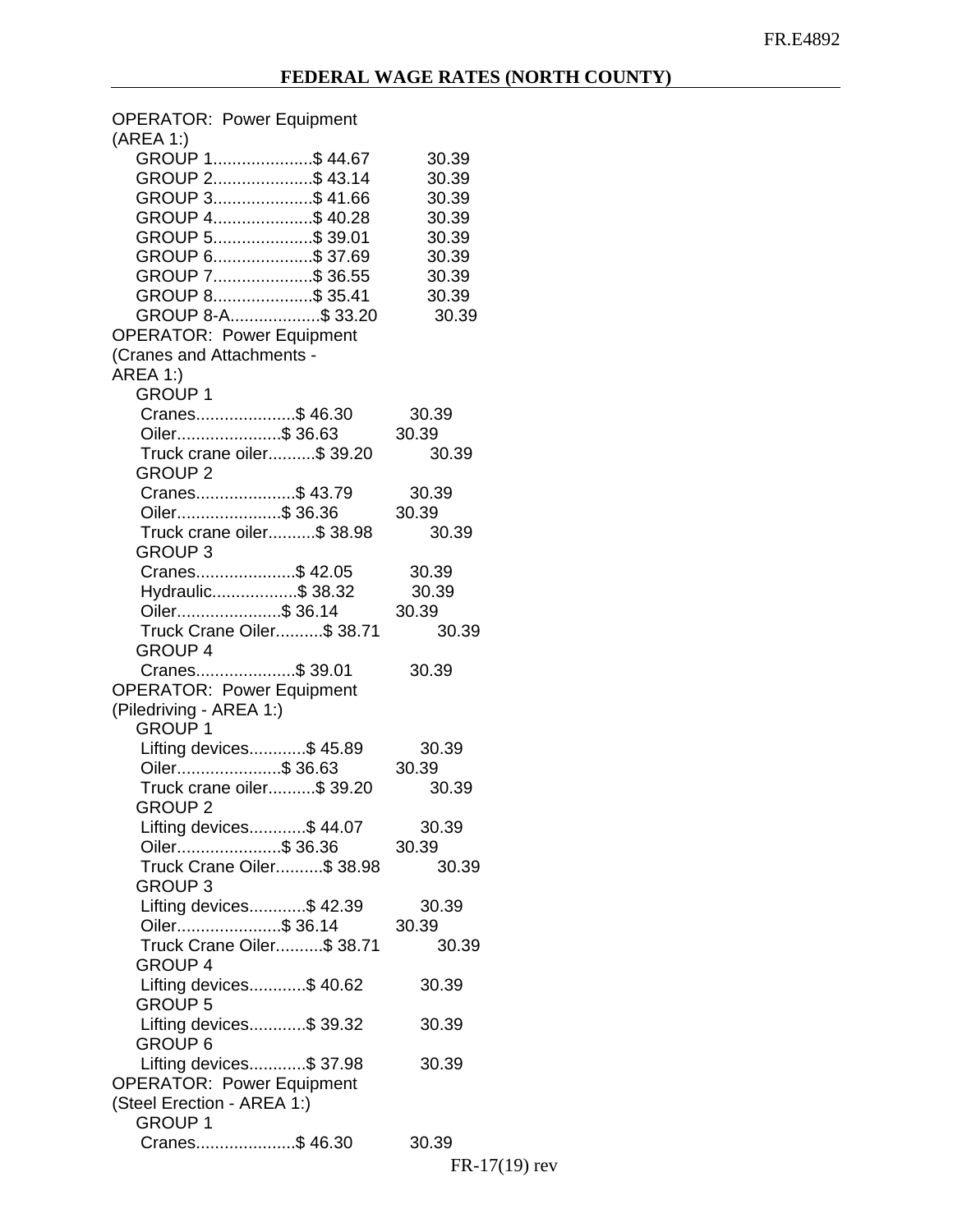## FEDERAL WAGE RATES (NORTH COUNTY)

OPERATOR: Power Equipment
(AREA 1:)

| | | |
|---|---|---|
| GROUP 1 | $ 44.67 | 30.39 |
| GROUP 2 | $ 43.14 | 30.39 |
| GROUP 3 | $ 41.66 | 30.39 |
| GROUP 4 | $ 40.28 | 30.39 |
| GROUP 5 | $ 39.01 | 30.39 |
| GROUP 6 | $ 37.69 | 30.39 |
| GROUP 7 | $ 36.55 | 30.39 |
| GROUP 8 | $ 35.41 | 30.39 |
| GROUP 8-A | $ 33.20 | 30.39 |

OPERATOR: Power Equipment
(Cranes and Attachments -
AREA 1:)

| | | |
|---|---|---|
| GROUP 1 | | |
| Cranes | $ 46.30 | 30.39 |
| Oiler | $ 36.63 | 30.39 |
| Truck crane oiler | $ 39.20 | 30.39 |
| GROUP 2 | | |
| Cranes | $ 43.79 | 30.39 |
| Oiler | $ 36.36 | 30.39 |
| Truck crane oiler | $ 38.98 | 30.39 |
| GROUP 3 | | |
| Cranes | $ 42.05 | 30.39 |
| Hydraulic | $ 38.32 | 30.39 |
| Oiler | $ 36.14 | 30.39 |
| Truck Crane Oiler | $ 38.71 | 30.39 |
| GROUP 4 | | |
| Cranes | $ 39.01 | 30.39 |

OPERATOR: Power Equipment
(Piledriving - AREA 1:)

| | | |
|---|---|---|
| GROUP 1 | | |
| Lifting devices | $ 45.89 | 30.39 |
| Oiler | $ 36.63 | 30.39 |
| Truck crane oiler | $ 39.20 | 30.39 |
| GROUP 2 | | |
| Lifting devices | $ 44.07 | 30.39 |
| Oiler | $ 36.36 | 30.39 |
| Truck Crane Oiler | $ 38.98 | 30.39 |
| GROUP 3 | | |
| Lifting devices | $ 42.39 | 30.39 |
| Oiler | $ 36.14 | 30.39 |
| Truck Crane Oiler | $ 38.71 | 30.39 |
| GROUP 4 | | |
| Lifting devices | $ 40.62 | 30.39 |
| GROUP 5 | | |
| Lifting devices | $ 39.32 | 30.39 |
| GROUP 6 | | |
| Lifting devices | $ 37.98 | 30.39 |

OPERATOR: Power Equipment
(Steel Erection - AREA 1:)

| | | |
|---|---|---|
| GROUP 1 | | |
| Cranes | $ 46.30 | 30.39 |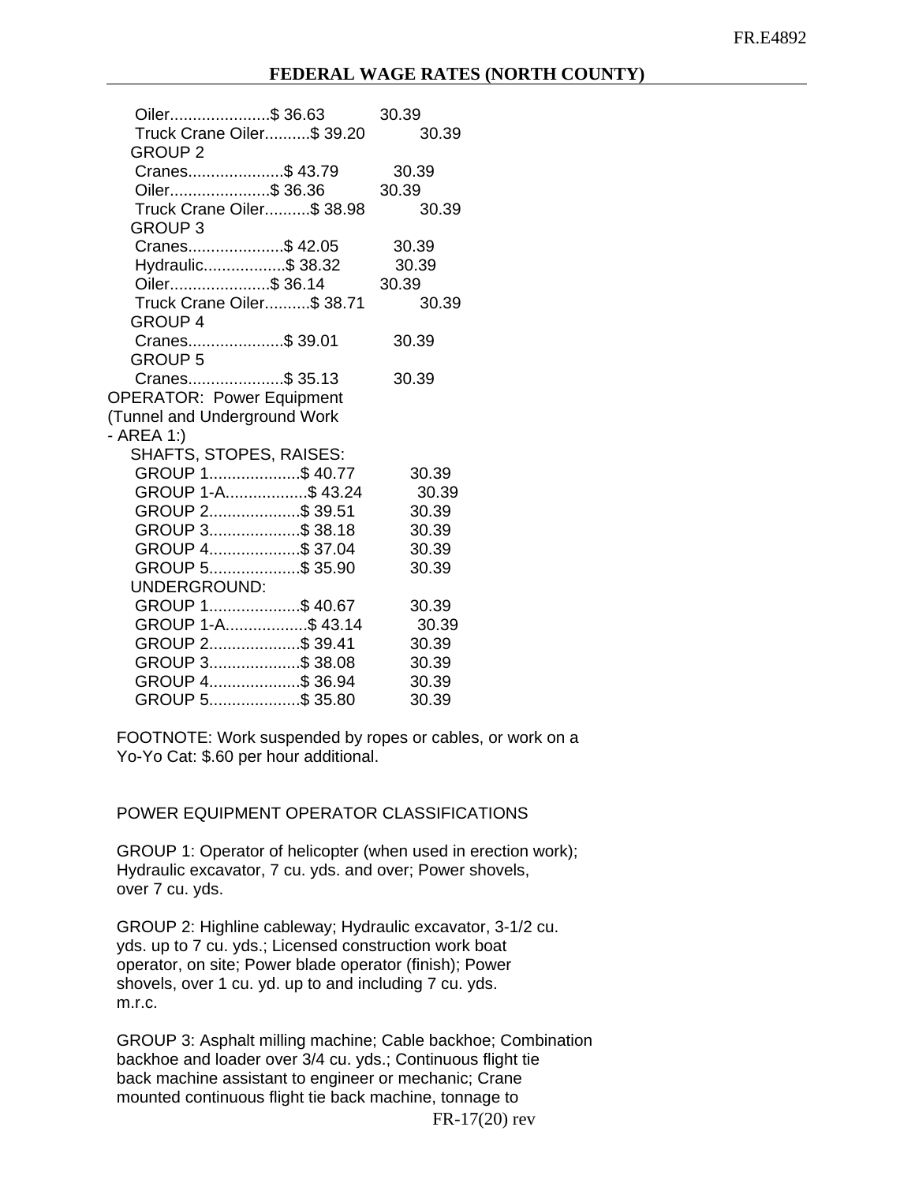```
     Oiler......................$ 36.63         30.39
     Truck Crane Oiler..........$ 39.20         30.39
    GROUP 2
     Cranes.....................$ 43.79         30.39
     Oiler......................$ 36.36         30.39
     Truck Crane Oiler..........$ 38.98         30.39
    GROUP 3
     Cranes.....................$ 42.05         30.39
     Hydraulic..................$ 38.32         30.39
     Oiler......................$ 36.14         30.39
     Truck Crane Oiler..........$ 38.71         30.39
    GROUP 4
     Cranes.....................$ 39.01         30.39
    GROUP 5
     Cranes.....................$ 35.13         30.39
OPERATOR:  Power Equipment
(Tunnel and Underground Work
- AREA 1:)
    SHAFTS, STOPES, RAISES:
     GROUP 1....................$ 40.77         30.39
     GROUP 1-A..................$ 43.24         30.39
     GROUP 2....................$ 39.51         30.39
     GROUP 3....................$ 38.18         30.39
     GROUP 4....................$ 37.04         30.39
     GROUP 5....................$ 35.90         30.39
    UNDERGROUND:
     GROUP 1....................$ 40.67         30.39
     GROUP 1-A..................$ 43.14         30.39
     GROUP 2....................$ 39.41         30.39
     GROUP 3....................$ 38.08         30.39
     GROUP 4....................$ 36.94         30.39
     GROUP 5....................$ 35.80         30.39
```

FOOTNOTE: Work suspended by ropes or cables, or work on a Yo-Yo Cat: $.60 per hour additional.

POWER EQUIPMENT OPERATOR CLASSIFICATIONS

GROUP 1: Operator of helicopter (when used in erection work); Hydraulic excavator, 7 cu. yds. and over; Power shovels, over 7 cu. yds.

GROUP 2: Highline cableway; Hydraulic excavator, 3-1/2 cu. yds. up to 7 cu. yds.; Licensed construction work boat operator, on site; Power blade operator (finish); Power shovels, over 1 cu. yd. up to and including 7 cu. yds. m.r.c.

GROUP 3: Asphalt milling machine; Cable backhoe; Combination backhoe and loader over 3/4 cu. yds.; Continuous flight tie back machine assistant to engineer or mechanic; Crane mounted continuous flight tie back machine, tonnage to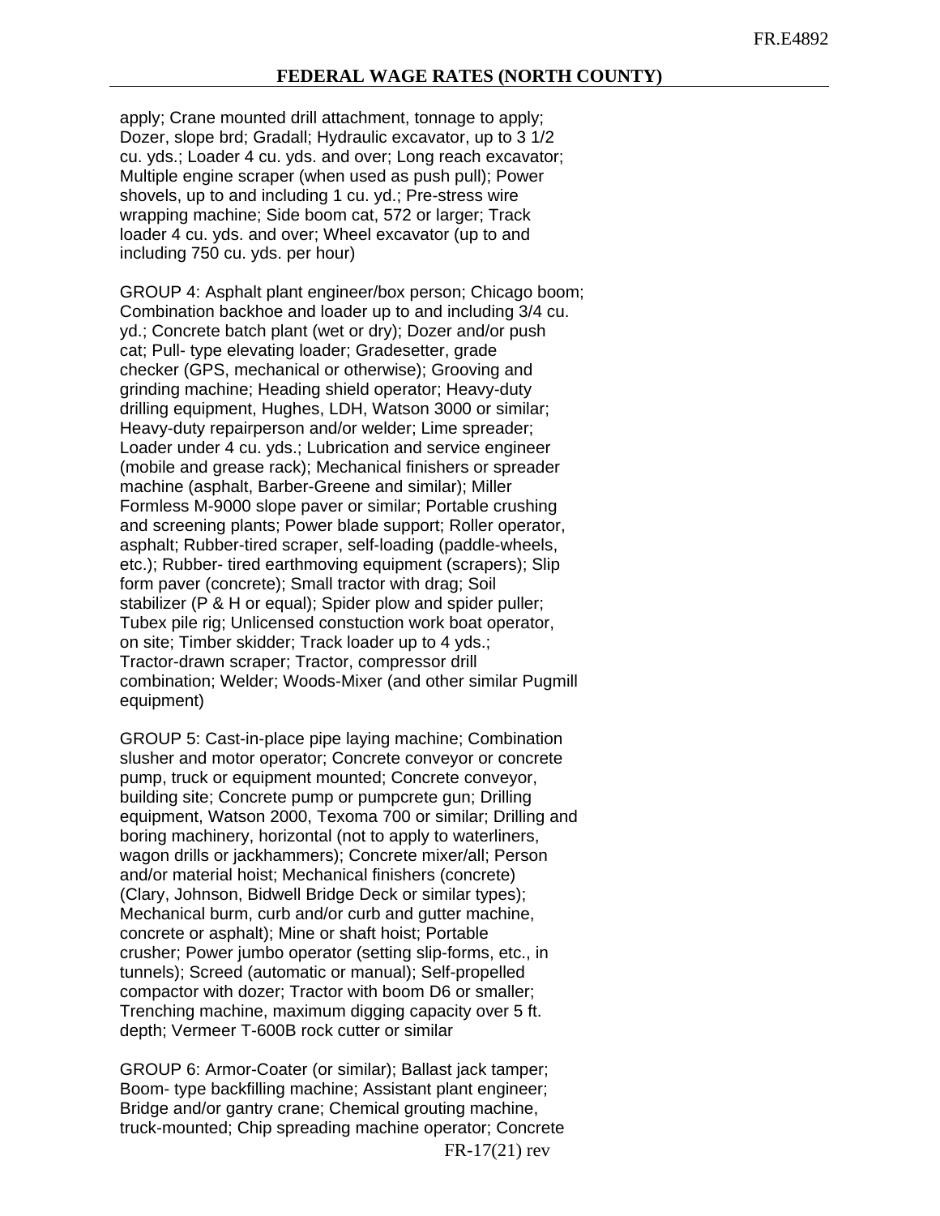apply; Crane mounted drill attachment, tonnage to apply; Dozer, slope brd; Gradall; Hydraulic excavator, up to 3 1/2 cu. yds.; Loader 4 cu. yds. and over; Long reach excavator; Multiple engine scraper (when used as push pull); Power shovels, up to and including 1 cu. yd.; Pre-stress wire wrapping machine; Side boom cat, 572 or larger; Track loader 4 cu. yds. and over; Wheel excavator (up to and including 750 cu. yds. per hour)

GROUP 4: Asphalt plant engineer/box person; Chicago boom; Combination backhoe and loader up to and including 3/4 cu. yd.; Concrete batch plant (wet or dry); Dozer and/or push cat; Pull- type elevating loader; Gradesetter, grade checker (GPS, mechanical or otherwise); Grooving and grinding machine; Heading shield operator; Heavy-duty drilling equipment, Hughes, LDH, Watson 3000 or similar; Heavy-duty repairperson and/or welder; Lime spreader; Loader under 4 cu. yds.; Lubrication and service engineer (mobile and grease rack); Mechanical finishers or spreader machine (asphalt, Barber-Greene and similar); Miller Formless M-9000 slope paver or similar; Portable crushing and screening plants; Power blade support; Roller operator, asphalt; Rubber-tired scraper, self-loading (paddle-wheels, etc.); Rubber- tired earthmoving equipment (scrapers); Slip form paver (concrete); Small tractor with drag; Soil stabilizer (P & H or equal); Spider plow and spider puller; Tubex pile rig; Unlicensed constuction work boat operator, on site; Timber skidder; Track loader up to 4 yds.; Tractor-drawn scraper; Tractor, compressor drill combination; Welder; Woods-Mixer (and other similar Pugmill equipment)

GROUP 5: Cast-in-place pipe laying machine; Combination slusher and motor operator; Concrete conveyor or concrete pump, truck or equipment mounted; Concrete conveyor, building site; Concrete pump or pumpcrete gun; Drilling equipment, Watson 2000, Texoma 700 or similar; Drilling and boring machinery, horizontal (not to apply to waterliners, wagon drills or jackhammers); Concrete mixer/all; Person and/or material hoist; Mechanical finishers (concrete) (Clary, Johnson, Bidwell Bridge Deck or similar types); Mechanical burm, curb and/or curb and gutter machine, concrete or asphalt); Mine or shaft hoist; Portable crusher; Power jumbo operator (setting slip-forms, etc., in tunnels); Screed (automatic or manual); Self-propelled compactor with dozer; Tractor with boom D6 or smaller; Trenching machine, maximum digging capacity over 5 ft. depth; Vermeer T-600B rock cutter or similar

GROUP 6: Armor-Coater (or similar); Ballast jack tamper; Boom- type backfilling machine; Assistant plant engineer; Bridge and/or gantry crane; Chemical grouting machine, truck-mounted; Chip spreading machine operator; Concrete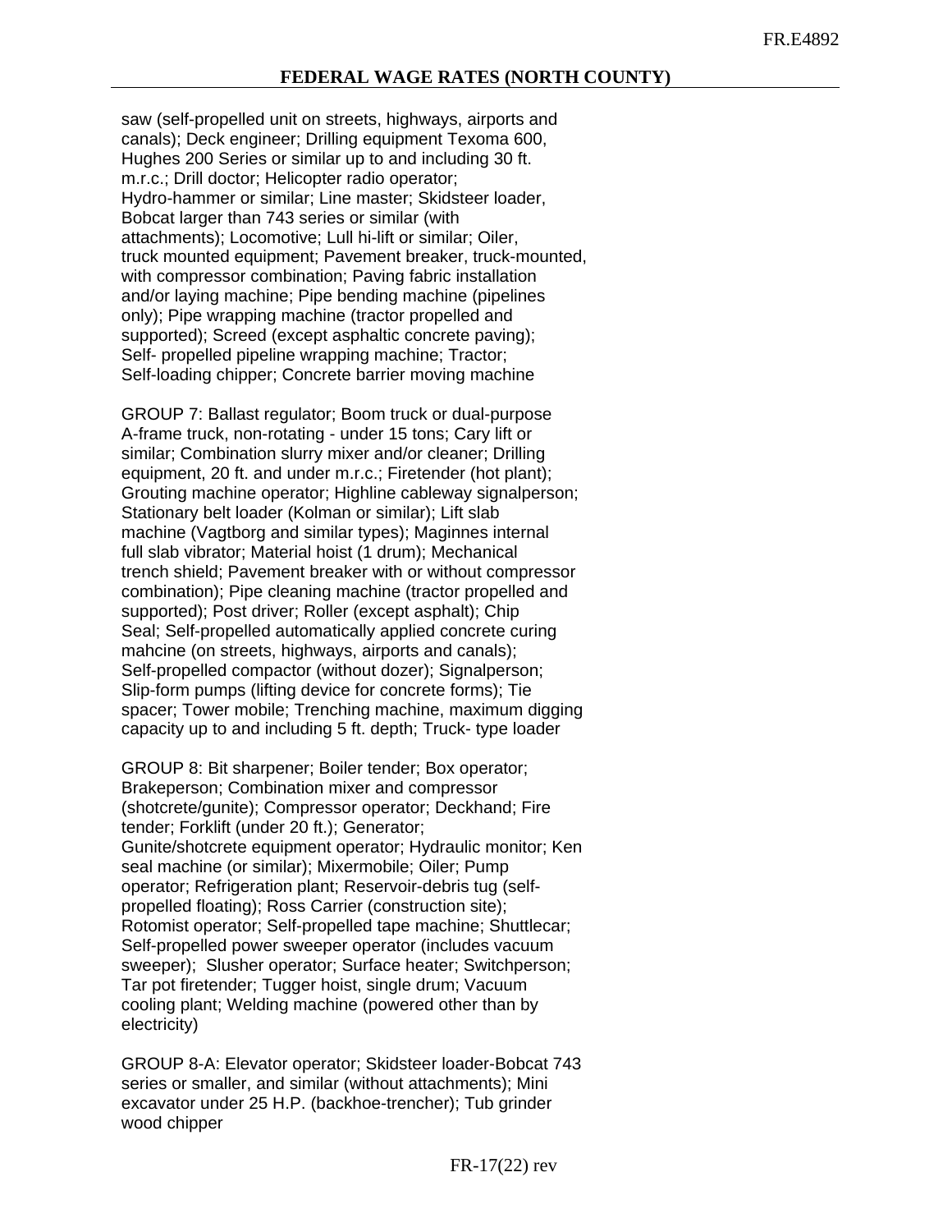saw (self-propelled unit on streets, highways, airports and canals); Deck engineer; Drilling equipment Texoma 600, Hughes 200 Series or similar up to and including 30 ft. m.r.c.; Drill doctor; Helicopter radio operator; Hydro-hammer or similar; Line master; Skidsteer loader, Bobcat larger than 743 series or similar (with attachments); Locomotive; Lull hi-lift or similar; Oiler, truck mounted equipment; Pavement breaker, truck-mounted, with compressor combination; Paving fabric installation and/or laying machine; Pipe bending machine (pipelines only); Pipe wrapping machine (tractor propelled and supported); Screed (except asphaltic concrete paving); Self- propelled pipeline wrapping machine; Tractor; Self-loading chipper; Concrete barrier moving machine

GROUP 7: Ballast regulator; Boom truck or dual-purpose A-frame truck, non-rotating - under 15 tons; Cary lift or similar; Combination slurry mixer and/or cleaner; Drilling equipment, 20 ft. and under m.r.c.; Firetender (hot plant); Grouting machine operator; Highline cableway signalperson; Stationary belt loader (Kolman or similar); Lift slab machine (Vagtborg and similar types); Maginnes internal full slab vibrator; Material hoist (1 drum); Mechanical trench shield; Pavement breaker with or without compressor combination); Pipe cleaning machine (tractor propelled and supported); Post driver; Roller (except asphalt); Chip Seal; Self-propelled automatically applied concrete curing mahcine (on streets, highways, airports and canals); Self-propelled compactor (without dozer); Signalperson; Slip-form pumps (lifting device for concrete forms); Tie spacer; Tower mobile; Trenching machine, maximum digging capacity up to and including 5 ft. depth; Truck- type loader

GROUP 8: Bit sharpener; Boiler tender; Box operator; Brakeperson; Combination mixer and compressor (shotcrete/gunite); Compressor operator; Deckhand; Fire tender; Forklift (under 20 ft.); Generator; Gunite/shotcrete equipment operator; Hydraulic monitor; Ken seal machine (or similar); Mixermobile; Oiler; Pump operator; Refrigeration plant; Reservoir-debris tug (self-propelled floating); Ross Carrier (construction site); Rotomist operator; Self-propelled tape machine; Shuttlecar; Self-propelled power sweeper operator (includes vacuum sweeper); Slusher operator; Surface heater; Switchperson; Tar pot firetender; Tugger hoist, single drum; Vacuum cooling plant; Welding machine (powered other than by electricity)

GROUP 8-A: Elevator operator; Skidsteer loader-Bobcat 743 series or smaller, and similar (without attachments); Mini excavator under 25 H.P. (backhoe-trencher); Tub grinder wood chipper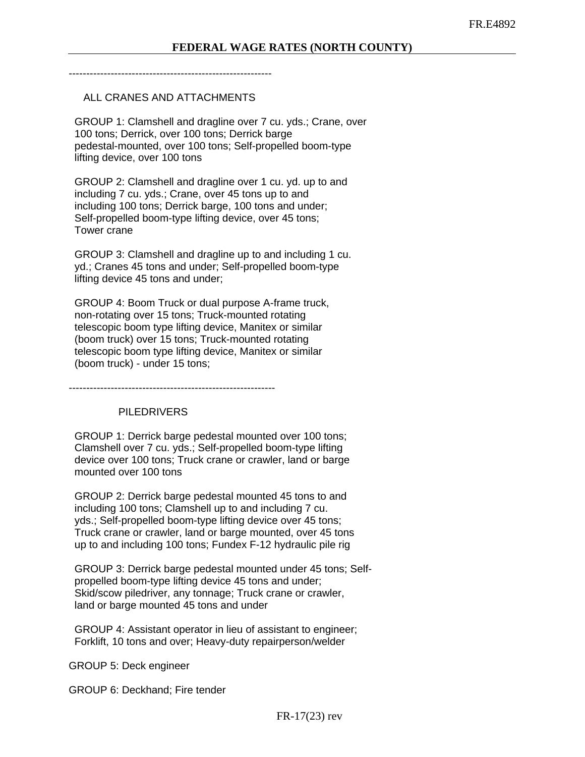----------------------------------------------------------

ALL CRANES AND ATTACHMENTS

GROUP 1: Clamshell and dragline over 7 cu. yds.; Crane, over 100 tons; Derrick, over 100 tons; Derrick barge pedestal-mounted, over 100 tons; Self-propelled boom-type lifting device, over 100 tons

GROUP 2: Clamshell and dragline over 1 cu. yd. up to and including 7 cu. yds.; Crane, over 45 tons up to and including 100 tons; Derrick barge, 100 tons and under; Self-propelled boom-type lifting device, over 45 tons; Tower crane

GROUP 3: Clamshell and dragline up to and including 1 cu. yd.; Cranes 45 tons and under; Self-propelled boom-type lifting device 45 tons and under;

GROUP 4: Boom Truck or dual purpose A-frame truck, non-rotating over 15 tons; Truck-mounted rotating telescopic boom type lifting device, Manitex or similar (boom truck) over 15 tons; Truck-mounted rotating telescopic boom type lifting device, Manitex or similar (boom truck) - under 15 tons;

----------------------------------------------------------

PILEDRIVERS

GROUP 1: Derrick barge pedestal mounted over 100 tons; Clamshell over 7 cu. yds.; Self-propelled boom-type lifting device over 100 tons; Truck crane or crawler, land or barge mounted over 100 tons

GROUP 2: Derrick barge pedestal mounted 45 tons to and including 100 tons; Clamshell up to and including 7 cu. yds.; Self-propelled boom-type lifting device over 45 tons; Truck crane or crawler, land or barge mounted, over 45 tons up to and including 100 tons; Fundex F-12 hydraulic pile rig

GROUP 3: Derrick barge pedestal mounted under 45 tons; Self-propelled boom-type lifting device 45 tons and under; Skid/scow piledriver, any tonnage; Truck crane or crawler, land or barge mounted 45 tons and under

GROUP 4: Assistant operator in lieu of assistant to engineer; Forklift, 10 tons and over; Heavy-duty repairperson/welder

GROUP 5: Deck engineer

GROUP 6: Deckhand; Fire tender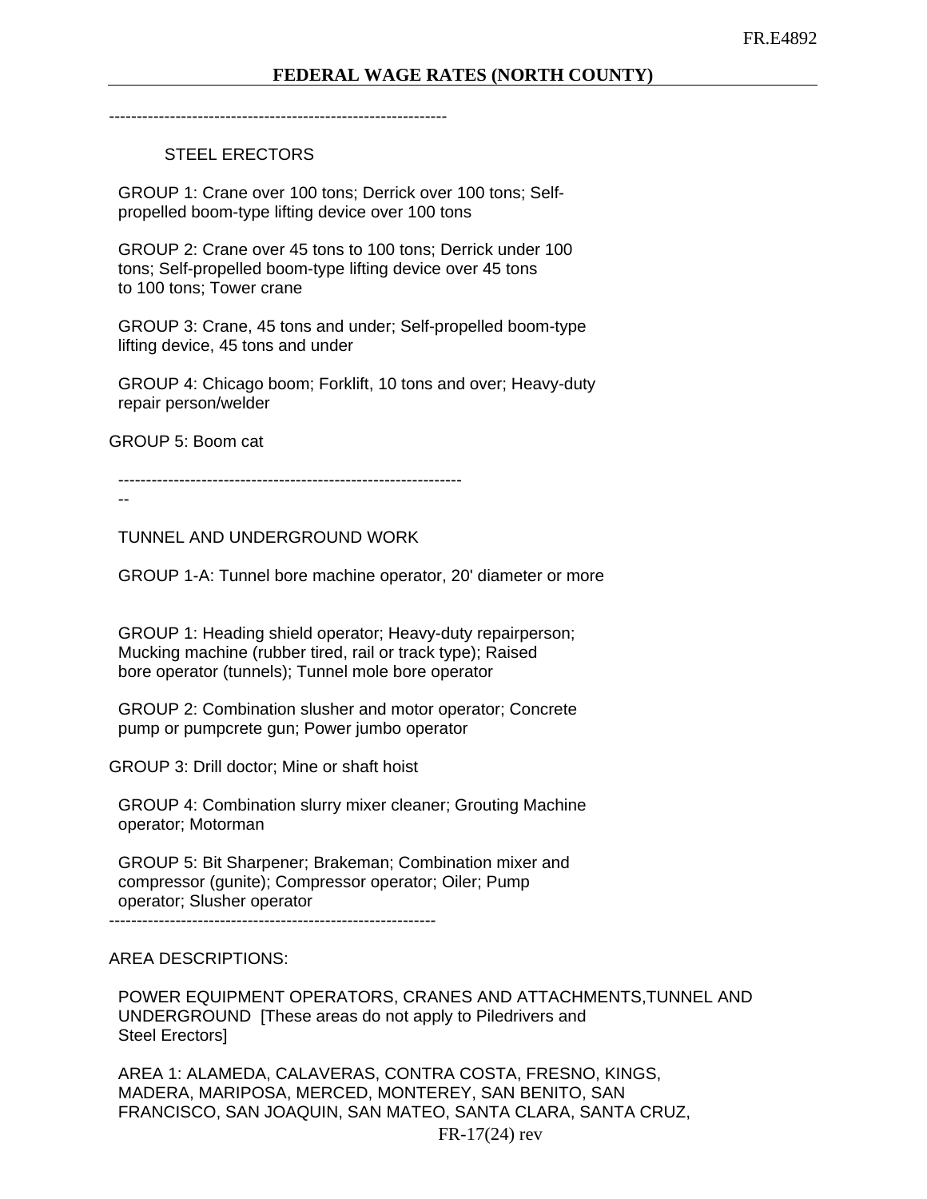---

STEEL ERECTORS

GROUP 1: Crane over 100 tons; Derrick over 100 tons; Self-propelled boom-type lifting device over 100 tons

GROUP 2: Crane over 45 tons to 100 tons; Derrick under 100 tons; Self-propelled boom-type lifting device over 45 tons to 100 tons; Tower crane

GROUP 3: Crane, 45 tons and under; Self-propelled boom-type lifting device, 45 tons and under

GROUP 4: Chicago boom; Forklift, 10 tons and over; Heavy-duty repair person/welder

GROUP 5: Boom cat

---

TUNNEL AND UNDERGROUND WORK

GROUP 1-A: Tunnel bore machine operator, 20' diameter or more

GROUP 1: Heading shield operator; Heavy-duty repairperson; Mucking machine (rubber tired, rail or track type); Raised bore operator (tunnels); Tunnel mole bore operator

GROUP 2: Combination slusher and motor operator; Concrete pump or pumpcrete gun; Power jumbo operator

GROUP 3: Drill doctor; Mine or shaft hoist

GROUP 4: Combination slurry mixer cleaner; Grouting Machine operator; Motorman

GROUP 5: Bit Sharpener; Brakeman; Combination mixer and compressor (gunite); Compressor operator; Oiler; Pump operator; Slusher operator

---

AREA DESCRIPTIONS:

POWER EQUIPMENT OPERATORS, CRANES AND ATTACHMENTS,TUNNEL AND UNDERGROUND [These areas do not apply to Piledrivers and Steel Erectors]

AREA 1: ALAMEDA, CALAVERAS, CONTRA COSTA, FRESNO, KINGS, MADERA, MARIPOSA, MERCED, MONTEREY, SAN BENITO, SAN FRANCISCO, SAN JOAQUIN, SAN MATEO, SANTA CLARA, SANTA CRUZ,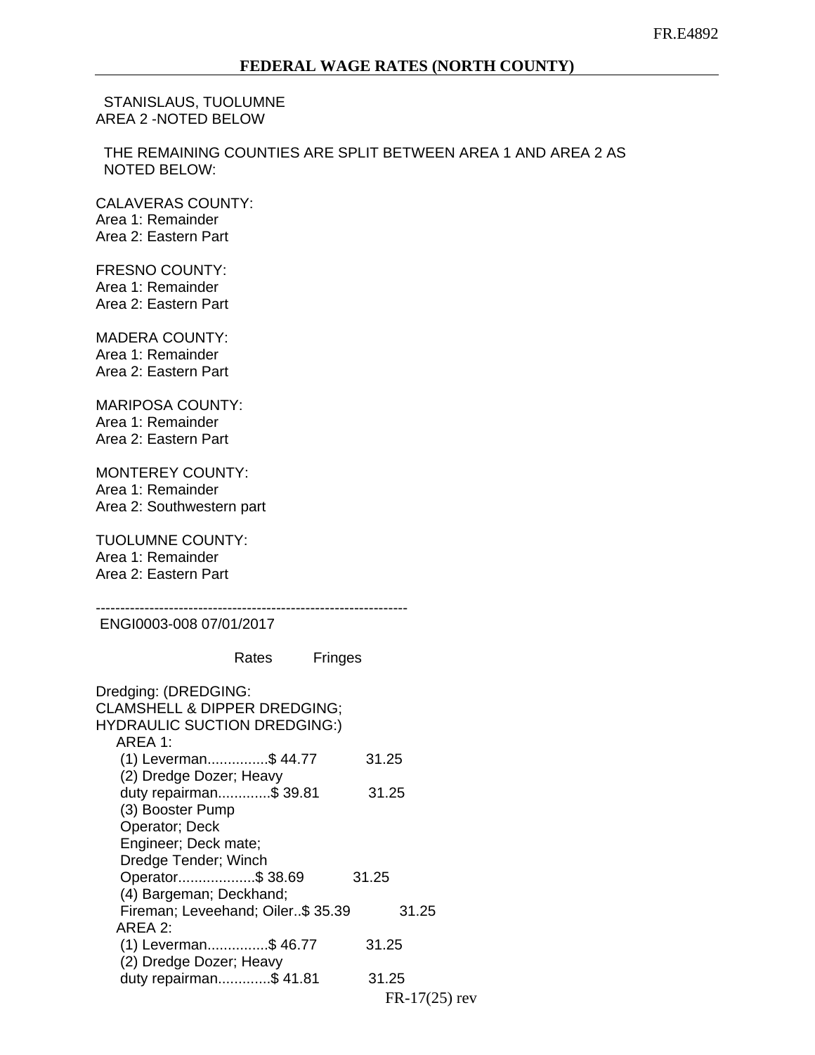## FEDERAL WAGE RATES (NORTH COUNTY)

STANISLAUS, TUOLUMNE
AREA 2 -NOTED BELOW

THE REMAINING COUNTIES ARE SPLIT BETWEEN AREA 1 AND AREA 2 AS NOTED BELOW:

CALAVERAS COUNTY:
Area 1: Remainder
Area 2: Eastern Part

FRESNO COUNTY:
Area 1: Remainder
Area 2: Eastern Part

MADERA COUNTY:
Area 1: Remainder
Area 2: Eastern Part

MARIPOSA COUNTY:
Area 1: Remainder
Area 2: Eastern Part

MONTEREY COUNTY:
Area 1: Remainder
Area 2: Southwestern part

TUOLUMNE COUNTY:
Area 1: Remainder
Area 2: Eastern Part

----------------------------------------------------------------

ENGI0003-008 07/01/2017

| | Rates | Fringes |
|---|---|---|
| Dredging: (DREDGING: CLAMSHELL & DIPPER DREDGING; HYDRAULIC SUCTION DREDGING:) | | |
| AREA 1: | | |
| (1) Leverman | $ 44.77 | 31.25 |
| (2) Dredge Dozer; Heavy duty repairman | $ 39.81 | 31.25 |
| (3) Booster Pump Operator; Deck Engineer; Deck mate; Dredge Tender; Winch Operator | $ 38.69 | 31.25 |
| (4) Bargeman; Deckhand; Fireman; Leveehand; Oiler | $ 35.39 | 31.25 |
| AREA 2: | | |
| (1) Leverman | $ 46.77 | 31.25 |
| (2) Dredge Dozer; Heavy duty repairman | $ 41.81 | 31.25 |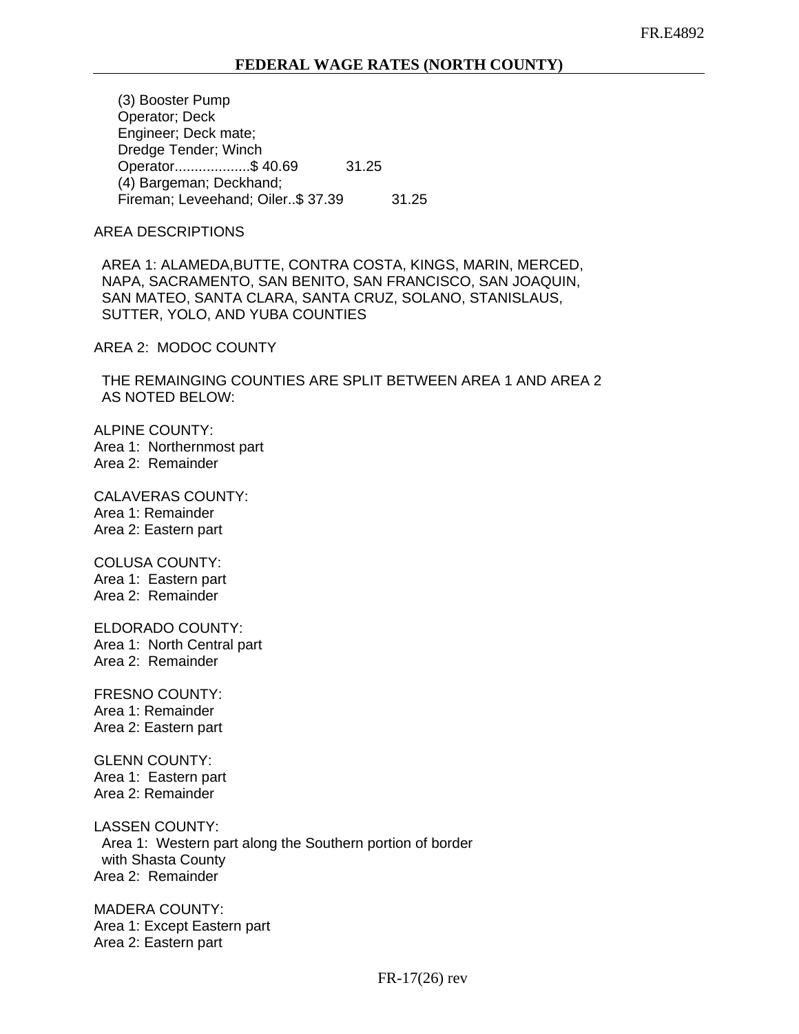(3) Booster Pump Operator; Deck Engineer; Deck mate; Dredge Tender; Winch Operator...................$ 40.69 31.25
(4) Bargeman; Deckhand; Fireman; Leveehand; Oiler..$ 37.39 31.25

AREA DESCRIPTIONS

AREA 1: ALAMEDA,BUTTE, CONTRA COSTA, KINGS, MARIN, MERCED, NAPA, SACRAMENTO, SAN BENITO, SAN FRANCISCO, SAN JOAQUIN, SAN MATEO, SANTA CLARA, SANTA CRUZ, SOLANO, STANISLAUS, SUTTER, YOLO, AND YUBA COUNTIES

AREA 2: MODOC COUNTY

THE REMAINGING COUNTIES ARE SPLIT BETWEEN AREA 1 AND AREA 2 AS NOTED BELOW:

ALPINE COUNTY:
Area 1: Northernmost part
Area 2: Remainder

CALAVERAS COUNTY:
Area 1: Remainder
Area 2: Eastern part

COLUSA COUNTY:
Area 1: Eastern part
Area 2: Remainder

ELDORADO COUNTY:
Area 1: North Central part
Area 2: Remainder

FRESNO COUNTY:
Area 1: Remainder
Area 2: Eastern part

GLENN COUNTY:
Area 1: Eastern part
Area 2: Remainder

LASSEN COUNTY:
Area 1: Western part along the Southern portion of border with Shasta County
Area 2: Remainder

MADERA COUNTY:
Area 1: Except Eastern part
Area 2: Eastern part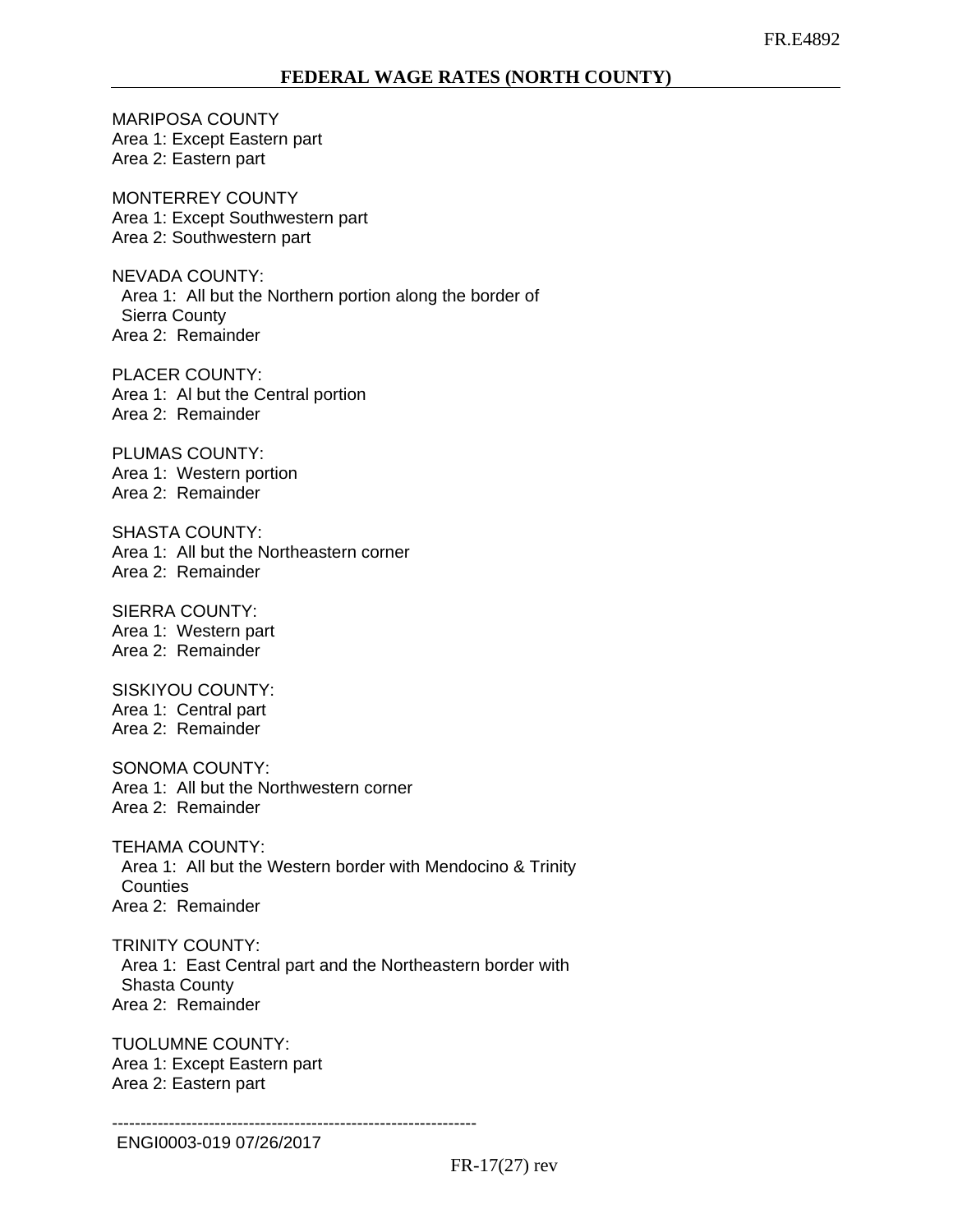MARIPOSA COUNTY
Area 1: Except Eastern part
Area 2: Eastern part

MONTERREY COUNTY
Area 1: Except Southwestern part
Area 2: Southwestern part

NEVADA COUNTY:
Area 1: All but the Northern portion along the border of Sierra County
Area 2: Remainder

PLACER COUNTY:
Area 1: Al but the Central portion
Area 2: Remainder

PLUMAS COUNTY:
Area 1: Western portion
Area 2: Remainder

SHASTA COUNTY:
Area 1: All but the Northeastern corner
Area 2: Remainder

SIERRA COUNTY:
Area 1: Western part
Area 2: Remainder

SISKIYOU COUNTY:
Area 1: Central part
Area 2: Remainder

SONOMA COUNTY:
Area 1: All but the Northwestern corner
Area 2: Remainder

TEHAMA COUNTY:
Area 1: All but the Western border with Mendocino & Trinity Counties
Area 2: Remainder

TRINITY COUNTY:
Area 1: East Central part and the Northeastern border with Shasta County
Area 2: Remainder

TUOLUMNE COUNTY:
Area 1: Except Eastern part
Area 2: Eastern part

----------------------------------------------------------------

ENGI0003-019 07/26/2017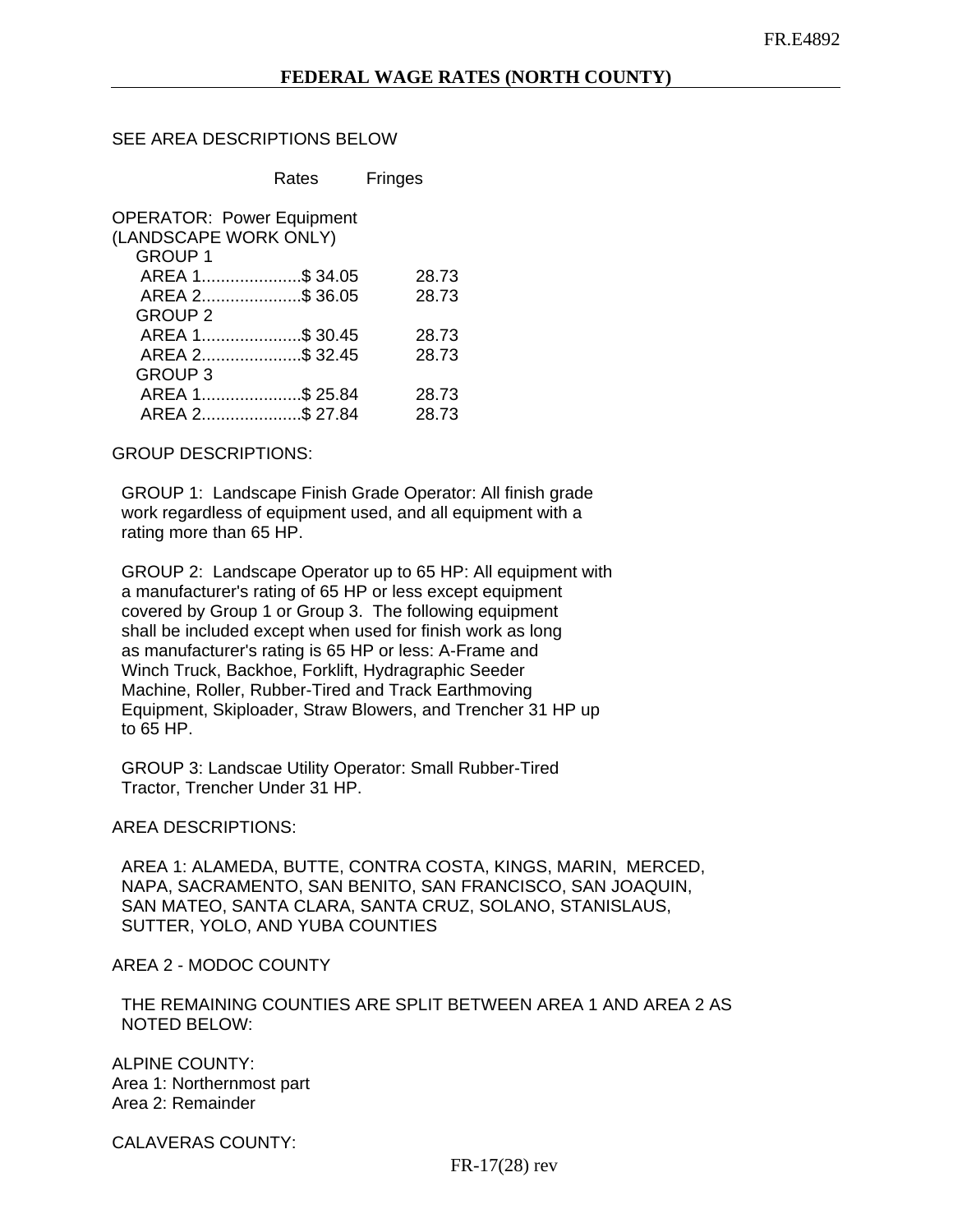FR.E4892

## FEDERAL WAGE RATES (NORTH COUNTY)

SEE AREA DESCRIPTIONS BELOW

| | Rates | Fringes |
|---|---|---|
| OPERATOR: Power Equipment (LANDSCAPE WORK ONLY) | | |
| GROUP 1 | | |
| AREA 1 | $ 34.05 | 28.73 |
| AREA 2 | $ 36.05 | 28.73 |
| GROUP 2 | | |
| AREA 1 | $ 30.45 | 28.73 |
| AREA 2 | $ 32.45 | 28.73 |
| GROUP 3 | | |
| AREA 1 | $ 25.84 | 28.73 |
| AREA 2 | $ 27.84 | 28.73 |

GROUP DESCRIPTIONS:

GROUP 1: Landscape Finish Grade Operator: All finish grade work regardless of equipment used, and all equipment with a rating more than 65 HP.

GROUP 2: Landscape Operator up to 65 HP: All equipment with a manufacturer's rating of 65 HP or less except equipment covered by Group 1 or Group 3. The following equipment shall be included except when used for finish work as long as manufacturer's rating is 65 HP or less: A-Frame and Winch Truck, Backhoe, Forklift, Hydragraphic Seeder Machine, Roller, Rubber-Tired and Track Earthmoving Equipment, Skiploader, Straw Blowers, and Trencher 31 HP up to 65 HP.

GROUP 3: Landscae Utility Operator: Small Rubber-Tired Tractor, Trencher Under 31 HP.

AREA DESCRIPTIONS:

AREA 1: ALAMEDA, BUTTE, CONTRA COSTA, KINGS, MARIN, MERCED, NAPA, SACRAMENTO, SAN BENITO, SAN FRANCISCO, SAN JOAQUIN, SAN MATEO, SANTA CLARA, SANTA CRUZ, SOLANO, STANISLAUS, SUTTER, YOLO, AND YUBA COUNTIES

AREA 2 - MODOC COUNTY

THE REMAINING COUNTIES ARE SPLIT BETWEEN AREA 1 AND AREA 2 AS NOTED BELOW:

ALPINE COUNTY:
Area 1: Northernmost part
Area 2: Remainder

CALAVERAS COUNTY:

FR-17(28) rev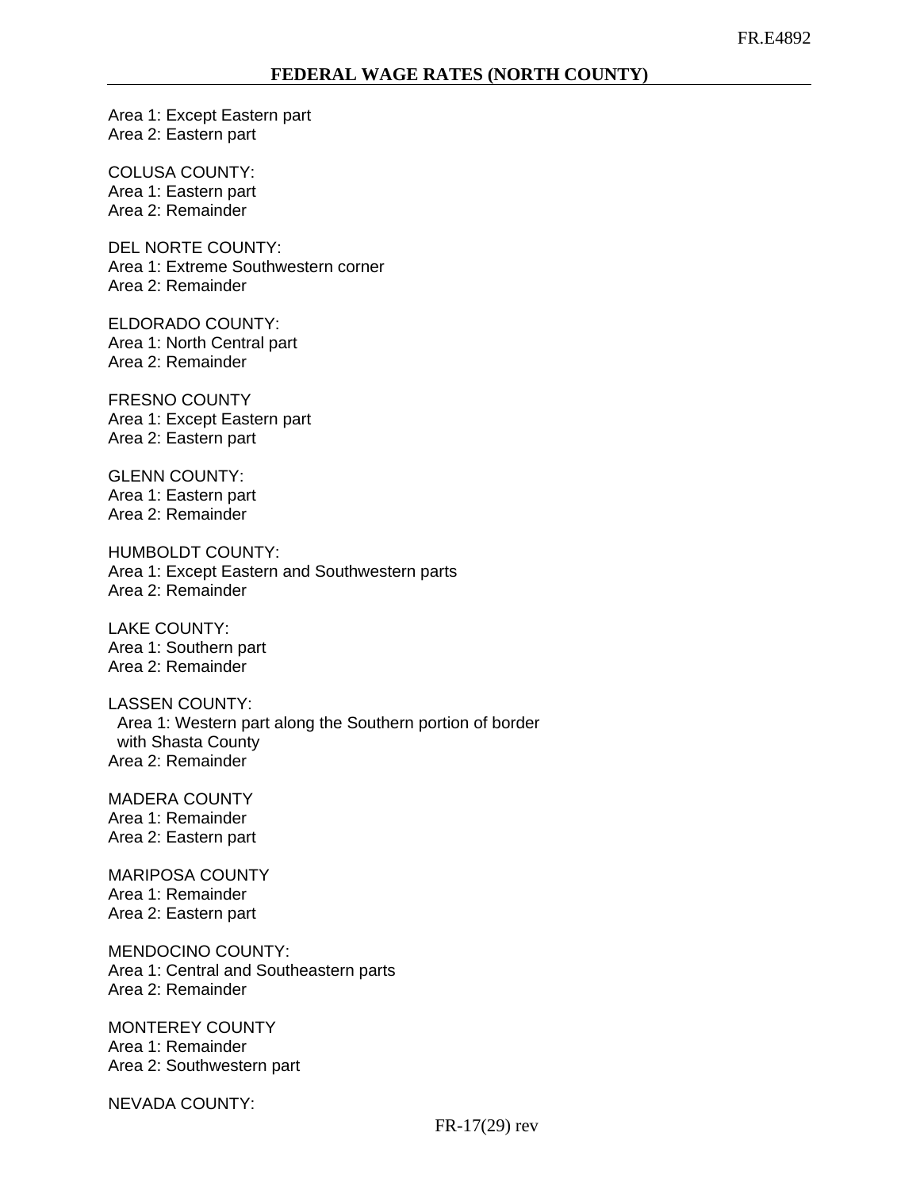## FEDERAL WAGE RATES (NORTH COUNTY)

Area 1: Except Eastern part
Area 2: Eastern part

COLUSA COUNTY:
Area 1: Eastern part
Area 2: Remainder

DEL NORTE COUNTY:
Area 1: Extreme Southwestern corner
Area 2: Remainder

ELDORADO COUNTY:
Area 1: North Central part
Area 2: Remainder

FRESNO COUNTY
Area 1: Except Eastern part
Area 2: Eastern part

GLENN COUNTY:
Area 1: Eastern part
Area 2: Remainder

HUMBOLDT COUNTY:
Area 1: Except Eastern and Southwestern parts
Area 2: Remainder

LAKE COUNTY:
Area 1: Southern part
Area 2: Remainder

LASSEN COUNTY:
Area 1: Western part along the Southern portion of border with Shasta County
Area 2: Remainder

MADERA COUNTY
Area 1: Remainder
Area 2: Eastern part

MARIPOSA COUNTY
Area 1: Remainder
Area 2: Eastern part

MENDOCINO COUNTY:
Area 1: Central and Southeastern parts
Area 2: Remainder

MONTEREY COUNTY
Area 1: Remainder
Area 2: Southwestern part

NEVADA COUNTY: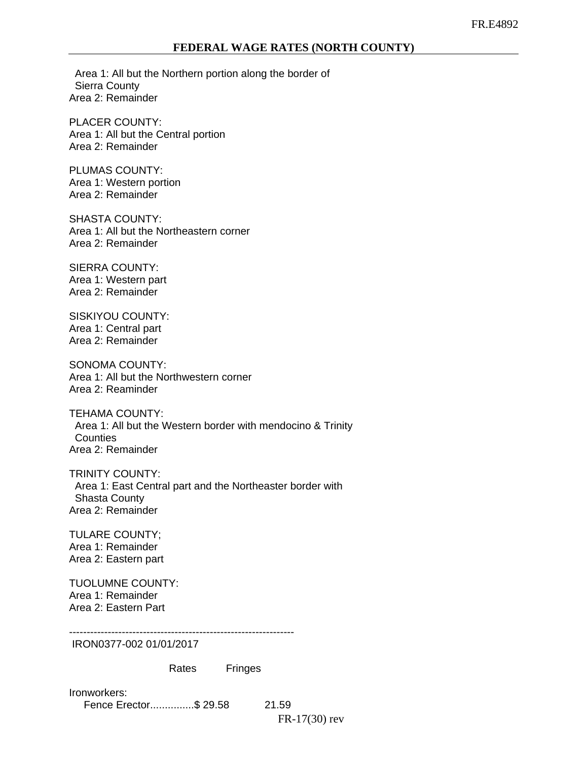Area 1: All but the Northern portion along the border of Sierra County
Area 2: Remainder

PLACER COUNTY:
Area 1: All but the Central portion
Area 2: Remainder

PLUMAS COUNTY:
Area 1: Western portion
Area 2: Remainder

SHASTA COUNTY:
Area 1: All but the Northeastern corner
Area 2: Remainder

SIERRA COUNTY:
Area 1: Western part
Area 2: Remainder

SISKIYOU COUNTY:
Area 1: Central part
Area 2: Remainder

SONOMA COUNTY:
Area 1: All but the Northwestern corner
Area 2: Reaminder

TEHAMA COUNTY:
Area 1: All but the Western border with mendocino & Trinity Counties
Area 2: Remainder

TRINITY COUNTY:
Area 1: East Central part and the Northeaster border with Shasta County
Area 2: Remainder

TULARE COUNTY;
Area 1: Remainder
Area 2: Eastern part

TUOLUMNE COUNTY:
Area 1: Remainder
Area 2: Eastern Part

----------------------------------------------------------------

IRON0377-002 01/01/2017

| | Rates | Fringes |
|---|---|---|
| Ironworkers: | | |
| Fence Erector............... | $ 29.58 | 21.59 |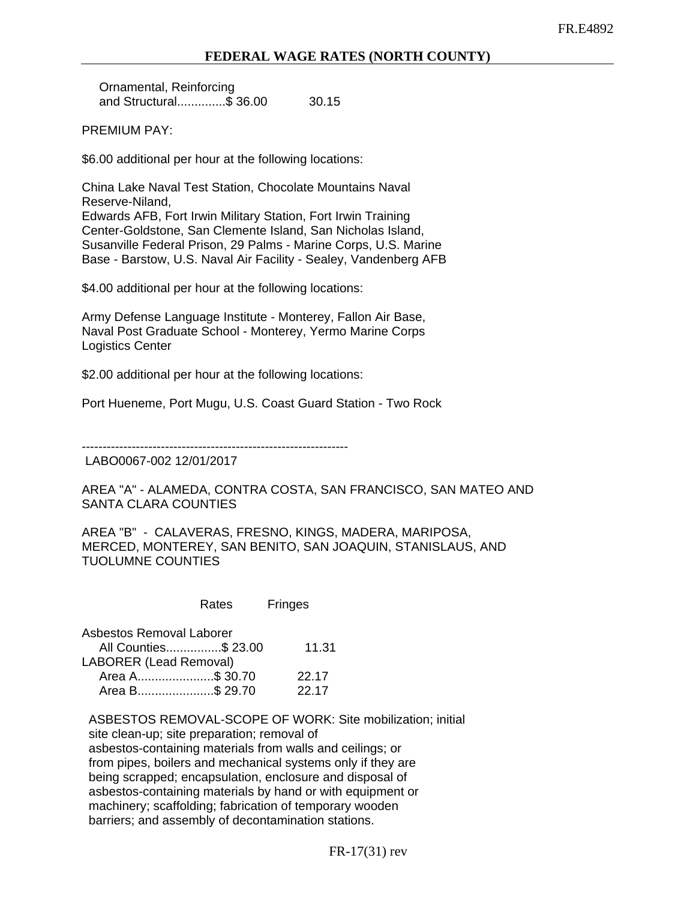Ornamental, Reinforcing
and Structural.............$ 36.00 30.15

PREMIUM PAY:

$6.00 additional per hour at the following locations:

China Lake Naval Test Station, Chocolate Mountains Naval Reserve-Niland,
Edwards AFB, Fort Irwin Military Station, Fort Irwin Training Center-Goldstone, San Clemente Island, San Nicholas Island, Susanville Federal Prison, 29 Palms - Marine Corps, U.S. Marine Base - Barstow, U.S. Naval Air Facility - Sealey, Vandenberg AFB

$4.00 additional per hour at the following locations:

Army Defense Language Institute - Monterey, Fallon Air Base, Naval Post Graduate School - Monterey, Yermo Marine Corps Logistics Center

$2.00 additional per hour at the following locations:

Port Hueneme, Port Mugu, U.S. Coast Guard Station - Two Rock

----------------------------------------------------------------

LABO0067-002 12/01/2017

AREA "A" - ALAMEDA, CONTRA COSTA, SAN FRANCISCO, SAN MATEO AND SANTA CLARA COUNTIES

AREA "B" - CALAVERAS, FRESNO, KINGS, MADERA, MARIPOSA, MERCED, MONTEREY, SAN BENITO, SAN JOAQUIN, STANISLAUS, AND TUOLUMNE COUNTIES

| | Rates | Fringes |
|---|---|---|
| Asbestos Removal Laborer | | |
| All Counties................ | $ 23.00 | 11.31 |
| LABORER (Lead Removal) | | |
| Area A...................... | $ 30.70 | 22.17 |
| Area B...................... | $ 29.70 | 22.17 |

ASBESTOS REMOVAL-SCOPE OF WORK: Site mobilization; initial site clean-up; site preparation; removal of asbestos-containing materials from walls and ceilings; or from pipes, boilers and mechanical systems only if they are being scrapped; encapsulation, enclosure and disposal of asbestos-containing materials by hand or with equipment or machinery; scaffolding; fabrication of temporary wooden barriers; and assembly of decontamination stations.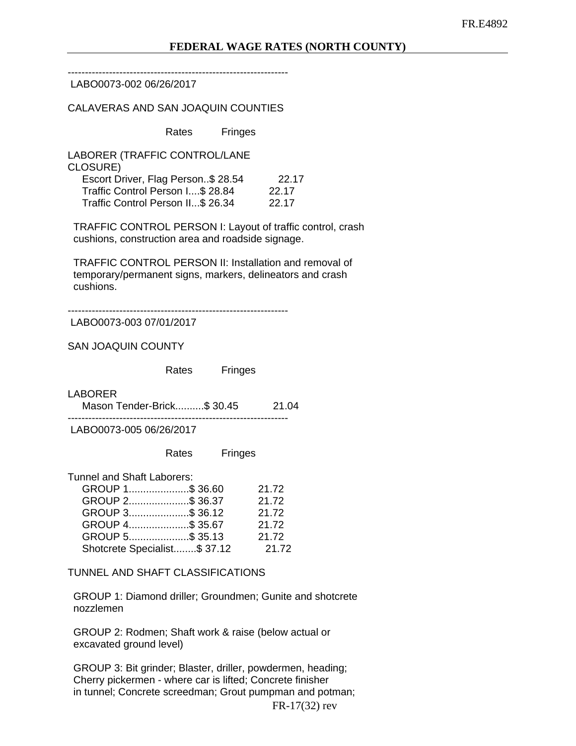----------------------------------------------------------------
LABO0073-002 06/26/2017

CALAVERAS AND SAN JOAQUIN COUNTIES

| | Rates | Fringes |
|---|---|---|
| LABORER (TRAFFIC CONTROL/LANE CLOSURE) | | |
| Escort Driver, Flag Person.. | $ 28.54 | 22.17 |
| Traffic Control Person I.... | $ 28.84 | 22.17 |
| Traffic Control Person II... | $ 26.34 | 22.17 |

TRAFFIC CONTROL PERSON I: Layout of traffic control, crash cushions, construction area and roadside signage.

TRAFFIC CONTROL PERSON II: Installation and removal of temporary/permanent signs, markers, delineators and crash cushions.

----------------------------------------------------------------
LABO0073-003 07/01/2017

SAN JOAQUIN COUNTY

| | Rates | Fringes |
|---|---|---|
| LABORER | | |
| Mason Tender-Brick.......... | $ 30.45 | 21.04 |

----------------------------------------------------------------
LABO0073-005 06/26/2017

| | Rates | Fringes |
|---|---|---|
| Tunnel and Shaft Laborers: | | |
| GROUP 1..................... | $ 36.60 | 21.72 |
| GROUP 2..................... | $ 36.37 | 21.72 |
| GROUP 3..................... | $ 36.12 | 21.72 |
| GROUP 4..................... | $ 35.67 | 21.72 |
| GROUP 5..................... | $ 35.13 | 21.72 |
| Shotcrete Specialist........ | $ 37.12 | 21.72 |

TUNNEL AND SHAFT CLASSIFICATIONS

GROUP 1: Diamond driller; Groundmen; Gunite and shotcrete nozzlemen

GROUP 2: Rodmen; Shaft work & raise (below actual or excavated ground level)

GROUP 3: Bit grinder; Blaster, driller, powdermen, heading; Cherry pickermen - where car is lifted; Concrete finisher in tunnel; Concrete screedman; Grout pumpman and potman;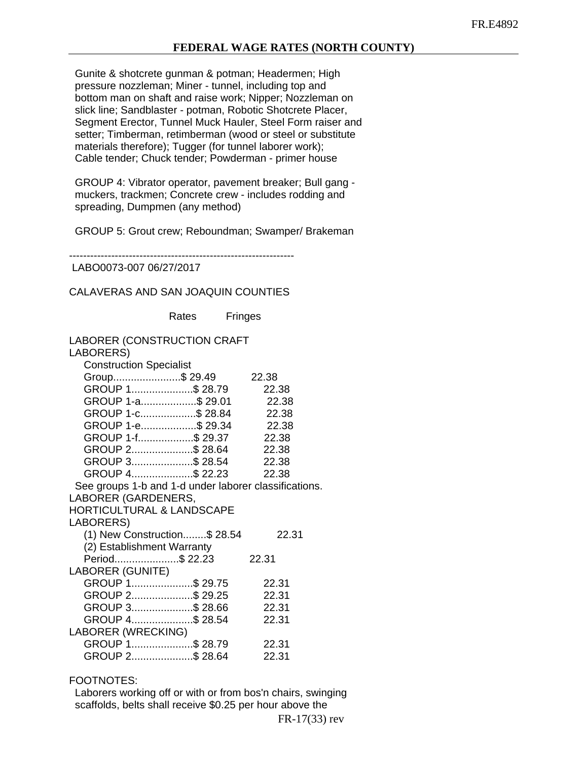Gunite & shotcrete gunman & potman; Headermen; High pressure nozzleman; Miner - tunnel, including top and bottom man on shaft and raise work; Nipper; Nozzleman on slick line; Sandblaster - potman, Robotic Shotcrete Placer, Segment Erector, Tunnel Muck Hauler, Steel Form raiser and setter; Timberman, retimberman (wood or steel or substitute materials therefore); Tugger (for tunnel laborer work); Cable tender; Chuck tender; Powderman - primer house

GROUP 4: Vibrator operator, pavement breaker; Bull gang - muckers, trackmen; Concrete crew - includes rodding and spreading, Dumpmen (any method)

GROUP 5: Grout crew; Reboundman; Swamper/ Brakeman

----------------------------------------------------------------

LABO0073-007 06/27/2017

CALAVERAS AND SAN JOAQUIN COUNTIES

| | Rates | Fringes |
|---|---|---|
| LABORER (CONSTRUCTION CRAFT LABORERS) | | |
| Construction Specialist Group | $ 29.49 | 22.38 |
| GROUP 1 | $ 28.79 | 22.38 |
| GROUP 1-a | $ 29.01 | 22.38 |
| GROUP 1-c | $ 28.84 | 22.38 |
| GROUP 1-e | $ 29.34 | 22.38 |
| GROUP 1-f | $ 29.37 | 22.38 |
| GROUP 2 | $ 28.64 | 22.38 |
| GROUP 3 | $ 28.54 | 22.38 |
| GROUP 4 | $ 22.23 | 22.38 |
| See groups 1-b and 1-d under laborer classifications. | | |
| LABORER (GARDENERS, HORTICULTURAL & LANDSCAPE LABORERS) | | |
| (1) New Construction | $ 28.54 | 22.31 |
| (2) Establishment Warranty Period | $ 22.23 | 22.31 |
| LABORER (GUNITE) | | |
| GROUP 1 | $ 29.75 | 22.31 |
| GROUP 2 | $ 29.25 | 22.31 |
| GROUP 3 | $ 28.66 | 22.31 |
| GROUP 4 | $ 28.54 | 22.31 |
| LABORER (WRECKING) | | |
| GROUP 1 | $ 28.79 | 22.31 |
| GROUP 2 | $ 28.64 | 22.31 |

FOOTNOTES:

Laborers working off or with or from bos'n chairs, swinging scaffolds, belts shall receive $0.25 per hour above the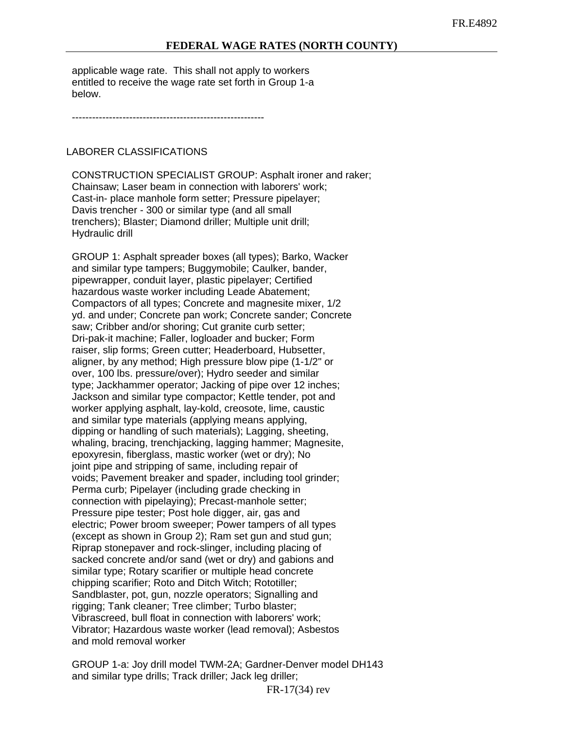applicable wage rate. This shall not apply to workers entitled to receive the wage rate set forth in Group 1-a below.

---------------------------------------------------------

LABORER CLASSIFICATIONS

CONSTRUCTION SPECIALIST GROUP: Asphalt ironer and raker; Chainsaw; Laser beam in connection with laborers' work; Cast-in- place manhole form setter; Pressure pipelayer; Davis trencher - 300 or similar type (and all small trenchers); Blaster; Diamond driller; Multiple unit drill; Hydraulic drill

GROUP 1: Asphalt spreader boxes (all types); Barko, Wacker and similar type tampers; Buggymobile; Caulker, bander, pipewrapper, conduit layer, plastic pipelayer; Certified hazardous waste worker including Leade Abatement; Compactors of all types; Concrete and magnesite mixer, 1/2 yd. and under; Concrete pan work; Concrete sander; Concrete saw; Cribber and/or shoring; Cut granite curb setter; Dri-pak-it machine; Faller, logloader and bucker; Form raiser, slip forms; Green cutter; Headerboard, Hubsetter, aligner, by any method; High pressure blow pipe (1-1/2" or over, 100 lbs. pressure/over); Hydro seeder and similar type; Jackhammer operator; Jacking of pipe over 12 inches; Jackson and similar type compactor; Kettle tender, pot and worker applying asphalt, lay-kold, creosote, lime, caustic and similar type materials (applying means applying, dipping or handling of such materials); Lagging, sheeting, whaling, bracing, trenchjacking, lagging hammer; Magnesite, epoxyresin, fiberglass, mastic worker (wet or dry); No joint pipe and stripping of same, including repair of voids; Pavement breaker and spader, including tool grinder; Perma curb; Pipelayer (including grade checking in connection with pipelaying); Precast-manhole setter; Pressure pipe tester; Post hole digger, air, gas and electric; Power broom sweeper; Power tampers of all types (except as shown in Group 2); Ram set gun and stud gun; Riprap stonepaver and rock-slinger, including placing of sacked concrete and/or sand (wet or dry) and gabions and similar type; Rotary scarifier or multiple head concrete chipping scarifier; Roto and Ditch Witch; Rototiller; Sandblaster, pot, gun, nozzle operators; Signalling and rigging; Tank cleaner; Tree climber; Turbo blaster; Vibrascreed, bull float in connection with laborers' work; Vibrator; Hazardous waste worker (lead removal); Asbestos and mold removal worker

GROUP 1-a: Joy drill model TWM-2A; Gardner-Denver model DH143 and similar type drills; Track driller; Jack leg driller;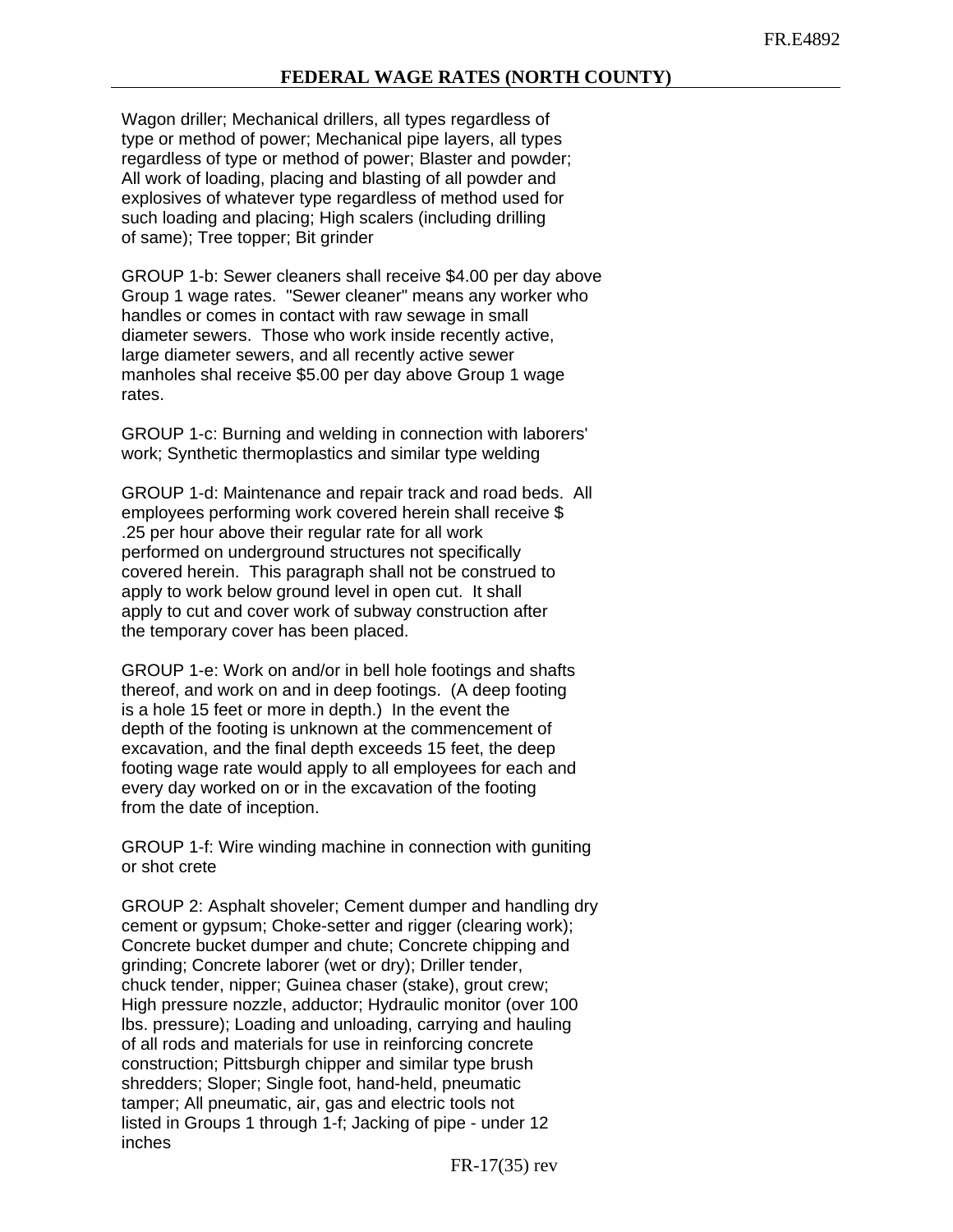Wagon driller; Mechanical drillers, all types regardless of type or method of power; Mechanical pipe layers, all types regardless of type or method of power; Blaster and powder; All work of loading, placing and blasting of all powder and explosives of whatever type regardless of method used for such loading and placing; High scalers (including drilling of same); Tree topper; Bit grinder

GROUP 1-b: Sewer cleaners shall receive $4.00 per day above Group 1 wage rates. "Sewer cleaner" means any worker who handles or comes in contact with raw sewage in small diameter sewers. Those who work inside recently active, large diameter sewers, and all recently active sewer manholes shal receive $5.00 per day above Group 1 wage rates.

GROUP 1-c: Burning and welding in connection with laborers' work; Synthetic thermoplastics and similar type welding

GROUP 1-d: Maintenance and repair track and road beds. All employees performing work covered herein shall receive $ .25 per hour above their regular rate for all work performed on underground structures not specifically covered herein. This paragraph shall not be construed to apply to work below ground level in open cut. It shall apply to cut and cover work of subway construction after the temporary cover has been placed.

GROUP 1-e: Work on and/or in bell hole footings and shafts thereof, and work on and in deep footings. (A deep footing is a hole 15 feet or more in depth.) In the event the depth of the footing is unknown at the commencement of excavation, and the final depth exceeds 15 feet, the deep footing wage rate would apply to all employees for each and every day worked on or in the excavation of the footing from the date of inception.

GROUP 1-f: Wire winding machine in connection with guniting or shot crete

GROUP 2: Asphalt shoveler; Cement dumper and handling dry cement or gypsum; Choke-setter and rigger (clearing work); Concrete bucket dumper and chute; Concrete chipping and grinding; Concrete laborer (wet or dry); Driller tender, chuck tender, nipper; Guinea chaser (stake), grout crew; High pressure nozzle, adductor; Hydraulic monitor (over 100 lbs. pressure); Loading and unloading, carrying and hauling of all rods and materials for use in reinforcing concrete construction; Pittsburgh chipper and similar type brush shredders; Sloper; Single foot, hand-held, pneumatic tamper; All pneumatic, air, gas and electric tools not listed in Groups 1 through 1-f; Jacking of pipe - under 12 inches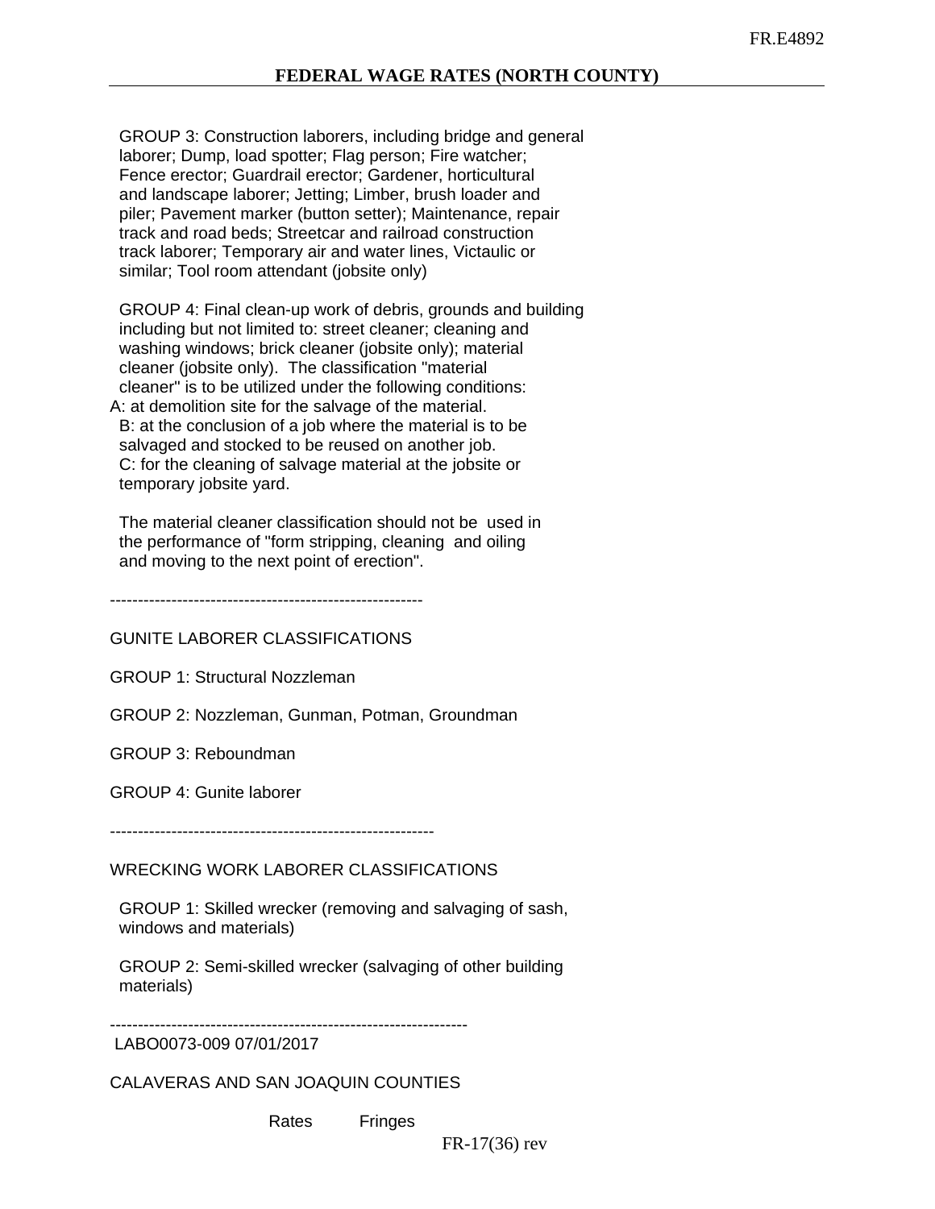GROUP 3: Construction laborers, including bridge and general laborer; Dump, load spotter; Flag person; Fire watcher; Fence erector; Guardrail erector; Gardener, horticultural and landscape laborer; Jetting; Limber, brush loader and piler; Pavement marker (button setter); Maintenance, repair track and road beds; Streetcar and railroad construction track laborer; Temporary air and water lines, Victaulic or similar; Tool room attendant (jobsite only)

GROUP 4: Final clean-up work of debris, grounds and building including but not limited to: street cleaner; cleaning and washing windows; brick cleaner (jobsite only); material cleaner (jobsite only). The classification "material cleaner" is to be utilized under the following conditions:
A: at demolition site for the salvage of the material.
B: at the conclusion of a job where the material is to be salvaged and stocked to be reused on another job.
C: for the cleaning of salvage material at the jobsite or temporary jobsite yard.

The material cleaner classification should not be used in the performance of "form stripping, cleaning and oiling and moving to the next point of erection".

--------------------------------------------------------

GUNITE LABORER CLASSIFICATIONS

GROUP 1: Structural Nozzleman

GROUP 2: Nozzleman, Gunman, Potman, Groundman

GROUP 3: Reboundman

GROUP 4: Gunite laborer

----------------------------------------------------------

WRECKING WORK LABORER CLASSIFICATIONS

GROUP 1: Skilled wrecker (removing and salvaging of sash, windows and materials)

GROUP 2: Semi-skilled wrecker (salvaging of other building materials)

----------------------------------------------------------------

LABO0073-009 07/01/2017

CALAVERAS AND SAN JOAQUIN COUNTIES

| | Rates | Fringes |
|---|---|---|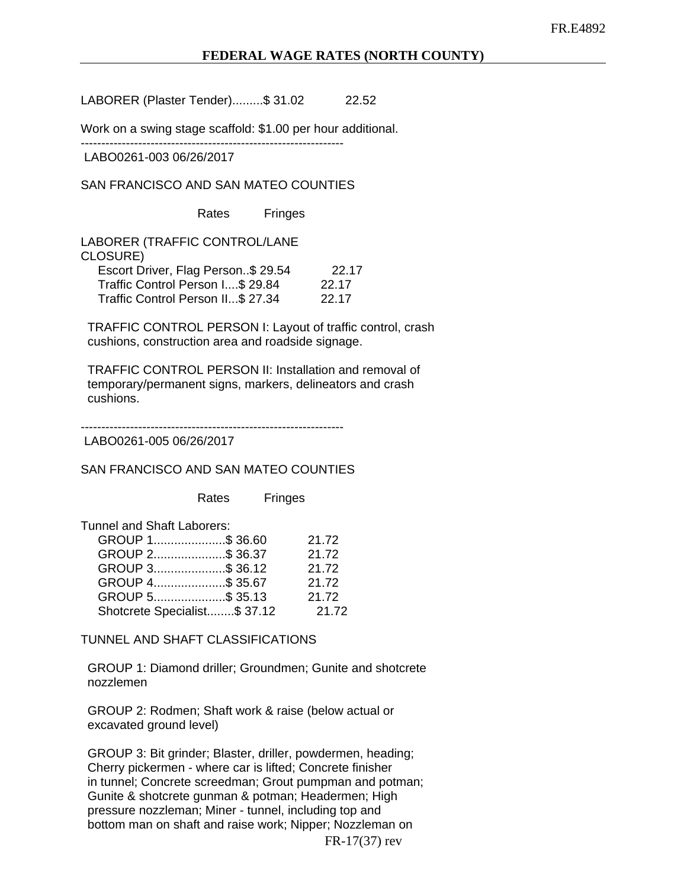LABORER (Plaster Tender).........$ 31.02 22.52

Work on a swing stage scaffold: $1.00 per hour additional.

----------------------------------------------------------------

LABO0261-003 06/26/2017

SAN FRANCISCO AND SAN MATEO COUNTIES

| | Rates | Fringes |
|---|---|---|
| LABORER (TRAFFIC CONTROL/LANE CLOSURE) | | |
| Escort Driver, Flag Person.. | $ 29.54 | 22.17 |
| Traffic Control Person I.... | $ 29.84 | 22.17 |
| Traffic Control Person II... | $ 27.34 | 22.17 |

TRAFFIC CONTROL PERSON I: Layout of traffic control, crash cushions, construction area and roadside signage.

TRAFFIC CONTROL PERSON II: Installation and removal of temporary/permanent signs, markers, delineators and crash cushions.

----------------------------------------------------------------

LABO0261-005 06/26/2017

SAN FRANCISCO AND SAN MATEO COUNTIES

| | Rates | Fringes |
|---|---|---|
| Tunnel and Shaft Laborers: | | |
| GROUP 1..................... | $ 36.60 | 21.72 |
| GROUP 2..................... | $ 36.37 | 21.72 |
| GROUP 3..................... | $ 36.12 | 21.72 |
| GROUP 4..................... | $ 35.67 | 21.72 |
| GROUP 5..................... | $ 35.13 | 21.72 |
| Shotcrete Specialist........ | $ 37.12 | 21.72 |

TUNNEL AND SHAFT CLASSIFICATIONS

GROUP 1: Diamond driller; Groundmen; Gunite and shotcrete nozzlemen

GROUP 2: Rodmen; Shaft work & raise (below actual or excavated ground level)

GROUP 3: Bit grinder; Blaster, driller, powdermen, heading; Cherry pickermen - where car is lifted; Concrete finisher in tunnel; Concrete screedman; Grout pumpman and potman; Gunite & shotcrete gunman & potman; Headermen; High pressure nozzleman; Miner - tunnel, including top and bottom man on shaft and raise work; Nipper; Nozzleman on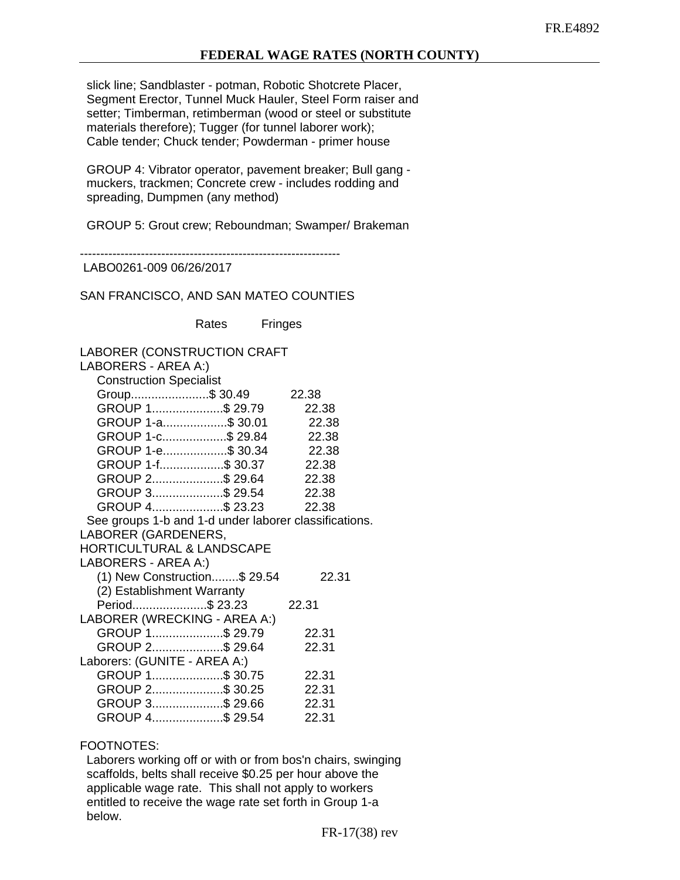slick line; Sandblaster - potman, Robotic Shotcrete Placer, Segment Erector, Tunnel Muck Hauler, Steel Form raiser and setter; Timberman, retimberman (wood or steel or substitute materials therefore); Tugger (for tunnel laborer work); Cable tender; Chuck tender; Powderman - primer house

GROUP 4: Vibrator operator, pavement breaker; Bull gang - muckers, trackmen; Concrete crew - includes rodding and spreading, Dumpmen (any method)

GROUP 5: Grout crew; Reboundman; Swamper/ Brakeman

----------------------------------------------------------------

LABO0261-009 06/26/2017

SAN FRANCISCO, AND SAN MATEO COUNTIES

| | Rates | Fringes |
|---|---|---|
| LABORER (CONSTRUCTION CRAFT LABORERS - AREA A:) | | |
| Construction Specialist Group | $ 30.49 | 22.38 |
| GROUP 1 | $ 29.79 | 22.38 |
| GROUP 1-a | $ 30.01 | 22.38 |
| GROUP 1-c | $ 29.84 | 22.38 |
| GROUP 1-e | $ 30.34 | 22.38 |
| GROUP 1-f | $ 30.37 | 22.38 |
| GROUP 2 | $ 29.64 | 22.38 |
| GROUP 3 | $ 29.54 | 22.38 |
| GROUP 4 | $ 23.23 | 22.38 |
| See groups 1-b and 1-d under laborer classifications. | | |
| LABORER (GARDENERS, HORTICULTURAL & LANDSCAPE LABORERS - AREA A:) | | |
| (1) New Construction | $ 29.54 | 22.31 |
| (2) Establishment Warranty Period | $ 23.23 | 22.31 |
| LABORER (WRECKING - AREA A:) | | |
| GROUP 1 | $ 29.79 | 22.31 |
| GROUP 2 | $ 29.64 | 22.31 |
| Laborers: (GUNITE - AREA A:) | | |
| GROUP 1 | $ 30.75 | 22.31 |
| GROUP 2 | $ 30.25 | 22.31 |
| GROUP 3 | $ 29.66 | 22.31 |
| GROUP 4 | $ 29.54 | 22.31 |

FOOTNOTES:

Laborers working off or with or from bos'n chairs, swinging scaffolds, belts shall receive $0.25 per hour above the applicable wage rate. This shall not apply to workers entitled to receive the wage rate set forth in Group 1-a below.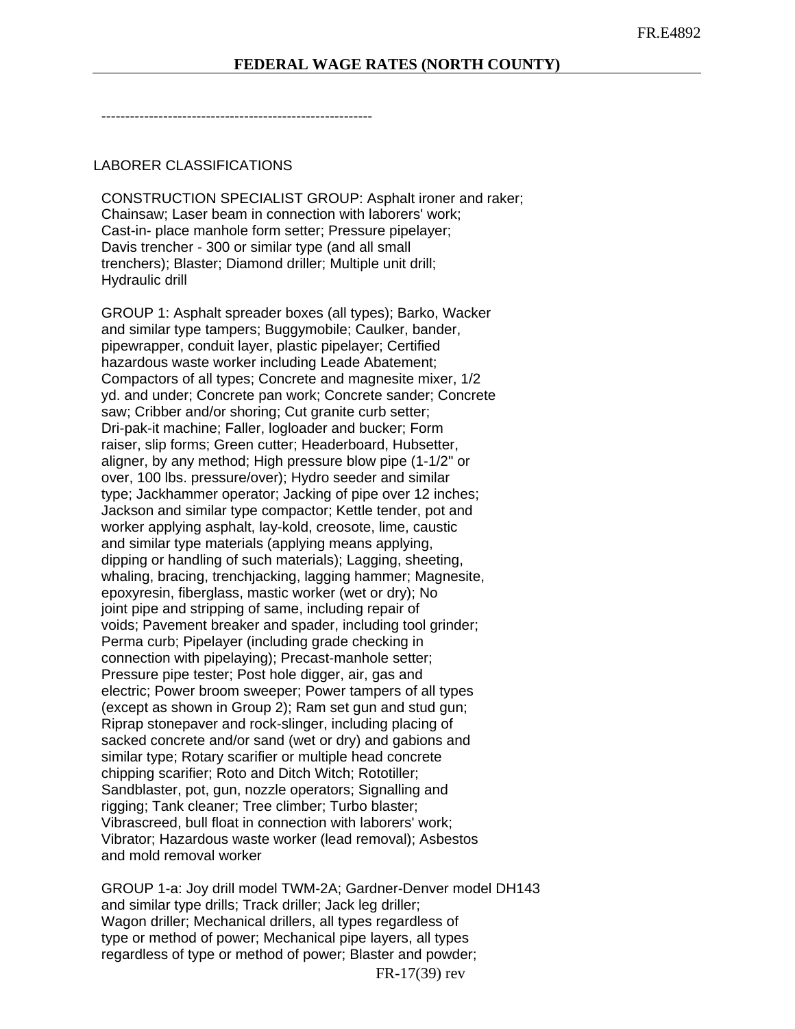---------------------------------------------------------

LABORER CLASSIFICATIONS

CONSTRUCTION SPECIALIST GROUP: Asphalt ironer and raker; Chainsaw; Laser beam in connection with laborers' work; Cast-in- place manhole form setter; Pressure pipelayer; Davis trencher - 300 or similar type (and all small trenchers); Blaster; Diamond driller; Multiple unit drill; Hydraulic drill

GROUP 1: Asphalt spreader boxes (all types); Barko, Wacker and similar type tampers; Buggymobile; Caulker, bander, pipewrapper, conduit layer, plastic pipelayer; Certified hazardous waste worker including Leade Abatement; Compactors of all types; Concrete and magnesite mixer, 1/2 yd. and under; Concrete pan work; Concrete sander; Concrete saw; Cribber and/or shoring; Cut granite curb setter; Dri-pak-it machine; Faller, logloader and bucker; Form raiser, slip forms; Green cutter; Headerboard, Hubsetter, aligner, by any method; High pressure blow pipe (1-1/2" or over, 100 lbs. pressure/over); Hydro seeder and similar type; Jackhammer operator; Jacking of pipe over 12 inches; Jackson and similar type compactor; Kettle tender, pot and worker applying asphalt, lay-kold, creosote, lime, caustic and similar type materials (applying means applying, dipping or handling of such materials); Lagging, sheeting, whaling, bracing, trenchjacking, lagging hammer; Magnesite, epoxyresin, fiberglass, mastic worker (wet or dry); No joint pipe and stripping of same, including repair of voids; Pavement breaker and spader, including tool grinder; Perma curb; Pipelayer (including grade checking in connection with pipelaying); Precast-manhole setter; Pressure pipe tester; Post hole digger, air, gas and electric; Power broom sweeper; Power tampers of all types (except as shown in Group 2); Ram set gun and stud gun; Riprap stonepaver and rock-slinger, including placing of sacked concrete and/or sand (wet or dry) and gabions and similar type; Rotary scarifier or multiple head concrete chipping scarifier; Roto and Ditch Witch; Rototiller; Sandblaster, pot, gun, nozzle operators; Signalling and rigging; Tank cleaner; Tree climber; Turbo blaster; Vibrascreed, bull float in connection with laborers' work; Vibrator; Hazardous waste worker (lead removal); Asbestos and mold removal worker

GROUP 1-a: Joy drill model TWM-2A; Gardner-Denver model DH143 and similar type drills; Track driller; Jack leg driller; Wagon driller; Mechanical drillers, all types regardless of type or method of power; Mechanical pipe layers, all types regardless of type or method of power; Blaster and powder;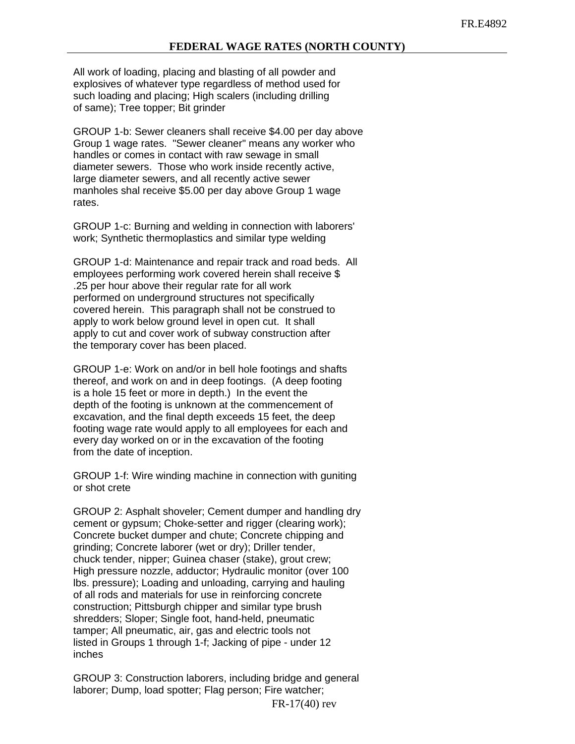All work of loading, placing and blasting of all powder and explosives of whatever type regardless of method used for such loading and placing; High scalers (including drilling of same); Tree topper; Bit grinder

GROUP 1-b: Sewer cleaners shall receive $4.00 per day above Group 1 wage rates. "Sewer cleaner" means any worker who handles or comes in contact with raw sewage in small diameter sewers. Those who work inside recently active, large diameter sewers, and all recently active sewer manholes shal receive $5.00 per day above Group 1 wage rates.

GROUP 1-c: Burning and welding in connection with laborers' work; Synthetic thermoplastics and similar type welding

GROUP 1-d: Maintenance and repair track and road beds. All employees performing work covered herein shall receive $ .25 per hour above their regular rate for all work performed on underground structures not specifically covered herein. This paragraph shall not be construed to apply to work below ground level in open cut. It shall apply to cut and cover work of subway construction after the temporary cover has been placed.

GROUP 1-e: Work on and/or in bell hole footings and shafts thereof, and work on and in deep footings. (A deep footing is a hole 15 feet or more in depth.) In the event the depth of the footing is unknown at the commencement of excavation, and the final depth exceeds 15 feet, the deep footing wage rate would apply to all employees for each and every day worked on or in the excavation of the footing from the date of inception.

GROUP 1-f: Wire winding machine in connection with guniting or shot crete

GROUP 2: Asphalt shoveler; Cement dumper and handling dry cement or gypsum; Choke-setter and rigger (clearing work); Concrete bucket dumper and chute; Concrete chipping and grinding; Concrete laborer (wet or dry); Driller tender, chuck tender, nipper; Guinea chaser (stake), grout crew; High pressure nozzle, adductor; Hydraulic monitor (over 100 lbs. pressure); Loading and unloading, carrying and hauling of all rods and materials for use in reinforcing concrete construction; Pittsburgh chipper and similar type brush shredders; Sloper; Single foot, hand-held, pneumatic tamper; All pneumatic, air, gas and electric tools not listed in Groups 1 through 1-f; Jacking of pipe - under 12 inches

GROUP 3: Construction laborers, including bridge and general laborer; Dump, load spotter; Flag person; Fire watcher;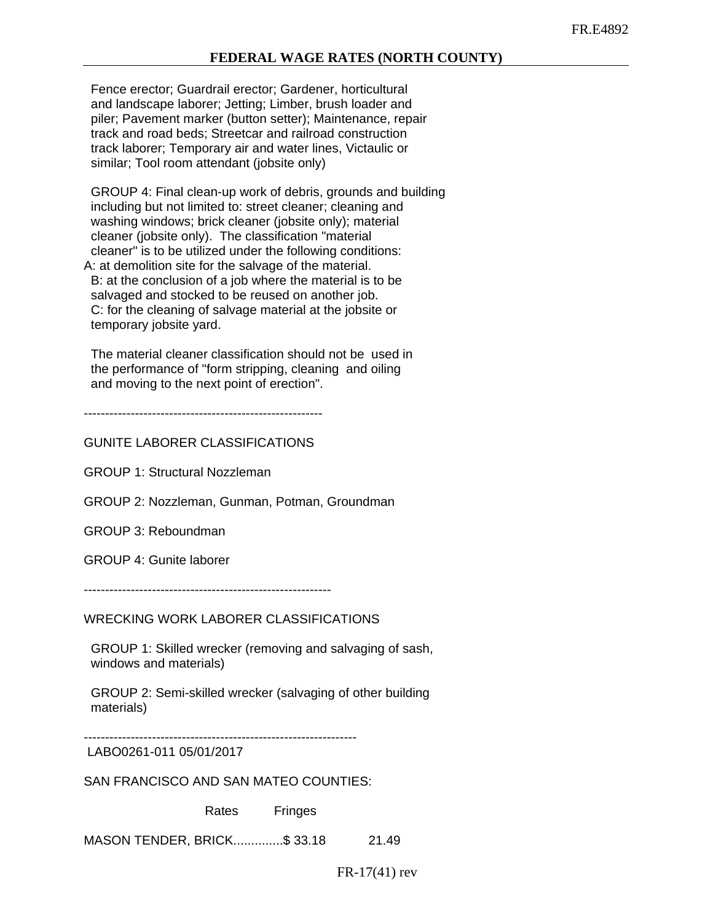Fence erector; Guardrail erector; Gardener, horticultural and landscape laborer; Jetting; Limber, brush loader and piler; Pavement marker (button setter); Maintenance, repair track and road beds; Streetcar and railroad construction track laborer; Temporary air and water lines, Victaulic or similar; Tool room attendant (jobsite only)

GROUP 4: Final clean-up work of debris, grounds and building including but not limited to: street cleaner; cleaning and washing windows; brick cleaner (jobsite only); material cleaner (jobsite only). The classification "material cleaner" is to be utilized under the following conditions:
A: at demolition site for the salvage of the material.
B: at the conclusion of a job where the material is to be salvaged and stocked to be reused on another job.
C: for the cleaning of salvage material at the jobsite or temporary jobsite yard.

The material cleaner classification should not be used in the performance of "form stripping, cleaning and oiling and moving to the next point of erection".

----------------------------------------------------------

GUNITE LABORER CLASSIFICATIONS

GROUP 1: Structural Nozzleman

GROUP 2: Nozzleman, Gunman, Potman, Groundman

GROUP 3: Reboundman

GROUP 4: Gunite laborer

----------------------------------------------------------

WRECKING WORK LABORER CLASSIFICATIONS

GROUP 1: Skilled wrecker (removing and salvaging of sash, windows and materials)

GROUP 2: Semi-skilled wrecker (salvaging of other building materials)

----------------------------------------------------------------

LABO0261-011 05/01/2017

SAN FRANCISCO AND SAN MATEO COUNTIES:

| | Rates | Fringes |
|---|---|---|
| MASON TENDER, BRICK.............. | $ 33.18 | 21.49 |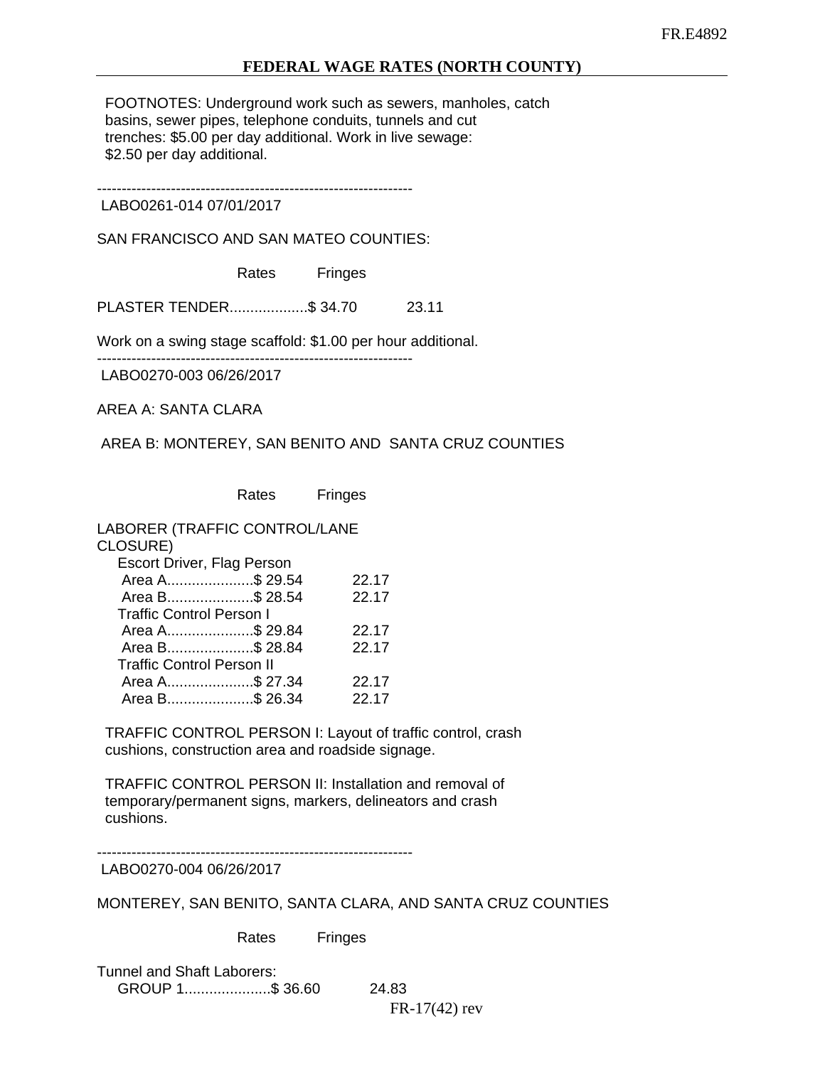## FEDERAL WAGE RATES (NORTH COUNTY)

FOOTNOTES: Underground work such as sewers, manholes, catch basins, sewer pipes, telephone conduits, tunnels and cut trenches: $5.00 per day additional. Work in live sewage: $2.50 per day additional.

----------------------------------------------------------------

LABO0261-014 07/01/2017

SAN FRANCISCO AND SAN MATEO COUNTIES:

| | Rates | Fringes |
|---|---|---|
| PLASTER TENDER | $ 34.70 | 23.11 |

Work on a swing stage scaffold: $1.00 per hour additional.

----------------------------------------------------------------

LABO0270-003 06/26/2017

AREA A: SANTA CLARA

AREA B: MONTEREY, SAN BENITO AND SANTA CRUZ COUNTIES

| | Rates | Fringes |
|---|---|---|
| LABORER (TRAFFIC CONTROL/LANE CLOSURE) | | |
| Escort Driver, Flag Person | | |
| Area A | $ 29.54 | 22.17 |
| Area B | $ 28.54 | 22.17 |
| Traffic Control Person I | | |
| Area A | $ 29.84 | 22.17 |
| Area B | $ 28.84 | 22.17 |
| Traffic Control Person II | | |
| Area A | $ 27.34 | 22.17 |
| Area B | $ 26.34 | 22.17 |

TRAFFIC CONTROL PERSON I: Layout of traffic control, crash cushions, construction area and roadside signage.

TRAFFIC CONTROL PERSON II: Installation and removal of temporary/permanent signs, markers, delineators and crash cushions.

----------------------------------------------------------------

LABO0270-004 06/26/2017

MONTEREY, SAN BENITO, SANTA CLARA, AND SANTA CRUZ COUNTIES

| | Rates | Fringes |
|---|---|---|
| Tunnel and Shaft Laborers: | | |
| GROUP 1 | $ 36.60 | 24.83 |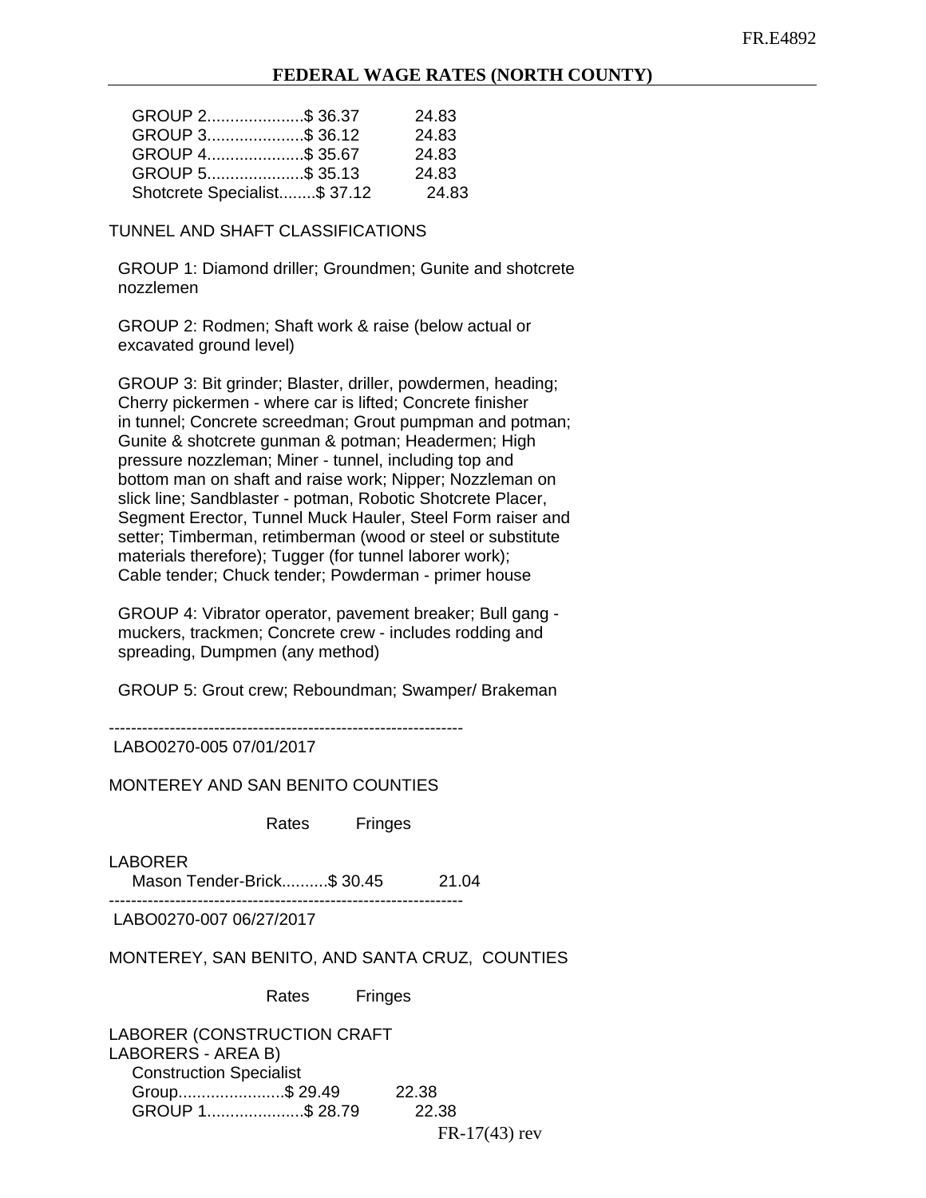```
    GROUP 2.....................$ 36.37         24.83
    GROUP 3.....................$ 36.12         24.83
    GROUP 4.....................$ 35.67         24.83
    GROUP 5.....................$ 35.13         24.83
    Shotcrete Specialist........$ 37.12         24.83
```

TUNNEL AND SHAFT CLASSIFICATIONS

GROUP 1: Diamond driller; Groundmen; Gunite and shotcrete nozzlemen

GROUP 2: Rodmen; Shaft work & raise (below actual or excavated ground level)

GROUP 3: Bit grinder; Blaster, driller, powdermen, heading; Cherry pickermen - where car is lifted; Concrete finisher in tunnel; Concrete screedman; Grout pumpman and potman; Gunite & shotcrete gunman & potman; Headermen; High pressure nozzleman; Miner - tunnel, including top and bottom man on shaft and raise work; Nipper; Nozzleman on slick line; Sandblaster - potman, Robotic Shotcrete Placer, Segment Erector, Tunnel Muck Hauler, Steel Form raiser and setter; Timberman, retimberman (wood or steel or substitute materials therefore); Tugger (for tunnel laborer work); Cable tender; Chuck tender; Powderman - primer house

GROUP 4: Vibrator operator, pavement breaker; Bull gang - muckers, trackmen; Concrete crew - includes rodding and spreading, Dumpmen (any method)

GROUP 5: Grout crew; Reboundman; Swamper/ Brakeman

----------------------------------------------------------------

LABO0270-005 07/01/2017

MONTEREY AND SAN BENITO COUNTIES

```
                              Rates          Fringes

LABORER
    Mason Tender-Brick..........$ 30.45         21.04
```

----------------------------------------------------------------

LABO0270-007 06/27/2017

MONTEREY, SAN BENITO, AND SANTA CRUZ, COUNTIES

```
                              Rates          Fringes

LABORER (CONSTRUCTION CRAFT
LABORERS - AREA B)
    Construction Specialist
    Group.......................$ 29.49         22.38
    GROUP 1.....................$ 28.79         22.38
```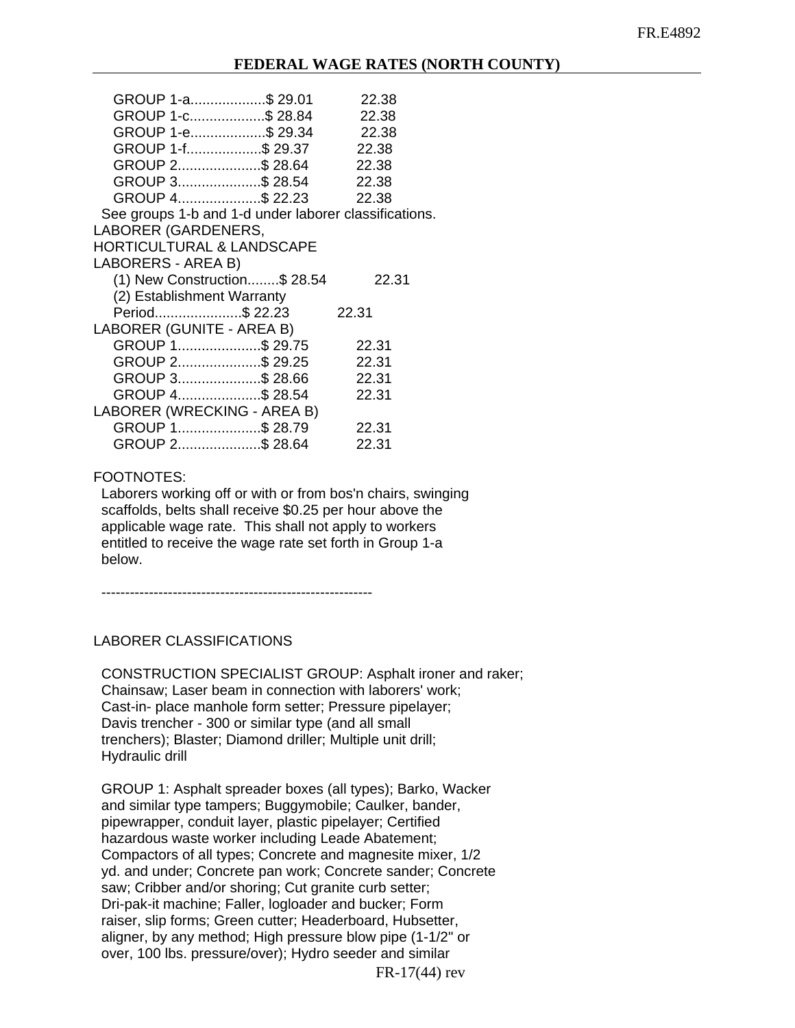GROUP 1-a...................$ 29.01 22.38
GROUP 1-c...................$ 28.84 22.38
GROUP 1-e...................$ 29.34 22.38
GROUP 1-f...................$ 29.37 22.38
GROUP 2.....................$ 28.64 22.38
GROUP 3.....................$ 28.54 22.38
GROUP 4.....................$ 22.23 22.38

See groups 1-b and 1-d under laborer classifications.

LABORER (GARDENERS,
HORTICULTURAL & LANDSCAPE
LABORERS - AREA B)

(1) New Construction........$ 28.54 22.31
(2) Establishment Warranty
Period......................$ 22.23 22.31

LABORER (GUNITE - AREA B)

GROUP 1.....................$ 29.75 22.31
GROUP 2.....................$ 29.25 22.31
GROUP 3.....................$ 28.66 22.31
GROUP 4.....................$ 28.54 22.31

LABORER (WRECKING - AREA B)

GROUP 1.....................$ 28.79 22.31
GROUP 2.....................$ 28.64 22.31

FOOTNOTES:

Laborers working off or with or from bos'n chairs, swinging scaffolds, belts shall receive $0.25 per hour above the applicable wage rate. This shall not apply to workers entitled to receive the wage rate set forth in Group 1-a below.

----------------------------------------------------------

LABORER CLASSIFICATIONS

CONSTRUCTION SPECIALIST GROUP: Asphalt ironer and raker; Chainsaw; Laser beam in connection with laborers' work; Cast-in- place manhole form setter; Pressure pipelayer; Davis trencher - 300 or similar type (and all small trenchers); Blaster; Diamond driller; Multiple unit drill; Hydraulic drill

GROUP 1: Asphalt spreader boxes (all types); Barko, Wacker and similar type tampers; Buggymobile; Caulker, bander, pipewrapper, conduit layer, plastic pipelayer; Certified hazardous waste worker including Leade Abatement; Compactors of all types; Concrete and magnesite mixer, 1/2 yd. and under; Concrete pan work; Concrete sander; Concrete saw; Cribber and/or shoring; Cut granite curb setter; Dri-pak-it machine; Faller, logloader and bucker; Form raiser, slip forms; Green cutter; Headerboard, Hubsetter, aligner, by any method; High pressure blow pipe (1-1/2" or over, 100 lbs. pressure/over); Hydro seeder and similar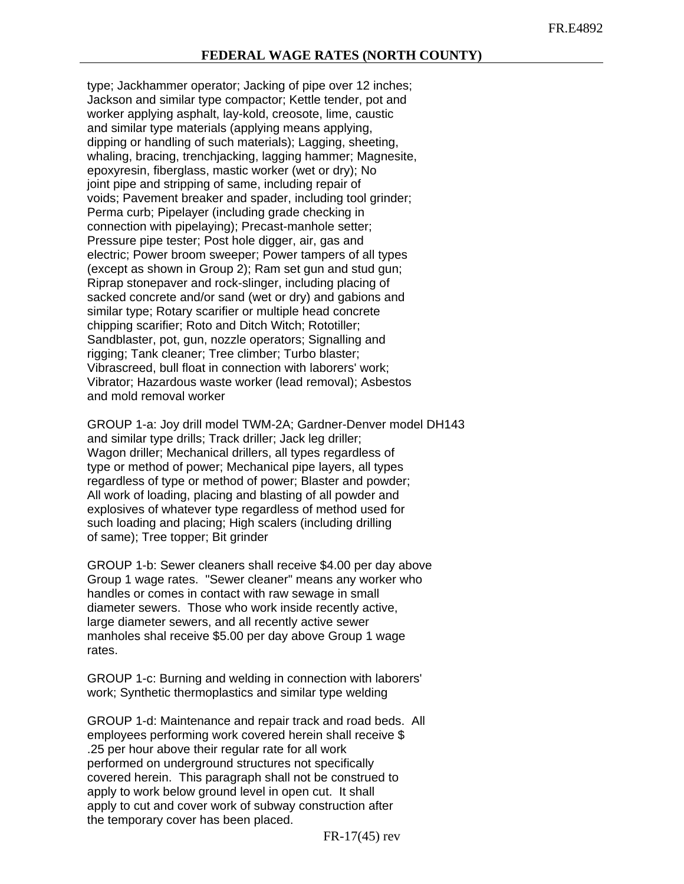type; Jackhammer operator; Jacking of pipe over 12 inches; Jackson and similar type compactor; Kettle tender, pot and worker applying asphalt, lay-kold, creosote, lime, caustic and similar type materials (applying means applying, dipping or handling of such materials); Lagging, sheeting, whaling, bracing, trenchjacking, lagging hammer; Magnesite, epoxyresin, fiberglass, mastic worker (wet or dry); No joint pipe and stripping of same, including repair of voids; Pavement breaker and spader, including tool grinder; Perma curb; Pipelayer (including grade checking in connection with pipelaying); Precast-manhole setter; Pressure pipe tester; Post hole digger, air, gas and electric; Power broom sweeper; Power tampers of all types (except as shown in Group 2); Ram set gun and stud gun; Riprap stonepaver and rock-slinger, including placing of sacked concrete and/or sand (wet or dry) and gabions and similar type; Rotary scarifier or multiple head concrete chipping scarifier; Roto and Ditch Witch; Rototiller; Sandblaster, pot, gun, nozzle operators; Signalling and rigging; Tank cleaner; Tree climber; Turbo blaster; Vibrascreed, bull float in connection with laborers' work; Vibrator; Hazardous waste worker (lead removal); Asbestos and mold removal worker

GROUP 1-a: Joy drill model TWM-2A; Gardner-Denver model DH143 and similar type drills; Track driller; Jack leg driller; Wagon driller; Mechanical drillers, all types regardless of type or method of power; Mechanical pipe layers, all types regardless of type or method of power; Blaster and powder; All work of loading, placing and blasting of all powder and explosives of whatever type regardless of method used for such loading and placing; High scalers (including drilling of same); Tree topper; Bit grinder

GROUP 1-b: Sewer cleaners shall receive $4.00 per day above Group 1 wage rates. "Sewer cleaner" means any worker who handles or comes in contact with raw sewage in small diameter sewers. Those who work inside recently active, large diameter sewers, and all recently active sewer manholes shal receive $5.00 per day above Group 1 wage rates.

GROUP 1-c: Burning and welding in connection with laborers' work; Synthetic thermoplastics and similar type welding

GROUP 1-d: Maintenance and repair track and road beds. All employees performing work covered herein shall receive $ .25 per hour above their regular rate for all work performed on underground structures not specifically covered herein. This paragraph shall not be construed to apply to work below ground level in open cut. It shall apply to cut and cover work of subway construction after the temporary cover has been placed.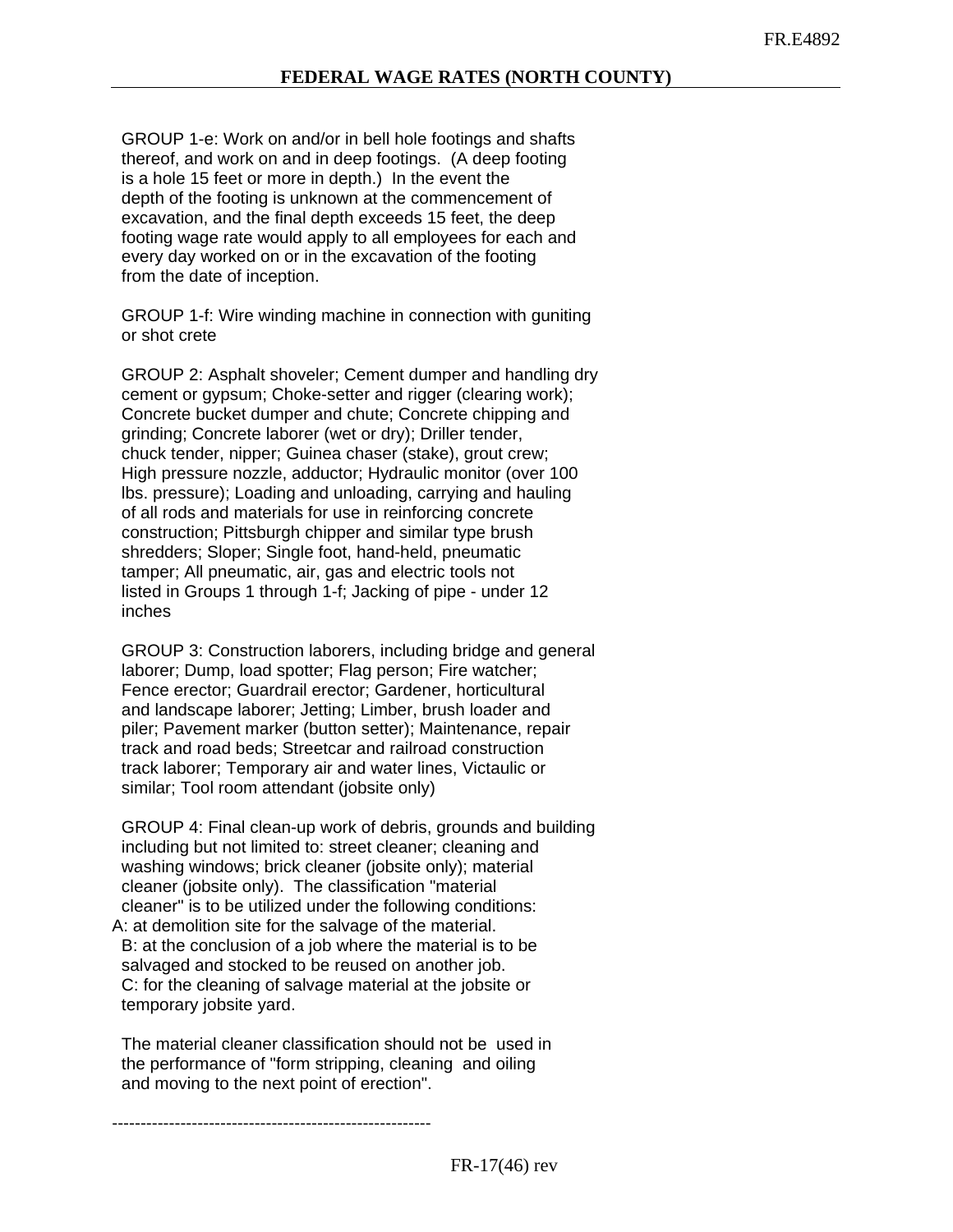GROUP 1-e: Work on and/or in bell hole footings and shafts thereof, and work on and in deep footings. (A deep footing is a hole 15 feet or more in depth.) In the event the depth of the footing is unknown at the commencement of excavation, and the final depth exceeds 15 feet, the deep footing wage rate would apply to all employees for each and every day worked on or in the excavation of the footing from the date of inception.

GROUP 1-f: Wire winding machine in connection with guniting or shot crete

GROUP 2: Asphalt shoveler; Cement dumper and handling dry cement or gypsum; Choke-setter and rigger (clearing work); Concrete bucket dumper and chute; Concrete chipping and grinding; Concrete laborer (wet or dry); Driller tender, chuck tender, nipper; Guinea chaser (stake), grout crew; High pressure nozzle, adductor; Hydraulic monitor (over 100 lbs. pressure); Loading and unloading, carrying and hauling of all rods and materials for use in reinforcing concrete construction; Pittsburgh chipper and similar type brush shredders; Sloper; Single foot, hand-held, pneumatic tamper; All pneumatic, air, gas and electric tools not listed in Groups 1 through 1-f; Jacking of pipe - under 12 inches

GROUP 3: Construction laborers, including bridge and general laborer; Dump, load spotter; Flag person; Fire watcher; Fence erector; Guardrail erector; Gardener, horticultural and landscape laborer; Jetting; Limber, brush loader and piler; Pavement marker (button setter); Maintenance, repair track and road beds; Streetcar and railroad construction track laborer; Temporary air and water lines, Victaulic or similar; Tool room attendant (jobsite only)

GROUP 4: Final clean-up work of debris, grounds and building including but not limited to: street cleaner; cleaning and washing windows; brick cleaner (jobsite only); material cleaner (jobsite only). The classification "material cleaner" is to be utilized under the following conditions:
A: at demolition site for the salvage of the material.
B: at the conclusion of a job where the material is to be salvaged and stocked to be reused on another job.
C: for the cleaning of salvage material at the jobsite or temporary jobsite yard.

The material cleaner classification should not be used in the performance of "form stripping, cleaning and oiling and moving to the next point of erection".

--------------------------------------------------------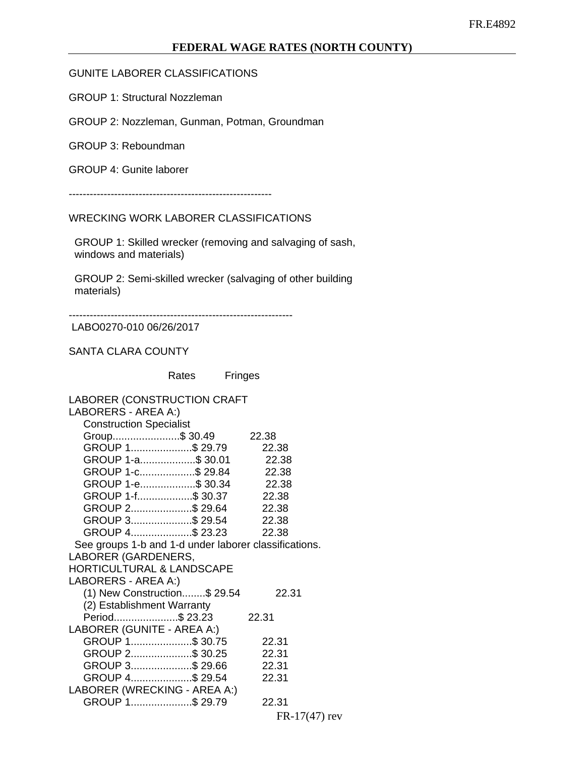## FEDERAL WAGE RATES (NORTH COUNTY)

GUNITE LABORER CLASSIFICATIONS

GROUP 1: Structural Nozzleman

GROUP 2: Nozzleman, Gunman, Potman, Groundman

GROUP 3: Reboundman

GROUP 4: Gunite laborer

----------------------------------------------------------

WRECKING WORK LABORER CLASSIFICATIONS

GROUP 1: Skilled wrecker (removing and salvaging of sash, windows and materials)

GROUP 2: Semi-skilled wrecker (salvaging of other building materials)

----------------------------------------------------------------

LABO0270-010 06/26/2017

SANTA CLARA COUNTY

| | Rates | Fringes |
|---|---|---|
| LABORER (CONSTRUCTION CRAFT LABORERS - AREA A:) | | |
| Construction Specialist Group | $ 30.49 | 22.38 |
| GROUP 1 | $ 29.79 | 22.38 |
| GROUP 1-a | $ 30.01 | 22.38 |
| GROUP 1-c | $ 29.84 | 22.38 |
| GROUP 1-e | $ 30.34 | 22.38 |
| GROUP 1-f | $ 30.37 | 22.38 |
| GROUP 2 | $ 29.64 | 22.38 |
| GROUP 3 | $ 29.54 | 22.38 |
| GROUP 4 | $ 23.23 | 22.38 |
| See groups 1-b and 1-d under laborer classifications. | | |
| LABORER (GARDENERS, HORTICULTURAL & LANDSCAPE LABORERS - AREA A:) | | |
| (1) New Construction | $ 29.54 | 22.31 |
| (2) Establishment Warranty Period | $ 23.23 | 22.31 |
| LABORER (GUNITE - AREA A:) | | |
| GROUP 1 | $ 30.75 | 22.31 |
| GROUP 2 | $ 30.25 | 22.31 |
| GROUP 3 | $ 29.66 | 22.31 |
| GROUP 4 | $ 29.54 | 22.31 |
| LABORER (WRECKING - AREA A:) | | |
| GROUP 1 | $ 29.79 | 22.31 |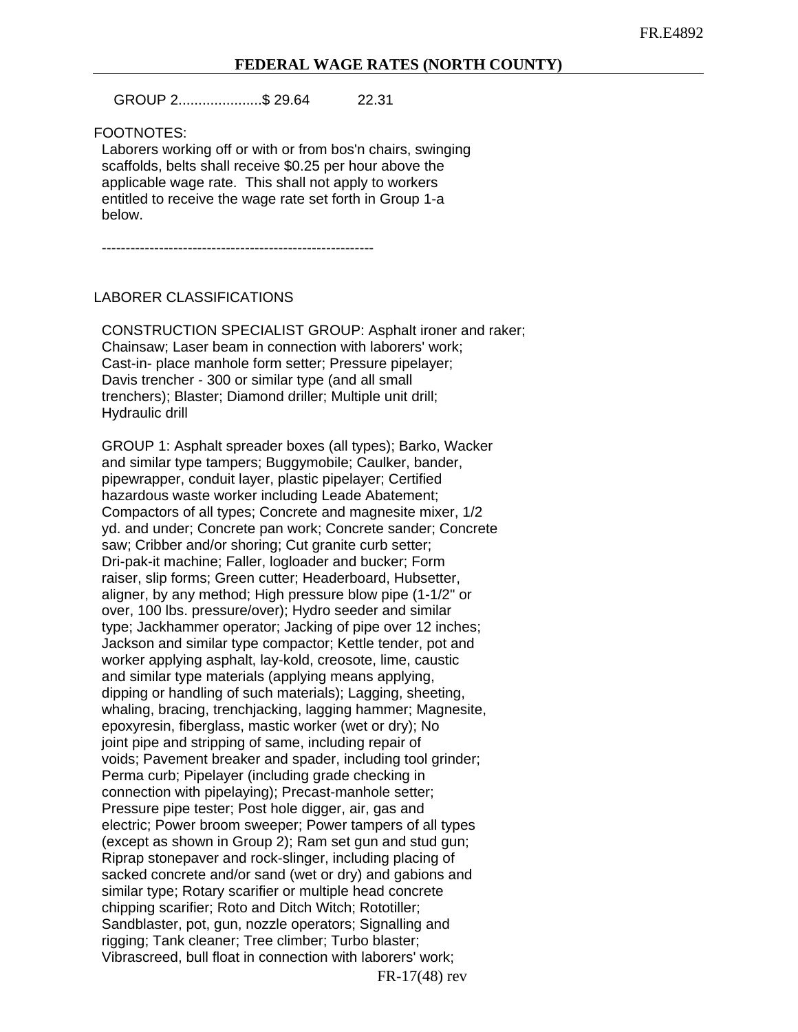GROUP 2.....................$ 29.64 22.31

FOOTNOTES:

Laborers working off or with or from bos'n chairs, swinging scaffolds, belts shall receive $0.25 per hour above the applicable wage rate. This shall not apply to workers entitled to receive the wage rate set forth in Group 1-a below.

----------------------------------------------------------

LABORER CLASSIFICATIONS

CONSTRUCTION SPECIALIST GROUP: Asphalt ironer and raker; Chainsaw; Laser beam in connection with laborers' work; Cast-in- place manhole form setter; Pressure pipelayer; Davis trencher - 300 or similar type (and all small trenchers); Blaster; Diamond driller; Multiple unit drill; Hydraulic drill

GROUP 1: Asphalt spreader boxes (all types); Barko, Wacker and similar type tampers; Buggymobile; Caulker, bander, pipewrapper, conduit layer, plastic pipelayer; Certified hazardous waste worker including Leade Abatement; Compactors of all types; Concrete and magnesite mixer, 1/2 yd. and under; Concrete pan work; Concrete sander; Concrete saw; Cribber and/or shoring; Cut granite curb setter; Dri-pak-it machine; Faller, logloader and bucker; Form raiser, slip forms; Green cutter; Headerboard, Hubsetter, aligner, by any method; High pressure blow pipe (1-1/2" or over, 100 lbs. pressure/over); Hydro seeder and similar type; Jackhammer operator; Jacking of pipe over 12 inches; Jackson and similar type compactor; Kettle tender, pot and worker applying asphalt, lay-kold, creosote, lime, caustic and similar type materials (applying means applying, dipping or handling of such materials); Lagging, sheeting, whaling, bracing, trenchjacking, lagging hammer; Magnesite, epoxyresin, fiberglass, mastic worker (wet or dry); No joint pipe and stripping of same, including repair of voids; Pavement breaker and spader, including tool grinder; Perma curb; Pipelayer (including grade checking in connection with pipelaying); Precast-manhole setter; Pressure pipe tester; Post hole digger, air, gas and electric; Power broom sweeper; Power tampers of all types (except as shown in Group 2); Ram set gun and stud gun; Riprap stonepaver and rock-slinger, including placing of sacked concrete and/or sand (wet or dry) and gabions and similar type; Rotary scarifier or multiple head concrete chipping scarifier; Roto and Ditch Witch; Rototiller; Sandblaster, pot, gun, nozzle operators; Signalling and rigging; Tank cleaner; Tree climber; Turbo blaster; Vibrascreed, bull float in connection with laborers' work;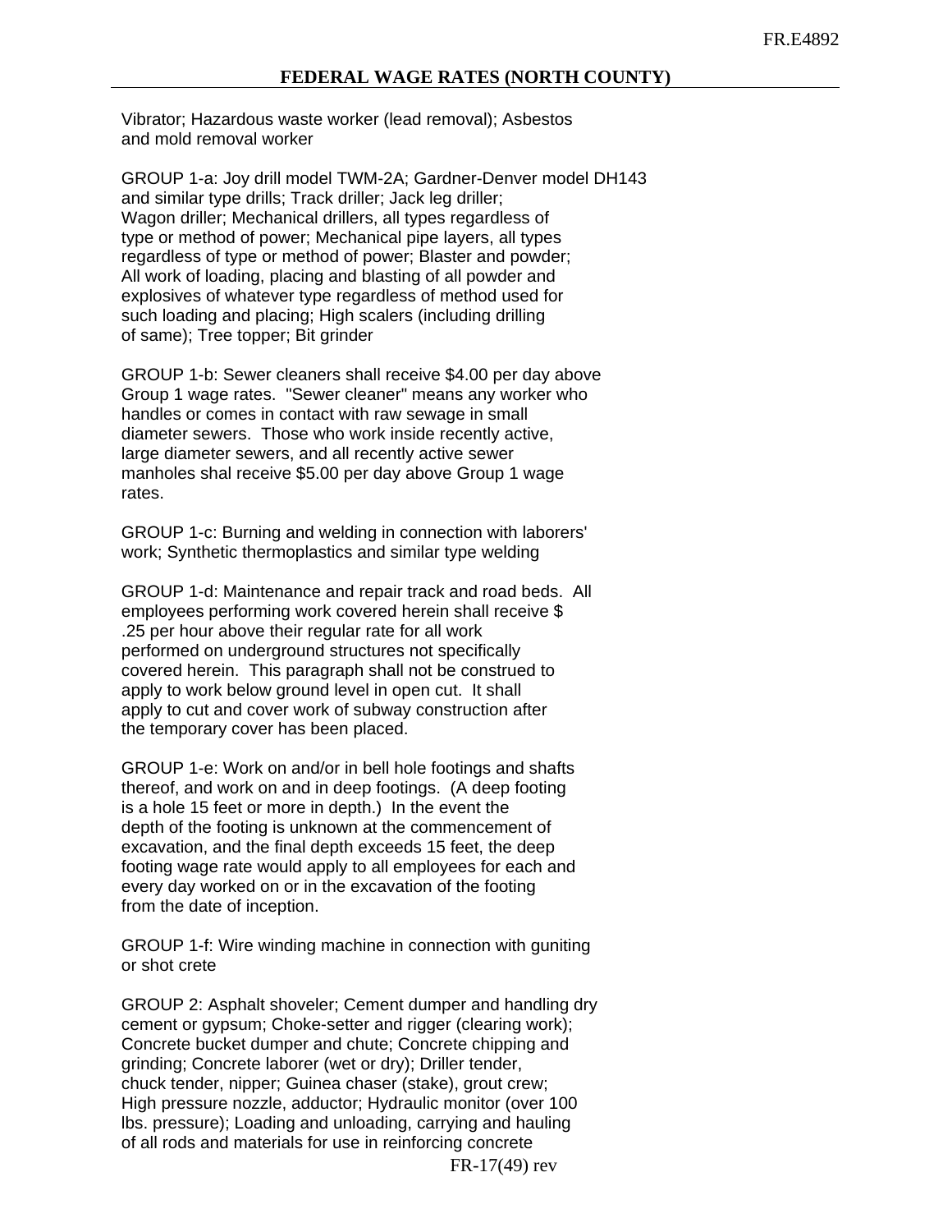Vibrator; Hazardous waste worker (lead removal); Asbestos and mold removal worker

GROUP 1-a: Joy drill model TWM-2A; Gardner-Denver model DH143 and similar type drills; Track driller; Jack leg driller; Wagon driller; Mechanical drillers, all types regardless of type or method of power; Mechanical pipe layers, all types regardless of type or method of power; Blaster and powder; All work of loading, placing and blasting of all powder and explosives of whatever type regardless of method used for such loading and placing; High scalers (including drilling of same); Tree topper; Bit grinder

GROUP 1-b: Sewer cleaners shall receive $4.00 per day above Group 1 wage rates. "Sewer cleaner" means any worker who handles or comes in contact with raw sewage in small diameter sewers. Those who work inside recently active, large diameter sewers, and all recently active sewer manholes shal receive $5.00 per day above Group 1 wage rates.

GROUP 1-c: Burning and welding in connection with laborers' work; Synthetic thermoplastics and similar type welding

GROUP 1-d: Maintenance and repair track and road beds. All employees performing work covered herein shall receive $ .25 per hour above their regular rate for all work performed on underground structures not specifically covered herein. This paragraph shall not be construed to apply to work below ground level in open cut. It shall apply to cut and cover work of subway construction after the temporary cover has been placed.

GROUP 1-e: Work on and/or in bell hole footings and shafts thereof, and work on and in deep footings. (A deep footing is a hole 15 feet or more in depth.) In the event the depth of the footing is unknown at the commencement of excavation, and the final depth exceeds 15 feet, the deep footing wage rate would apply to all employees for each and every day worked on or in the excavation of the footing from the date of inception.

GROUP 1-f: Wire winding machine in connection with guniting or shot crete

GROUP 2: Asphalt shoveler; Cement dumper and handling dry cement or gypsum; Choke-setter and rigger (clearing work); Concrete bucket dumper and chute; Concrete chipping and grinding; Concrete laborer (wet or dry); Driller tender, chuck tender, nipper; Guinea chaser (stake), grout crew; High pressure nozzle, adductor; Hydraulic monitor (over 100 lbs. pressure); Loading and unloading, carrying and hauling of all rods and materials for use in reinforcing concrete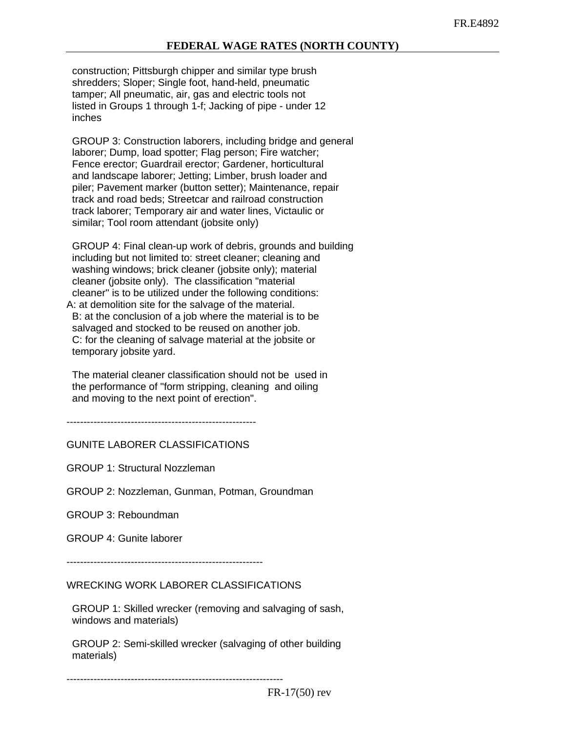construction; Pittsburgh chipper and similar type brush shredders; Sloper; Single foot, hand-held, pneumatic tamper; All pneumatic, air, gas and electric tools not listed in Groups 1 through 1-f; Jacking of pipe - under 12 inches

GROUP 3: Construction laborers, including bridge and general laborer; Dump, load spotter; Flag person; Fire watcher; Fence erector; Guardrail erector; Gardener, horticultural and landscape laborer; Jetting; Limber, brush loader and piler; Pavement marker (button setter); Maintenance, repair track and road beds; Streetcar and railroad construction track laborer; Temporary air and water lines, Victaulic or similar; Tool room attendant (jobsite only)

GROUP 4: Final clean-up work of debris, grounds and building including but not limited to: street cleaner; cleaning and washing windows; brick cleaner (jobsite only); material cleaner (jobsite only). The classification "material cleaner" is to be utilized under the following conditions:
A: at demolition site for the salvage of the material.
B: at the conclusion of a job where the material is to be salvaged and stocked to be reused on another job.
C: for the cleaning of salvage material at the jobsite or temporary jobsite yard.

The material cleaner classification should not be used in the performance of "form stripping, cleaning and oiling and moving to the next point of erection".

--------------------------------------------------------

GUNITE LABORER CLASSIFICATIONS

GROUP 1: Structural Nozzleman

GROUP 2: Nozzleman, Gunman, Potman, Groundman

GROUP 3: Reboundman

GROUP 4: Gunite laborer

----------------------------------------------------------

WRECKING WORK LABORER CLASSIFICATIONS

GROUP 1: Skilled wrecker (removing and salvaging of sash, windows and materials)

GROUP 2: Semi-skilled wrecker (salvaging of other building materials)

----------------------------------------------------------------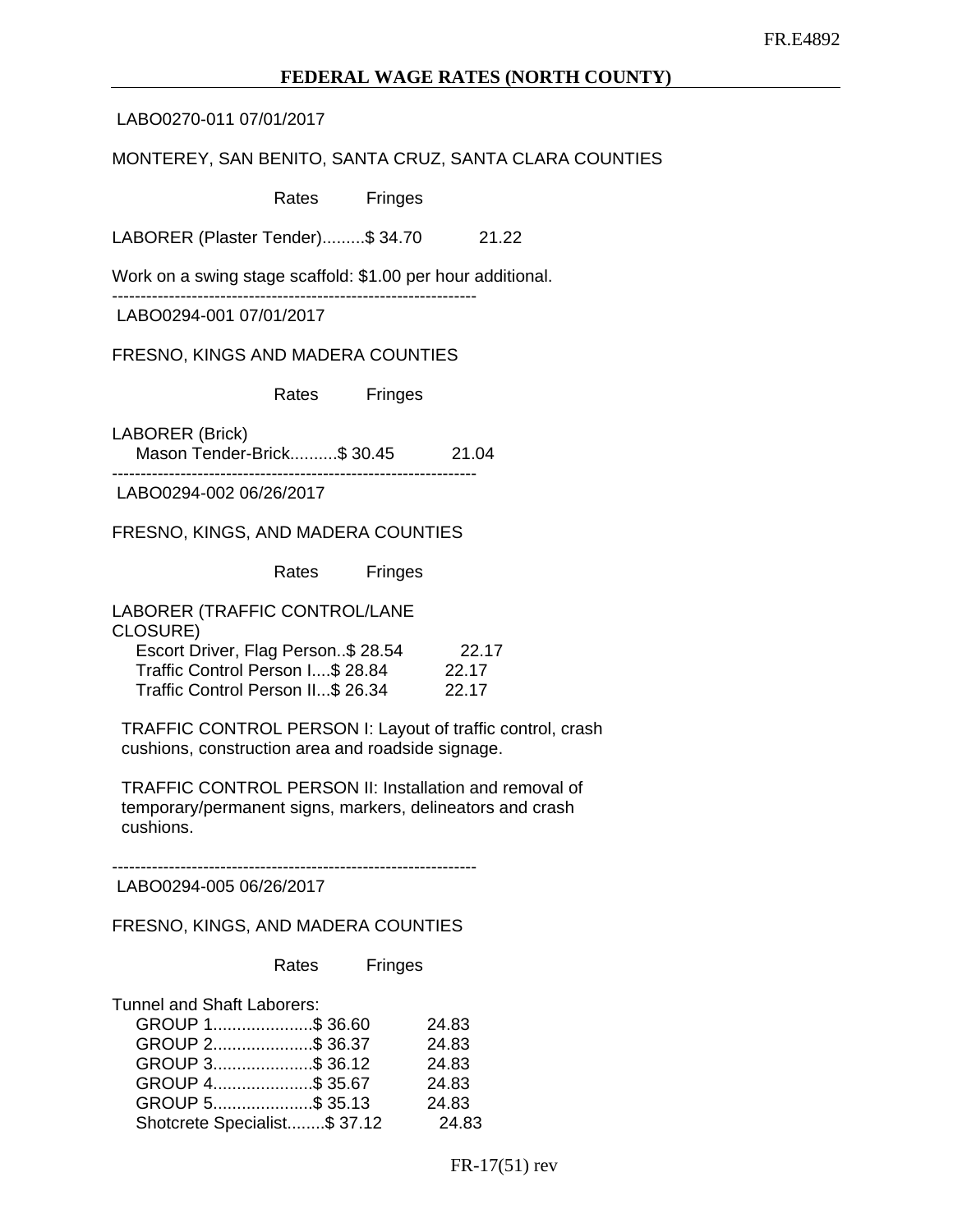## FEDERAL WAGE RATES (NORTH COUNTY)

LABO0270-011 07/01/2017

MONTEREY, SAN BENITO, SANTA CRUZ, SANTA CLARA COUNTIES

| | Rates | Fringes |
|---|---|---|
| LABORER (Plaster Tender) | $ 34.70 | 21.22 |

Work on a swing stage scaffold: $1.00 per hour additional.

---

LABO0294-001 07/01/2017

FRESNO, KINGS AND MADERA COUNTIES

| | Rates | Fringes |
|---|---|---|
| LABORER (Brick) | | |
| Mason Tender-Brick | $ 30.45 | 21.04 |

---

LABO0294-002 06/26/2017

FRESNO, KINGS, AND MADERA COUNTIES

| | Rates | Fringes |
|---|---|---|
| LABORER (TRAFFIC CONTROL/LANE CLOSURE) | | |
| Escort Driver, Flag Person | $ 28.54 | 22.17 |
| Traffic Control Person I | $ 28.84 | 22.17 |
| Traffic Control Person II | $ 26.34 | 22.17 |

TRAFFIC CONTROL PERSON I: Layout of traffic control, crash cushions, construction area and roadside signage.

TRAFFIC CONTROL PERSON II: Installation and removal of temporary/permanent signs, markers, delineators and crash cushions.

---

LABO0294-005 06/26/2017

FRESNO, KINGS, AND MADERA COUNTIES

| | Rates | Fringes |
|---|---|---|
| Tunnel and Shaft Laborers: | | |
| GROUP 1 | $ 36.60 | 24.83 |
| GROUP 2 | $ 36.37 | 24.83 |
| GROUP 3 | $ 36.12 | 24.83 |
| GROUP 4 | $ 35.67 | 24.83 |
| GROUP 5 | $ 35.13 | 24.83 |
| Shotcrete Specialist | $ 37.12 | 24.83 |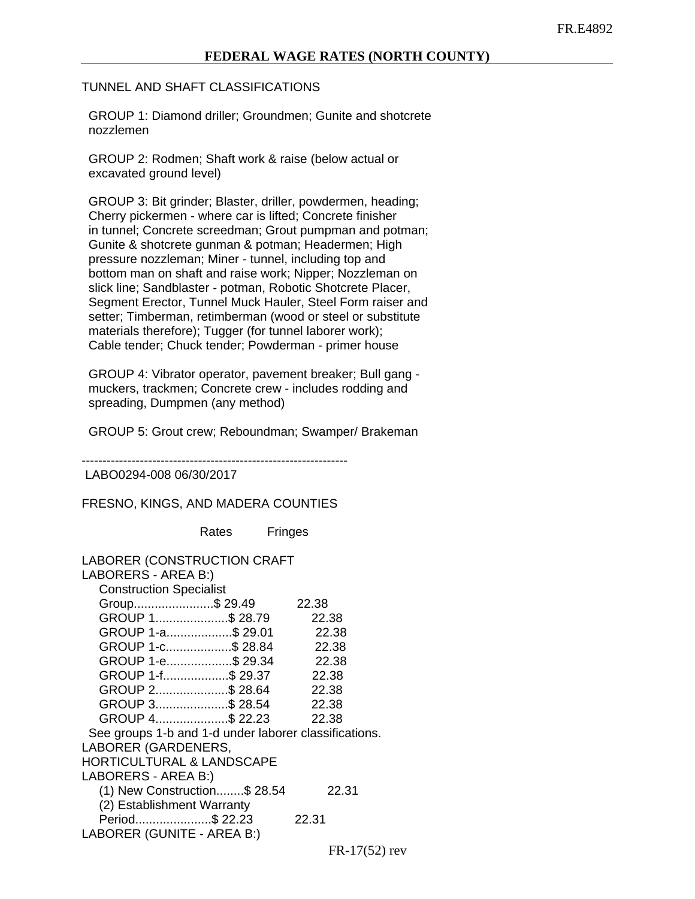TUNNEL AND SHAFT CLASSIFICATIONS

GROUP 1: Diamond driller; Groundmen; Gunite and shotcrete nozzlemen

GROUP 2: Rodmen; Shaft work & raise (below actual or excavated ground level)

GROUP 3: Bit grinder; Blaster, driller, powdermen, heading; Cherry pickermen - where car is lifted; Concrete finisher in tunnel; Concrete screedman; Grout pumpman and potman; Gunite & shotcrete gunman & potman; Headermen; High pressure nozzleman; Miner - tunnel, including top and bottom man on shaft and raise work; Nipper; Nozzleman on slick line; Sandblaster - potman, Robotic Shotcrete Placer, Segment Erector, Tunnel Muck Hauler, Steel Form raiser and setter; Timberman, retimberman (wood or steel or substitute materials therefore); Tugger (for tunnel laborer work); Cable tender; Chuck tender; Powderman - primer house

GROUP 4: Vibrator operator, pavement breaker; Bull gang - muckers, trackmen; Concrete crew - includes rodding and spreading, Dumpmen (any method)

GROUP 5: Grout crew; Reboundman; Swamper/ Brakeman

----------------------------------------------------------------

LABO0294-008 06/30/2017

FRESNO, KINGS, AND MADERA COUNTIES

| | Rates | Fringes |
|---|---|---|
| LABORER (CONSTRUCTION CRAFT LABORERS - AREA B:) | | |
| Construction Specialist Group | $ 29.49 | 22.38 |
| GROUP 1 | $ 28.79 | 22.38 |
| GROUP 1-a | $ 29.01 | 22.38 |
| GROUP 1-c | $ 28.84 | 22.38 |
| GROUP 1-e | $ 29.34 | 22.38 |
| GROUP 1-f | $ 29.37 | 22.38 |
| GROUP 2 | $ 28.64 | 22.38 |
| GROUP 3 | $ 28.54 | 22.38 |
| GROUP 4 | $ 22.23 | 22.38 |

See groups 1-b and 1-d under laborer classifications.

| | Rates | Fringes |
|---|---|---|
| LABORER (GARDENERS, HORTICULTURAL & LANDSCAPE LABORERS - AREA B:) | | |
| (1) New Construction | $ 28.54 | 22.31 |
| (2) Establishment Warranty Period | $ 22.23 | 22.31 |

LABORER (GUNITE - AREA B:)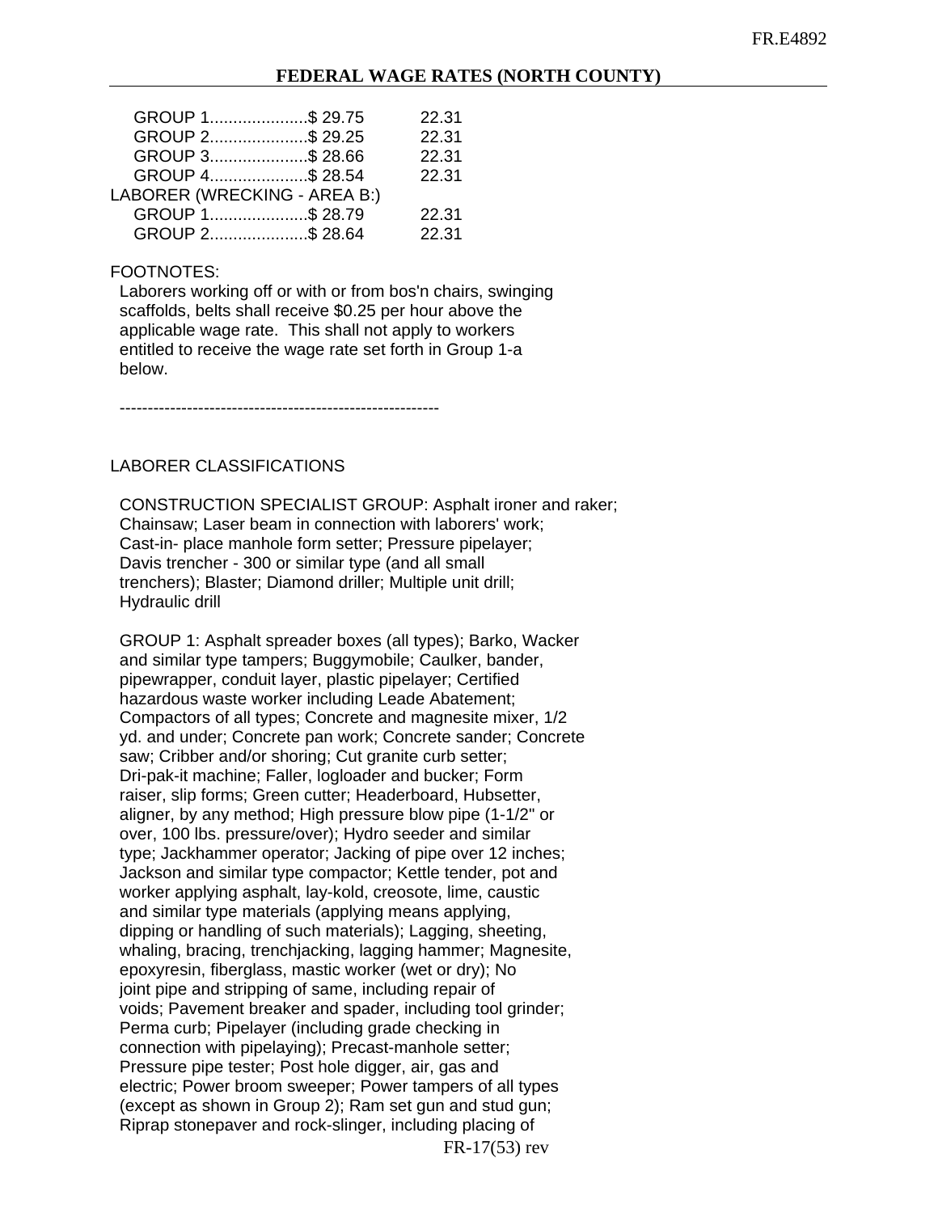| | | |
|---|---|---|
| GROUP 1 | $ 29.75 | 22.31 |
| GROUP 2 | $ 29.25 | 22.31 |
| GROUP 3 | $ 28.66 | 22.31 |
| GROUP 4 | $ 28.54 | 22.31 |
| LABORER (WRECKING - AREA B:) | | |
| GROUP 1 | $ 28.79 | 22.31 |
| GROUP 2 | $ 28.64 | 22.31 |

FOOTNOTES:

Laborers working off or with or from bos'n chairs, swinging scaffolds, belts shall receive $0.25 per hour above the applicable wage rate. This shall not apply to workers entitled to receive the wage rate set forth in Group 1-a below.

---

LABORER CLASSIFICATIONS

CONSTRUCTION SPECIALIST GROUP: Asphalt ironer and raker; Chainsaw; Laser beam in connection with laborers' work; Cast-in- place manhole form setter; Pressure pipelayer; Davis trencher - 300 or similar type (and all small trenchers); Blaster; Diamond driller; Multiple unit drill; Hydraulic drill

GROUP 1: Asphalt spreader boxes (all types); Barko, Wacker and similar type tampers; Buggymobile; Caulker, bander, pipewrapper, conduit layer, plastic pipelayer; Certified hazardous waste worker including Leade Abatement; Compactors of all types; Concrete and magnesite mixer, 1/2 yd. and under; Concrete pan work; Concrete sander; Concrete saw; Cribber and/or shoring; Cut granite curb setter; Dri-pak-it machine; Faller, logloader and bucker; Form raiser, slip forms; Green cutter; Headerboard, Hubsetter, aligner, by any method; High pressure blow pipe (1-1/2" or over, 100 lbs. pressure/over); Hydro seeder and similar type; Jackhammer operator; Jacking of pipe over 12 inches; Jackson and similar type compactor; Kettle tender, pot and worker applying asphalt, lay-kold, creosote, lime, caustic and similar type materials (applying means applying, dipping or handling of such materials); Lagging, sheeting, whaling, bracing, trenchjacking, lagging hammer; Magnesite, epoxyresin, fiberglass, mastic worker (wet or dry); No joint pipe and stripping of same, including repair of voids; Pavement breaker and spader, including tool grinder; Perma curb; Pipelayer (including grade checking in connection with pipelaying); Precast-manhole setter; Pressure pipe tester; Post hole digger, air, gas and electric; Power broom sweeper; Power tampers of all types (except as shown in Group 2); Ram set gun and stud gun; Riprap stonepaver and rock-slinger, including placing of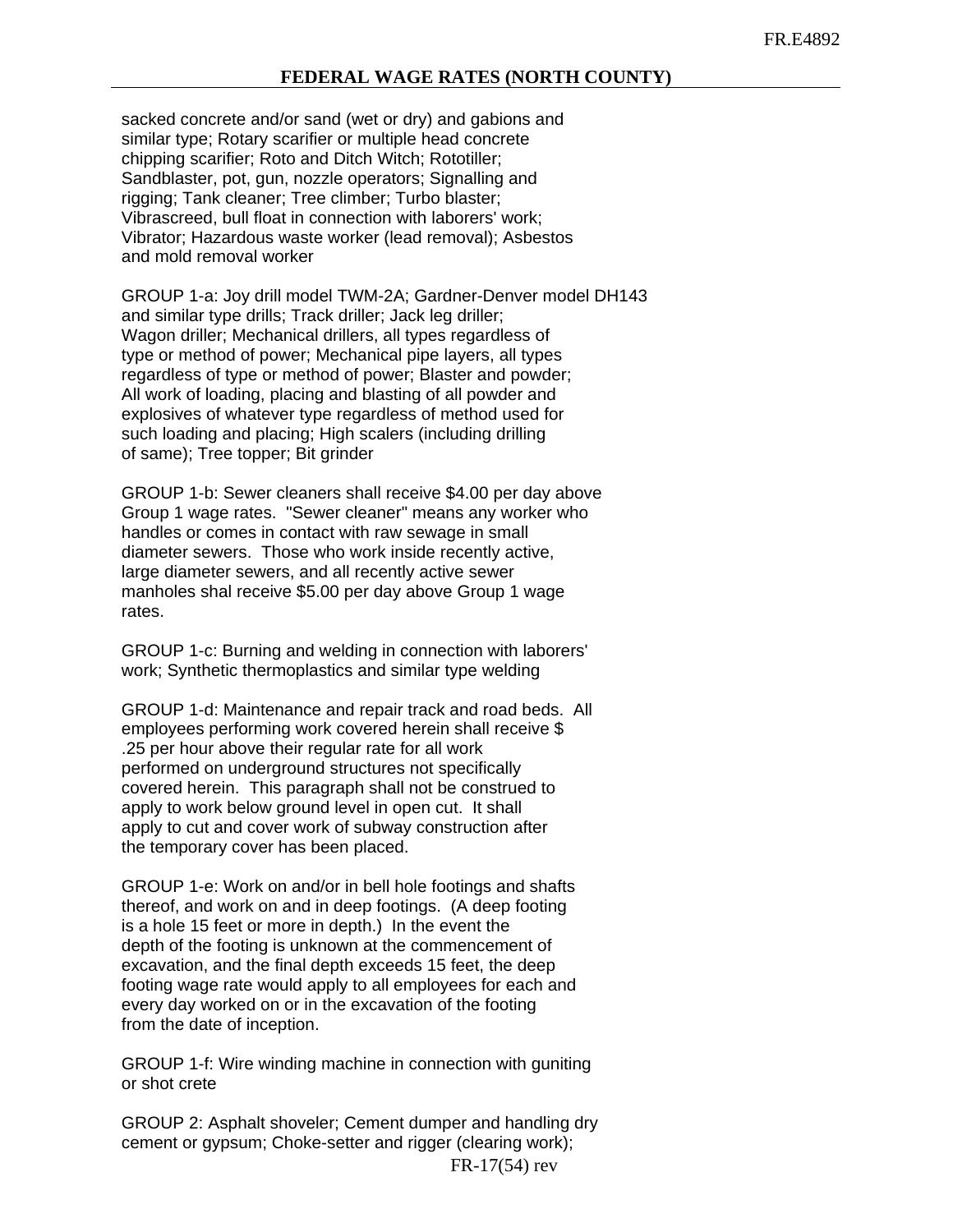sacked concrete and/or sand (wet or dry) and gabions and similar type; Rotary scarifier or multiple head concrete chipping scarifier; Roto and Ditch Witch; Rototiller; Sandblaster, pot, gun, nozzle operators; Signalling and rigging; Tank cleaner; Tree climber; Turbo blaster; Vibrascreed, bull float in connection with laborers' work; Vibrator; Hazardous waste worker (lead removal); Asbestos and mold removal worker

GROUP 1-a: Joy drill model TWM-2A; Gardner-Denver model DH143 and similar type drills; Track driller; Jack leg driller; Wagon driller; Mechanical drillers, all types regardless of type or method of power; Mechanical pipe layers, all types regardless of type or method of power; Blaster and powder; All work of loading, placing and blasting of all powder and explosives of whatever type regardless of method used for such loading and placing; High scalers (including drilling of same); Tree topper; Bit grinder

GROUP 1-b: Sewer cleaners shall receive $4.00 per day above Group 1 wage rates. "Sewer cleaner" means any worker who handles or comes in contact with raw sewage in small diameter sewers. Those who work inside recently active, large diameter sewers, and all recently active sewer manholes shal receive $5.00 per day above Group 1 wage rates.

GROUP 1-c: Burning and welding in connection with laborers' work; Synthetic thermoplastics and similar type welding

GROUP 1-d: Maintenance and repair track and road beds. All employees performing work covered herein shall receive $ .25 per hour above their regular rate for all work performed on underground structures not specifically covered herein. This paragraph shall not be construed to apply to work below ground level in open cut. It shall apply to cut and cover work of subway construction after the temporary cover has been placed.

GROUP 1-e: Work on and/or in bell hole footings and shafts thereof, and work on and in deep footings. (A deep footing is a hole 15 feet or more in depth.) In the event the depth of the footing is unknown at the commencement of excavation, and the final depth exceeds 15 feet, the deep footing wage rate would apply to all employees for each and every day worked on or in the excavation of the footing from the date of inception.

GROUP 1-f: Wire winding machine in connection with guniting or shot crete

GROUP 2: Asphalt shoveler; Cement dumper and handling dry cement or gypsum; Choke-setter and rigger (clearing work);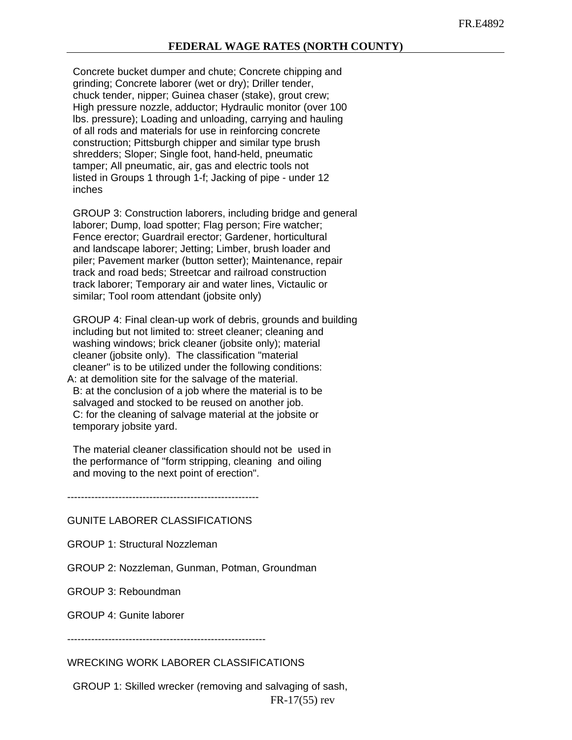Concrete bucket dumper and chute; Concrete chipping and grinding; Concrete laborer (wet or dry); Driller tender, chuck tender, nipper; Guinea chaser (stake), grout crew; High pressure nozzle, adductor; Hydraulic monitor (over 100 lbs. pressure); Loading and unloading, carrying and hauling of all rods and materials for use in reinforcing concrete construction; Pittsburgh chipper and similar type brush shredders; Sloper; Single foot, hand-held, pneumatic tamper; All pneumatic, air, gas and electric tools not listed in Groups 1 through 1-f; Jacking of pipe - under 12 inches

GROUP 3: Construction laborers, including bridge and general laborer; Dump, load spotter; Flag person; Fire watcher; Fence erector; Guardrail erector; Gardener, horticultural and landscape laborer; Jetting; Limber, brush loader and piler; Pavement marker (button setter); Maintenance, repair track and road beds; Streetcar and railroad construction track laborer; Temporary air and water lines, Victaulic or similar; Tool room attendant (jobsite only)

GROUP 4: Final clean-up work of debris, grounds and building including but not limited to: street cleaner; cleaning and washing windows; brick cleaner (jobsite only); material cleaner (jobsite only). The classification "material cleaner" is to be utilized under the following conditions:
A: at demolition site for the salvage of the material.
B: at the conclusion of a job where the material is to be salvaged and stocked to be reused on another job.
C: for the cleaning of salvage material at the jobsite or temporary jobsite yard.

The material cleaner classification should not be used in the performance of "form stripping, cleaning and oiling and moving to the next point of erection".

--------------------------------------------------------

GUNITE LABORER CLASSIFICATIONS

GROUP 1: Structural Nozzleman

GROUP 2: Nozzleman, Gunman, Potman, Groundman

GROUP 3: Reboundman

GROUP 4: Gunite laborer

----------------------------------------------------------

WRECKING WORK LABORER CLASSIFICATIONS

GROUP 1: Skilled wrecker (removing and salvaging of sash,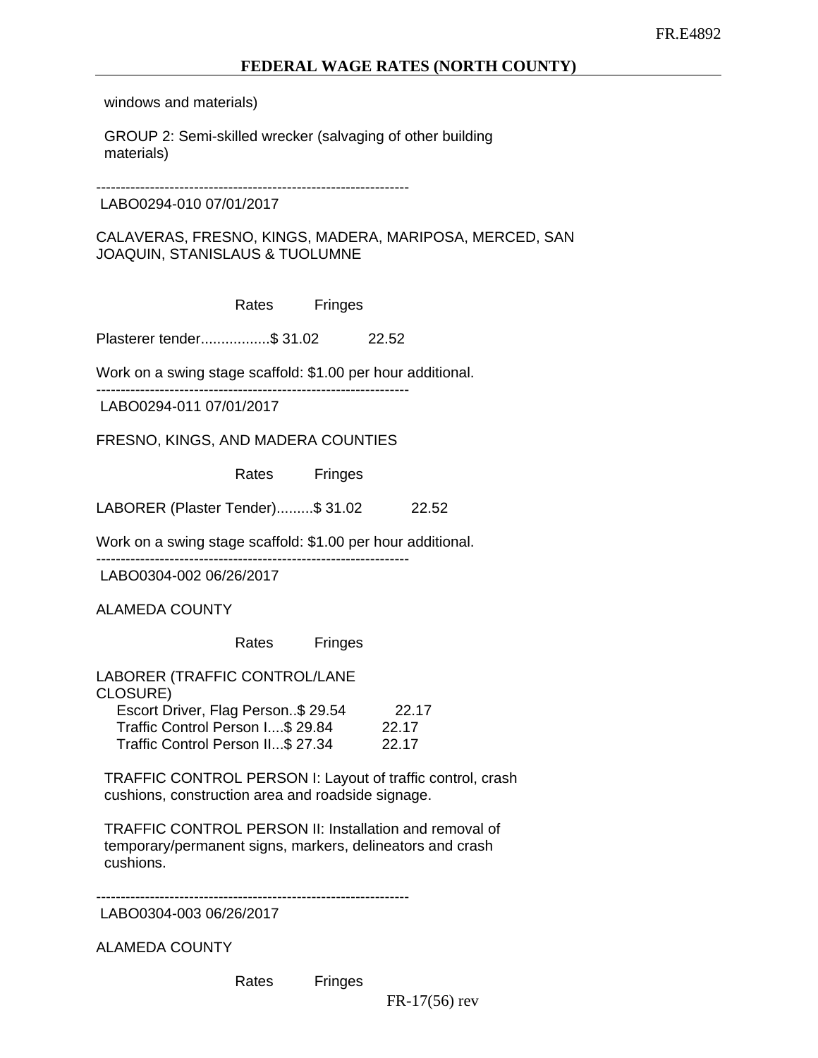windows and materials)

GROUP 2: Semi-skilled wrecker (salvaging of other building materials)

----------------------------------------------------------------

LABO0294-010 07/01/2017

CALAVERAS, FRESNO, KINGS, MADERA, MARIPOSA, MERCED, SAN JOAQUIN, STANISLAUS & TUOLUMNE

| | Rates | Fringes |
|---|---|---|
| Plasterer tender | $ 31.02 | 22.52 |

Work on a swing stage scaffold: $1.00 per hour additional.

----------------------------------------------------------------

LABO0294-011 07/01/2017

FRESNO, KINGS, AND MADERA COUNTIES

| | Rates | Fringes |
|---|---|---|
| LABORER (Plaster Tender) | $ 31.02 | 22.52 |

Work on a swing stage scaffold: $1.00 per hour additional.

----------------------------------------------------------------

LABO0304-002 06/26/2017

ALAMEDA COUNTY

| | Rates | Fringes |
|---|---|---|
| LABORER (TRAFFIC CONTROL/LANE CLOSURE) | | |
| Escort Driver, Flag Person | $ 29.54 | 22.17 |
| Traffic Control Person I | $ 29.84 | 22.17 |
| Traffic Control Person II | $ 27.34 | 22.17 |

TRAFFIC CONTROL PERSON I: Layout of traffic control, crash cushions, construction area and roadside signage.

TRAFFIC CONTROL PERSON II: Installation and removal of temporary/permanent signs, markers, delineators and crash cushions.

----------------------------------------------------------------

LABO0304-003 06/26/2017

ALAMEDA COUNTY

| | Rates | Fringes |
|---|---|---|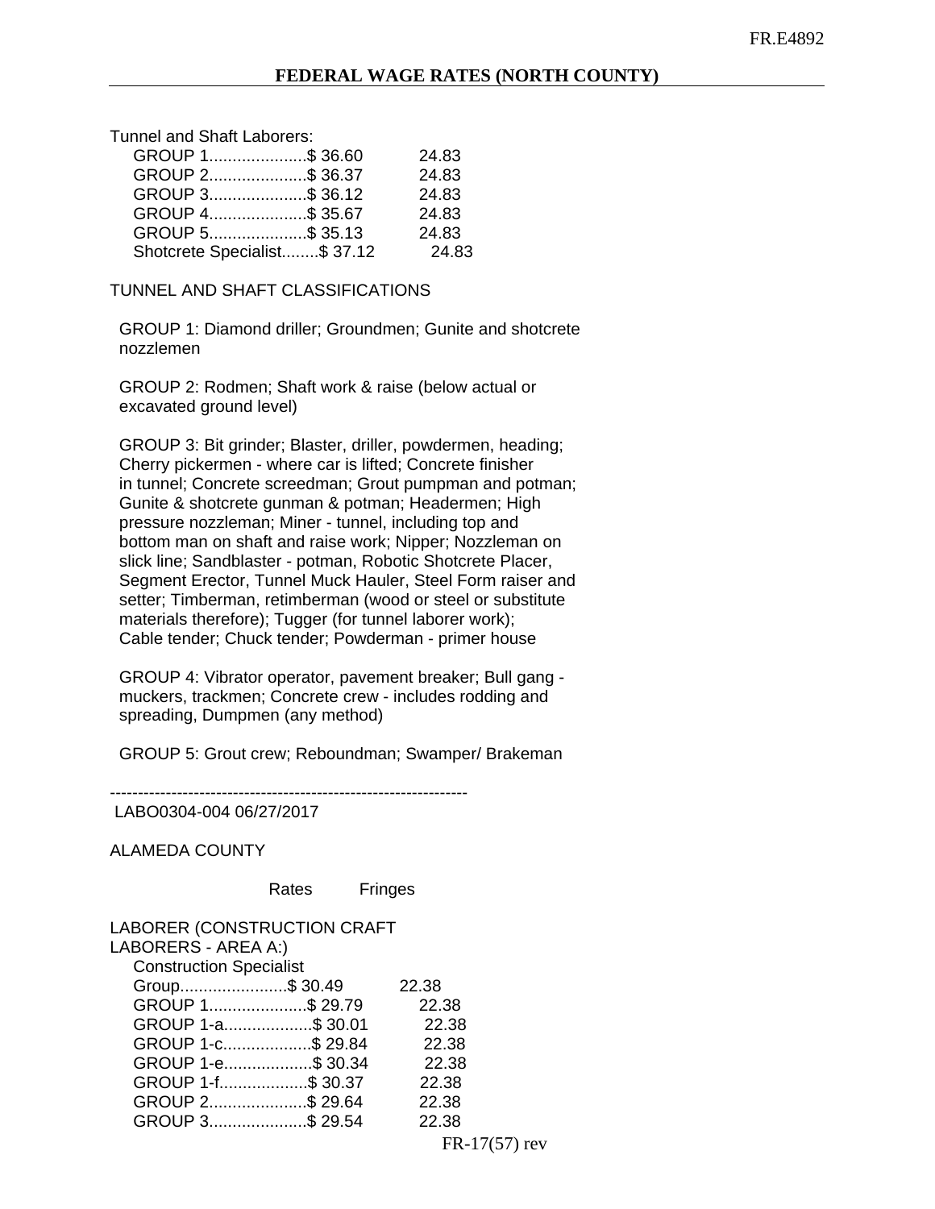Tunnel and Shaft Laborers:

```
    GROUP 1.....................$ 36.60          24.83
    GROUP 2.....................$ 36.37          24.83
    GROUP 3.....................$ 36.12          24.83
    GROUP 4.....................$ 35.67          24.83
    GROUP 5.....................$ 35.13          24.83
    Shotcrete Specialist........$ 37.12          24.83
```

TUNNEL AND SHAFT CLASSIFICATIONS

GROUP 1: Diamond driller; Groundmen; Gunite and shotcrete nozzlemen

GROUP 2: Rodmen; Shaft work & raise (below actual or excavated ground level)

GROUP 3: Bit grinder; Blaster, driller, powdermen, heading; Cherry pickermen - where car is lifted; Concrete finisher in tunnel; Concrete screedman; Grout pumpman and potman; Gunite & shotcrete gunman & potman; Headermen; High pressure nozzleman; Miner - tunnel, including top and bottom man on shaft and raise work; Nipper; Nozzleman on slick line; Sandblaster - potman, Robotic Shotcrete Placer, Segment Erector, Tunnel Muck Hauler, Steel Form raiser and setter; Timberman, retimberman (wood or steel or substitute materials therefore); Tugger (for tunnel laborer work); Cable tender; Chuck tender; Powderman - primer house

GROUP 4: Vibrator operator, pavement breaker; Bull gang - muckers, trackmen; Concrete crew - includes rodding and spreading, Dumpmen (any method)

GROUP 5: Grout crew; Reboundman; Swamper/ Brakeman

----------------------------------------------------------------

LABO0304-004 06/27/2017

ALAMEDA COUNTY

```
                          Rates          Fringes

LABORER (CONSTRUCTION CRAFT
LABORERS - AREA A:)
    Construction Specialist
    Group.......................$ 30.49          22.38
    GROUP 1.....................$ 29.79          22.38
    GROUP 1-a...................$ 30.01          22.38
    GROUP 1-c...................$ 29.84          22.38
    GROUP 1-e...................$ 30.34          22.38
    GROUP 1-f...................$ 30.37          22.38
    GROUP 2.....................$ 29.64          22.38
    GROUP 3.....................$ 29.54          22.38
```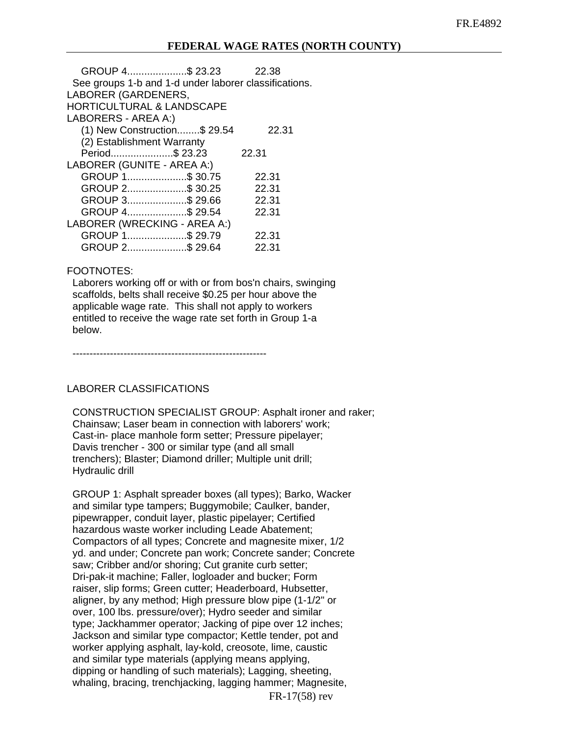GROUP 4.....................$ 23.23 22.38
See groups 1-b and 1-d under laborer classifications.

LABORER (GARDENERS, HORTICULTURAL & LANDSCAPE LABORERS - AREA A:)

| | | |
|---|---|---|
| (1) New Construction........ | $ 29.54 | 22.31 |
| (2) Establishment Warranty Period...................... | $ 23.23 | 22.31 |

LABORER (GUNITE - AREA A:)

| | | |
|---|---|---|
| GROUP 1..................... | $ 30.75 | 22.31 |
| GROUP 2..................... | $ 30.25 | 22.31 |
| GROUP 3..................... | $ 29.66 | 22.31 |
| GROUP 4..................... | $ 29.54 | 22.31 |

LABORER (WRECKING - AREA A:)

| | | |
|---|---|---|
| GROUP 1..................... | $ 29.79 | 22.31 |
| GROUP 2..................... | $ 29.64 | 22.31 |

FOOTNOTES:

Laborers working off or with or from bos'n chairs, swinging scaffolds, belts shall receive $0.25 per hour above the applicable wage rate. This shall not apply to workers entitled to receive the wage rate set forth in Group 1-a below.

---------------------------------------------------------

LABORER CLASSIFICATIONS

CONSTRUCTION SPECIALIST GROUP: Asphalt ironer and raker; Chainsaw; Laser beam in connection with laborers' work; Cast-in- place manhole form setter; Pressure pipelayer; Davis trencher - 300 or similar type (and all small trenchers); Blaster; Diamond driller; Multiple unit drill; Hydraulic drill

GROUP 1: Asphalt spreader boxes (all types); Barko, Wacker and similar type tampers; Buggymobile; Caulker, bander, pipewrapper, conduit layer, plastic pipelayer; Certified hazardous waste worker including Leade Abatement; Compactors of all types; Concrete and magnesite mixer, 1/2 yd. and under; Concrete pan work; Concrete sander; Concrete saw; Cribber and/or shoring; Cut granite curb setter; Dri-pak-it machine; Faller, logloader and bucker; Form raiser, slip forms; Green cutter; Headerboard, Hubsetter, aligner, by any method; High pressure blow pipe (1-1/2" or over, 100 lbs. pressure/over); Hydro seeder and similar type; Jackhammer operator; Jacking of pipe over 12 inches; Jackson and similar type compactor; Kettle tender, pot and worker applying asphalt, lay-kold, creosote, lime, caustic and similar type materials (applying means applying, dipping or handling of such materials); Lagging, sheeting, whaling, bracing, trenchjacking, lagging hammer; Magnesite,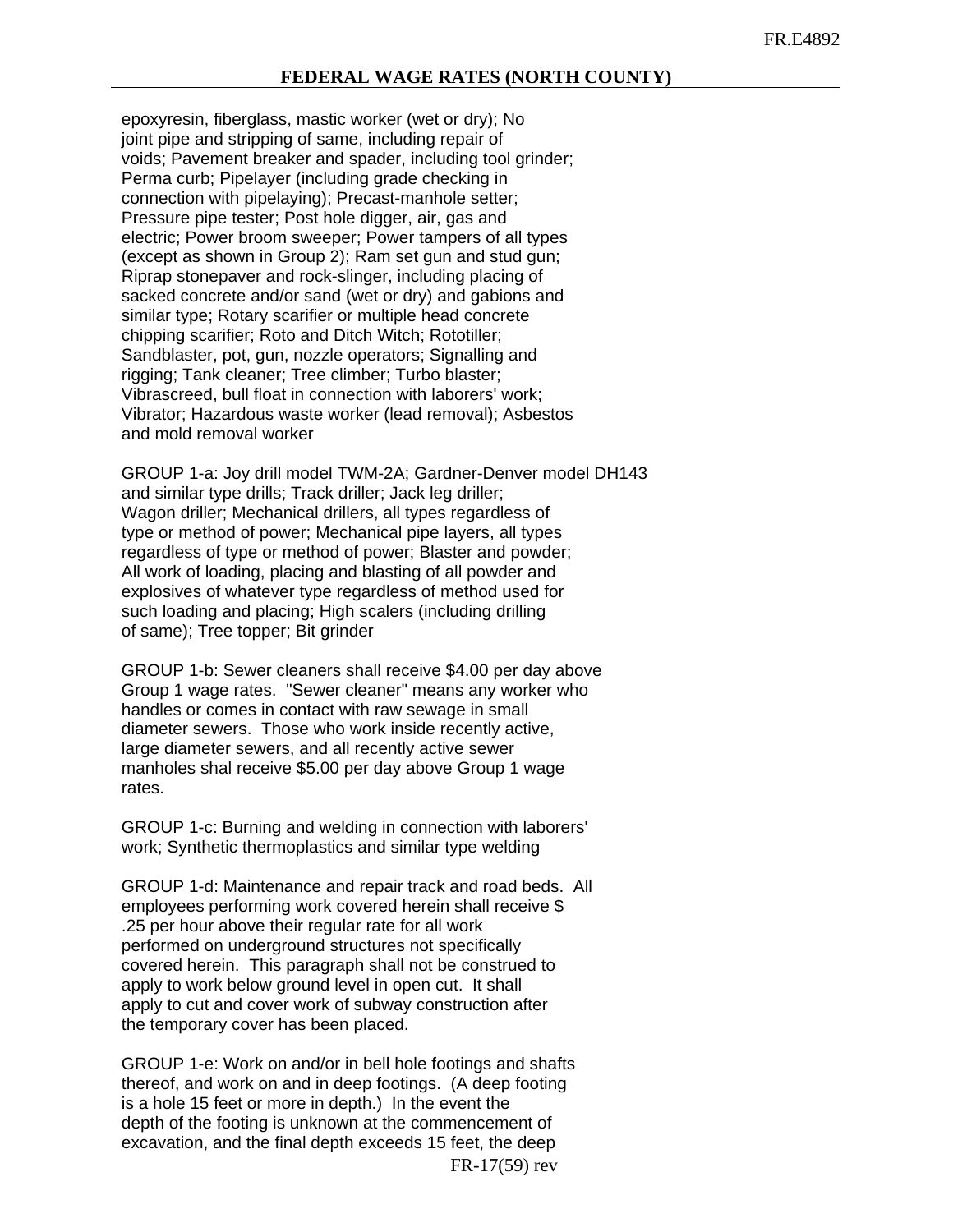epoxyresin, fiberglass, mastic worker (wet or dry); No joint pipe and stripping of same, including repair of voids; Pavement breaker and spader, including tool grinder; Perma curb; Pipelayer (including grade checking in connection with pipelaying); Precast-manhole setter; Pressure pipe tester; Post hole digger, air, gas and electric; Power broom sweeper; Power tampers of all types (except as shown in Group 2); Ram set gun and stud gun; Riprap stonepaver and rock-slinger, including placing of sacked concrete and/or sand (wet or dry) and gabions and similar type; Rotary scarifier or multiple head concrete chipping scarifier; Roto and Ditch Witch; Rototiller; Sandblaster, pot, gun, nozzle operators; Signalling and rigging; Tank cleaner; Tree climber; Turbo blaster; Vibrascreed, bull float in connection with laborers' work; Vibrator; Hazardous waste worker (lead removal); Asbestos and mold removal worker

GROUP 1-a: Joy drill model TWM-2A; Gardner-Denver model DH143 and similar type drills; Track driller; Jack leg driller; Wagon driller; Mechanical drillers, all types regardless of type or method of power; Mechanical pipe layers, all types regardless of type or method of power; Blaster and powder; All work of loading, placing and blasting of all powder and explosives of whatever type regardless of method used for such loading and placing; High scalers (including drilling of same); Tree topper; Bit grinder

GROUP 1-b: Sewer cleaners shall receive $4.00 per day above Group 1 wage rates. "Sewer cleaner" means any worker who handles or comes in contact with raw sewage in small diameter sewers. Those who work inside recently active, large diameter sewers, and all recently active sewer manholes shal receive $5.00 per day above Group 1 wage rates.

GROUP 1-c: Burning and welding in connection with laborers' work; Synthetic thermoplastics and similar type welding

GROUP 1-d: Maintenance and repair track and road beds. All employees performing work covered herein shall receive $ .25 per hour above their regular rate for all work performed on underground structures not specifically covered herein. This paragraph shall not be construed to apply to work below ground level in open cut. It shall apply to cut and cover work of subway construction after the temporary cover has been placed.

GROUP 1-e: Work on and/or in bell hole footings and shafts thereof, and work on and in deep footings. (A deep footing is a hole 15 feet or more in depth.) In the event the depth of the footing is unknown at the commencement of excavation, and the final depth exceeds 15 feet, the deep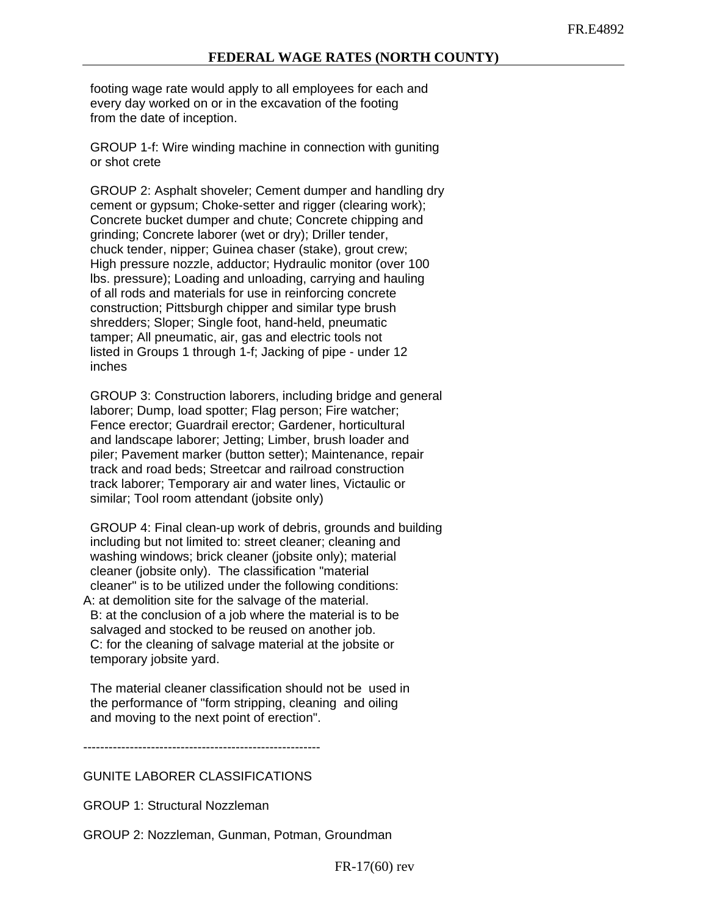footing wage rate would apply to all employees for each and every day worked on or in the excavation of the footing from the date of inception.

GROUP 1-f: Wire winding machine in connection with guniting or shot crete

GROUP 2: Asphalt shoveler; Cement dumper and handling dry cement or gypsum; Choke-setter and rigger (clearing work); Concrete bucket dumper and chute; Concrete chipping and grinding; Concrete laborer (wet or dry); Driller tender, chuck tender, nipper; Guinea chaser (stake), grout crew; High pressure nozzle, adductor; Hydraulic monitor (over 100 lbs. pressure); Loading and unloading, carrying and hauling of all rods and materials for use in reinforcing concrete construction; Pittsburgh chipper and similar type brush shredders; Sloper; Single foot, hand-held, pneumatic tamper; All pneumatic, air, gas and electric tools not listed in Groups 1 through 1-f; Jacking of pipe - under 12 inches

GROUP 3: Construction laborers, including bridge and general laborer; Dump, load spotter; Flag person; Fire watcher; Fence erector; Guardrail erector; Gardener, horticultural and landscape laborer; Jetting; Limber, brush loader and piler; Pavement marker (button setter); Maintenance, repair track and road beds; Streetcar and railroad construction track laborer; Temporary air and water lines, Victaulic or similar; Tool room attendant (jobsite only)

GROUP 4: Final clean-up work of debris, grounds and building including but not limited to: street cleaner; cleaning and washing windows; brick cleaner (jobsite only); material cleaner (jobsite only). The classification "material cleaner" is to be utilized under the following conditions:
A: at demolition site for the salvage of the material.
B: at the conclusion of a job where the material is to be salvaged and stocked to be reused on another job.
C: for the cleaning of salvage material at the jobsite or temporary jobsite yard.

The material cleaner classification should not be used in the performance of "form stripping, cleaning and oiling and moving to the next point of erection".

--------------------------------------------------------

GUNITE LABORER CLASSIFICATIONS

GROUP 1: Structural Nozzleman

GROUP 2: Nozzleman, Gunman, Potman, Groundman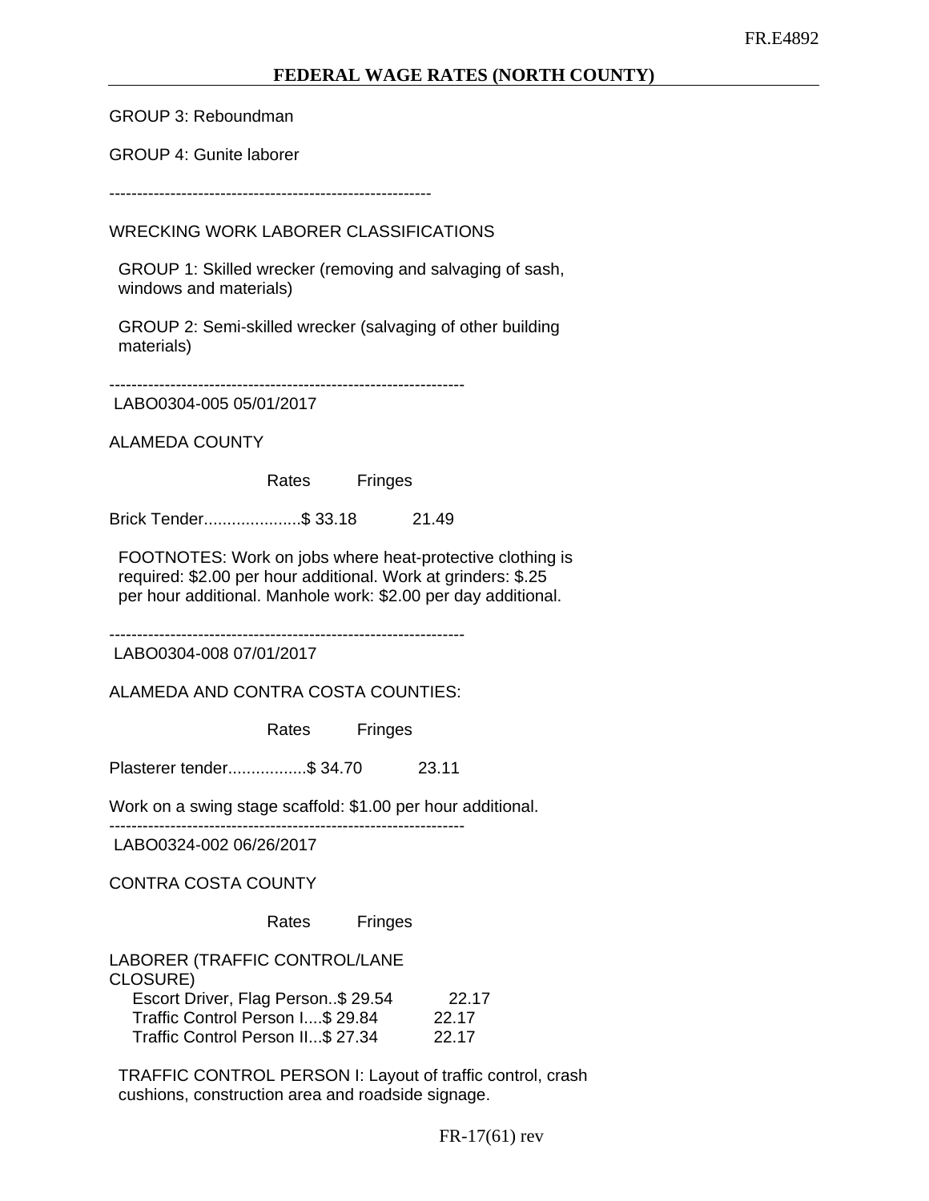GROUP 3: Reboundman

GROUP 4: Gunite laborer

----------------------------------------------------------

WRECKING WORK LABORER CLASSIFICATIONS

GROUP 1: Skilled wrecker (removing and salvaging of sash, windows and materials)

GROUP 2: Semi-skilled wrecker (salvaging of other building materials)

----------------------------------------------------------------

LABO0304-005 05/01/2017

ALAMEDA COUNTY

| | Rates | Fringes |
|---|---|---|
| Brick Tender | $ 33.18 | 21.49 |

FOOTNOTES: Work on jobs where heat-protective clothing is required: $2.00 per hour additional. Work at grinders: $.25 per hour additional. Manhole work: $2.00 per day additional.

----------------------------------------------------------------

LABO0304-008 07/01/2017

ALAMEDA AND CONTRA COSTA COUNTIES:

| | Rates | Fringes |
|---|---|---|
| Plasterer tender | $ 34.70 | 23.11 |

Work on a swing stage scaffold: $1.00 per hour additional.

----------------------------------------------------------------

LABO0324-002 06/26/2017

CONTRA COSTA COUNTY

| | Rates | Fringes |
|---|---|---|
| LABORER (TRAFFIC CONTROL/LANE CLOSURE) | | |
| Escort Driver, Flag Person | $ 29.54 | 22.17 |
| Traffic Control Person I | $ 29.84 | 22.17 |
| Traffic Control Person II | $ 27.34 | 22.17 |

TRAFFIC CONTROL PERSON I: Layout of traffic control, crash cushions, construction area and roadside signage.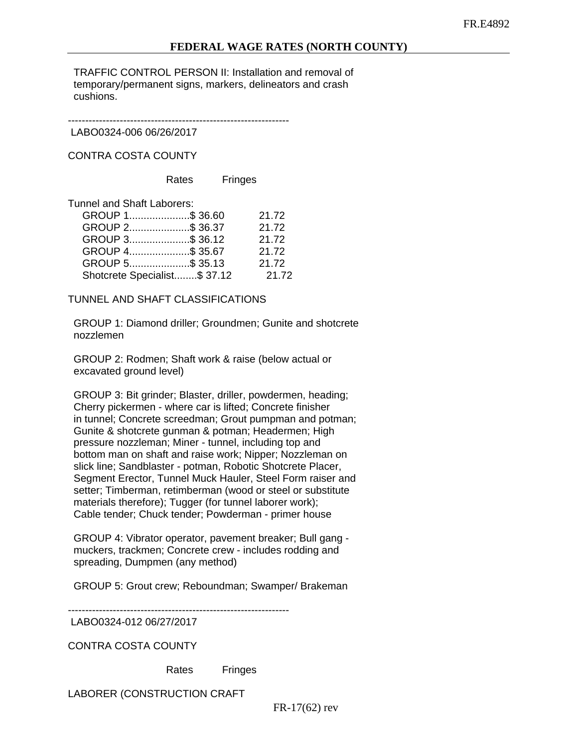TRAFFIC CONTROL PERSON II: Installation and removal of temporary/permanent signs, markers, delineators and crash cushions.

----------------------------------------------------------------

LABO0324-006 06/26/2017

CONTRA COSTA COUNTY

| | Rates | Fringes |
|---|---|---|
| Tunnel and Shaft Laborers: | | |
| GROUP 1 | $ 36.60 | 21.72 |
| GROUP 2 | $ 36.37 | 21.72 |
| GROUP 3 | $ 36.12 | 21.72 |
| GROUP 4 | $ 35.67 | 21.72 |
| GROUP 5 | $ 35.13 | 21.72 |
| Shotcrete Specialist | $ 37.12 | 21.72 |

TUNNEL AND SHAFT CLASSIFICATIONS

GROUP 1: Diamond driller; Groundmen; Gunite and shotcrete nozzlemen

GROUP 2: Rodmen; Shaft work & raise (below actual or excavated ground level)

GROUP 3: Bit grinder; Blaster, driller, powdermen, heading; Cherry pickermen - where car is lifted; Concrete finisher in tunnel; Concrete screedman; Grout pumpman and potman; Gunite & shotcrete gunman & potman; Headermen; High pressure nozzleman; Miner - tunnel, including top and bottom man on shaft and raise work; Nipper; Nozzleman on slick line; Sandblaster - potman, Robotic Shotcrete Placer, Segment Erector, Tunnel Muck Hauler, Steel Form raiser and setter; Timberman, retimberman (wood or steel or substitute materials therefore); Tugger (for tunnel laborer work); Cable tender; Chuck tender; Powderman - primer house

GROUP 4: Vibrator operator, pavement breaker; Bull gang - muckers, trackmen; Concrete crew - includes rodding and spreading, Dumpmen (any method)

GROUP 5: Grout crew; Reboundman; Swamper/ Brakeman

----------------------------------------------------------------

LABO0324-012 06/27/2017

CONTRA COSTA COUNTY

| | Rates | Fringes |
|---|---|---|

LABORER (CONSTRUCTION CRAFT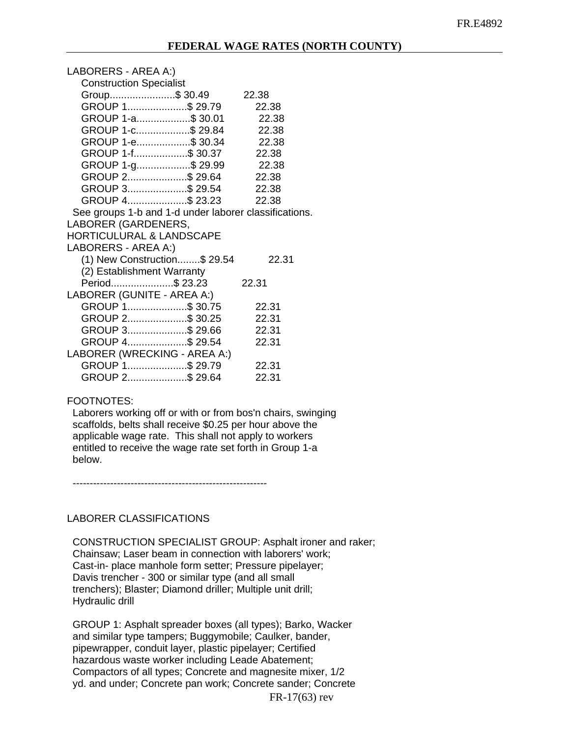## FEDERAL WAGE RATES (NORTH COUNTY)

LABORERS - AREA A:)

| | | |
|---|---|---|
| Construction Specialist Group | $ 30.49 | 22.38 |
| GROUP 1 | $ 29.79 | 22.38 |
| GROUP 1-a | $ 30.01 | 22.38 |
| GROUP 1-c | $ 29.84 | 22.38 |
| GROUP 1-e | $ 30.34 | 22.38 |
| GROUP 1-f | $ 30.37 | 22.38 |
| GROUP 1-g | $ 29.99 | 22.38 |
| GROUP 2 | $ 29.64 | 22.38 |
| GROUP 3 | $ 29.54 | 22.38 |
| GROUP 4 | $ 23.23 | 22.38 |

See groups 1-b and 1-d under laborer classifications.

LABORER (GARDENERS, HORTICULURAL & LANDSCAPE LABORERS - AREA A:)

| | | |
|---|---|---|
| (1) New Construction | $ 29.54 | 22.31 |
| (2) Establishment Warranty Period | $ 23.23 | 22.31 |

LABORER (GUNITE - AREA A:)

| | | |
|---|---|---|
| GROUP 1 | $ 30.75 | 22.31 |
| GROUP 2 | $ 30.25 | 22.31 |
| GROUP 3 | $ 29.66 | 22.31 |
| GROUP 4 | $ 29.54 | 22.31 |

LABORER (WRECKING - AREA A:)

| | | |
|---|---|---|
| GROUP 1 | $ 29.79 | 22.31 |
| GROUP 2 | $ 29.64 | 22.31 |

FOOTNOTES:

Laborers working off or with or from bos'n chairs, swinging scaffolds, belts shall receive $0.25 per hour above the applicable wage rate. This shall not apply to workers entitled to receive the wage rate set forth in Group 1-a below.

---

LABORER CLASSIFICATIONS

CONSTRUCTION SPECIALIST GROUP: Asphalt ironer and raker; Chainsaw; Laser beam in connection with laborers' work; Cast-in- place manhole form setter; Pressure pipelayer; Davis trencher - 300 or similar type (and all small trenchers); Blaster; Diamond driller; Multiple unit drill; Hydraulic drill

GROUP 1: Asphalt spreader boxes (all types); Barko, Wacker and similar type tampers; Buggymobile; Caulker, bander, pipewrapper, conduit layer, plastic pipelayer; Certified hazardous waste worker including Leade Abatement; Compactors of all types; Concrete and magnesite mixer, 1/2 yd. and under; Concrete pan work; Concrete sander; Concrete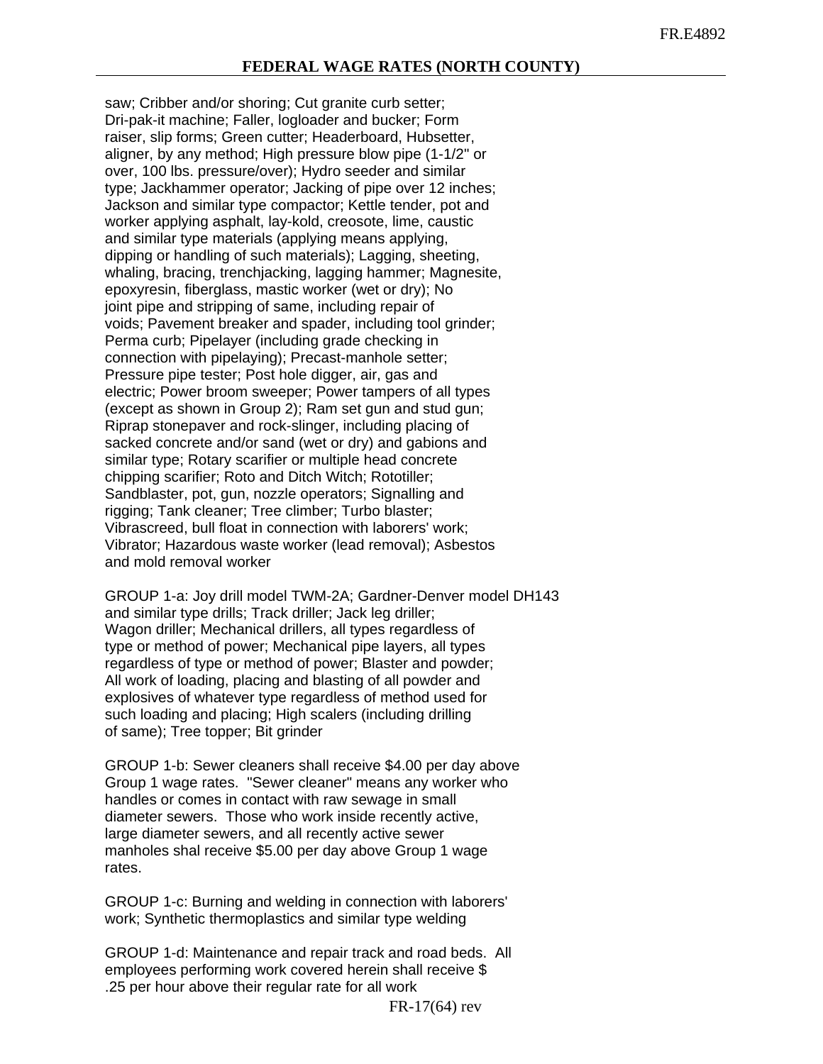saw; Cribber and/or shoring; Cut granite curb setter; Dri-pak-it machine; Faller, logloader and bucker; Form raiser, slip forms; Green cutter; Headerboard, Hubsetter, aligner, by any method; High pressure blow pipe (1-1/2" or over, 100 lbs. pressure/over); Hydro seeder and similar type; Jackhammer operator; Jacking of pipe over 12 inches; Jackson and similar type compactor; Kettle tender, pot and worker applying asphalt, lay-kold, creosote, lime, caustic and similar type materials (applying means applying, dipping or handling of such materials); Lagging, sheeting, whaling, bracing, trenchjacking, lagging hammer; Magnesite, epoxyresin, fiberglass, mastic worker (wet or dry); No joint pipe and stripping of same, including repair of voids; Pavement breaker and spader, including tool grinder; Perma curb; Pipelayer (including grade checking in connection with pipelaying); Precast-manhole setter; Pressure pipe tester; Post hole digger, air, gas and electric; Power broom sweeper; Power tampers of all types (except as shown in Group 2); Ram set gun and stud gun; Riprap stonepaver and rock-slinger, including placing of sacked concrete and/or sand (wet or dry) and gabions and similar type; Rotary scarifier or multiple head concrete chipping scarifier; Roto and Ditch Witch; Rototiller; Sandblaster, pot, gun, nozzle operators; Signalling and rigging; Tank cleaner; Tree climber; Turbo blaster; Vibrascreed, bull float in connection with laborers' work; Vibrator; Hazardous waste worker (lead removal); Asbestos and mold removal worker

GROUP 1-a: Joy drill model TWM-2A; Gardner-Denver model DH143 and similar type drills; Track driller; Jack leg driller; Wagon driller; Mechanical drillers, all types regardless of type or method of power; Mechanical pipe layers, all types regardless of type or method of power; Blaster and powder; All work of loading, placing and blasting of all powder and explosives of whatever type regardless of method used for such loading and placing; High scalers (including drilling of same); Tree topper; Bit grinder

GROUP 1-b: Sewer cleaners shall receive $4.00 per day above Group 1 wage rates. "Sewer cleaner" means any worker who handles or comes in contact with raw sewage in small diameter sewers. Those who work inside recently active, large diameter sewers, and all recently active sewer manholes shal receive $5.00 per day above Group 1 wage rates.

GROUP 1-c: Burning and welding in connection with laborers' work; Synthetic thermoplastics and similar type welding

GROUP 1-d: Maintenance and repair track and road beds. All employees performing work covered herein shall receive $ .25 per hour above their regular rate for all work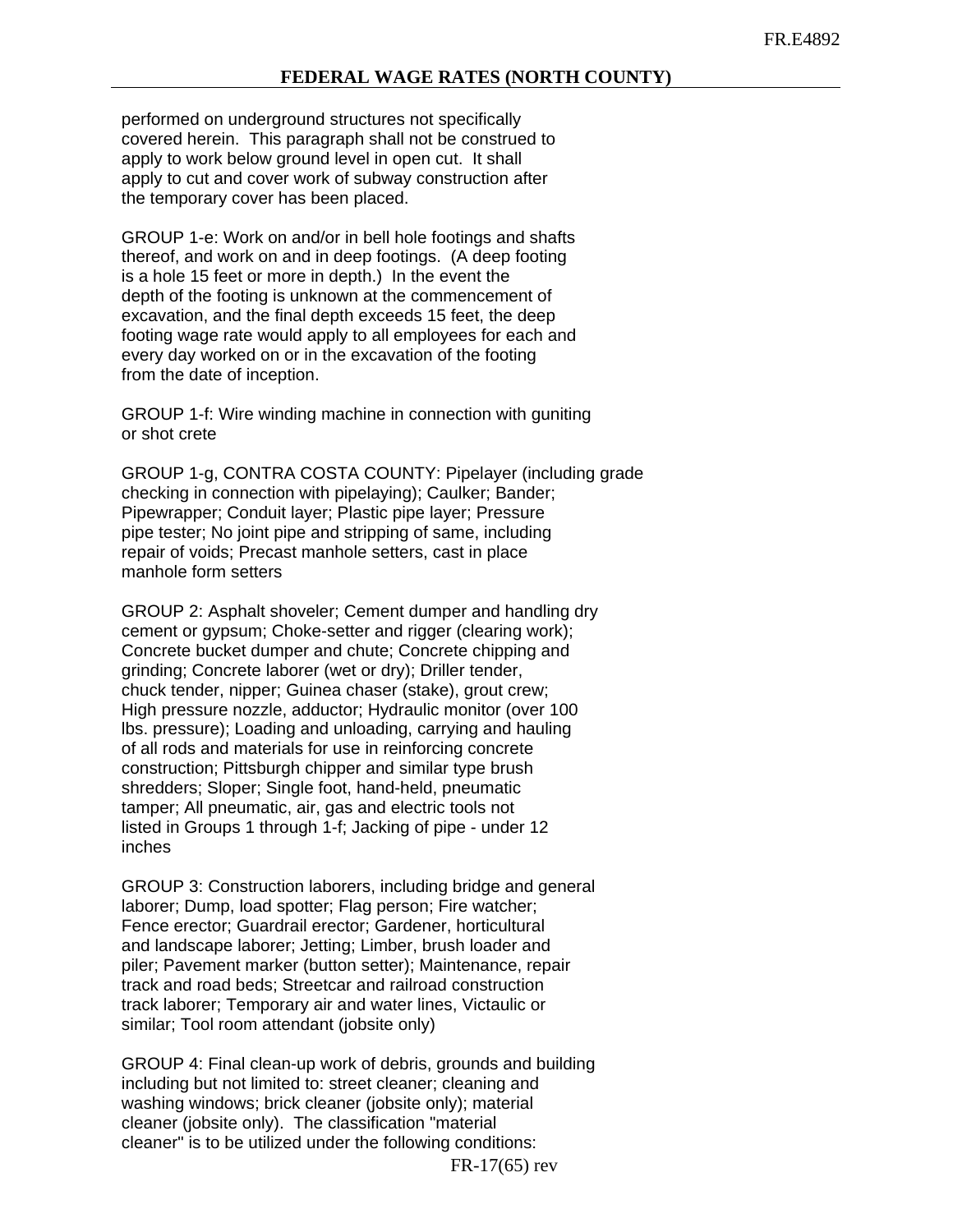performed on underground structures not specifically covered herein. This paragraph shall not be construed to apply to work below ground level in open cut. It shall apply to cut and cover work of subway construction after the temporary cover has been placed.

GROUP 1-e: Work on and/or in bell hole footings and shafts thereof, and work on and in deep footings. (A deep footing is a hole 15 feet or more in depth.) In the event the depth of the footing is unknown at the commencement of excavation, and the final depth exceeds 15 feet, the deep footing wage rate would apply to all employees for each and every day worked on or in the excavation of the footing from the date of inception.

GROUP 1-f: Wire winding machine in connection with guniting or shot crete

GROUP 1-g, CONTRA COSTA COUNTY: Pipelayer (including grade checking in connection with pipelaying); Caulker; Bander; Pipewrapper; Conduit layer; Plastic pipe layer; Pressure pipe tester; No joint pipe and stripping of same, including repair of voids; Precast manhole setters, cast in place manhole form setters

GROUP 2: Asphalt shoveler; Cement dumper and handling dry cement or gypsum; Choke-setter and rigger (clearing work); Concrete bucket dumper and chute; Concrete chipping and grinding; Concrete laborer (wet or dry); Driller tender, chuck tender, nipper; Guinea chaser (stake), grout crew; High pressure nozzle, adductor; Hydraulic monitor (over 100 lbs. pressure); Loading and unloading, carrying and hauling of all rods and materials for use in reinforcing concrete construction; Pittsburgh chipper and similar type brush shredders; Sloper; Single foot, hand-held, pneumatic tamper; All pneumatic, air, gas and electric tools not listed in Groups 1 through 1-f; Jacking of pipe - under 12 inches

GROUP 3: Construction laborers, including bridge and general laborer; Dump, load spotter; Flag person; Fire watcher; Fence erector; Guardrail erector; Gardener, horticultural and landscape laborer; Jetting; Limber, brush loader and piler; Pavement marker (button setter); Maintenance, repair track and road beds; Streetcar and railroad construction track laborer; Temporary air and water lines, Victaulic or similar; Tool room attendant (jobsite only)

GROUP 4: Final clean-up work of debris, grounds and building including but not limited to: street cleaner; cleaning and washing windows; brick cleaner (jobsite only); material cleaner (jobsite only). The classification "material cleaner" is to be utilized under the following conditions: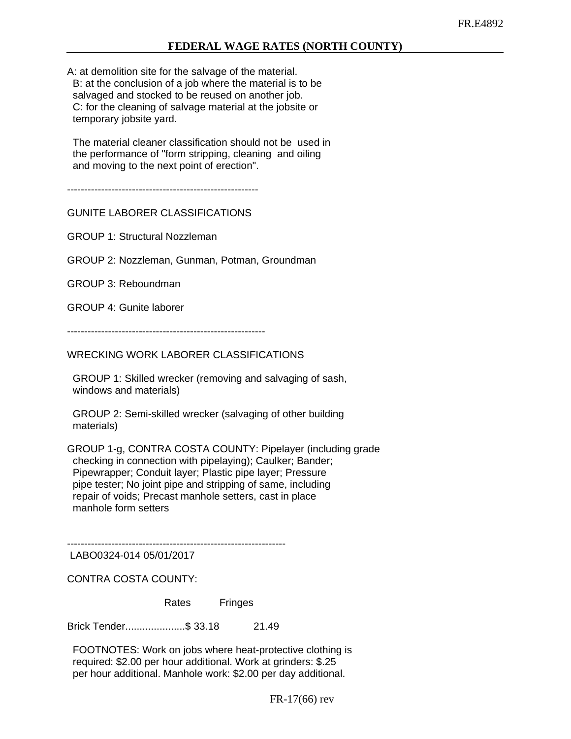A: at demolition site for the salvage of the material.
B: at the conclusion of a job where the material is to be salvaged and stocked to be reused on another job.
C: for the cleaning of salvage material at the jobsite or temporary jobsite yard.

The material cleaner classification should not be used in the performance of "form stripping, cleaning and oiling and moving to the next point of erection".

--------------------------------------------------------

GUNITE LABORER CLASSIFICATIONS

GROUP 1: Structural Nozzleman

GROUP 2: Nozzleman, Gunman, Potman, Groundman

GROUP 3: Reboundman

GROUP 4: Gunite laborer

----------------------------------------------------------

WRECKING WORK LABORER CLASSIFICATIONS

GROUP 1: Skilled wrecker (removing and salvaging of sash, windows and materials)

GROUP 2: Semi-skilled wrecker (salvaging of other building materials)

GROUP 1-g, CONTRA COSTA COUNTY: Pipelayer (including grade checking in connection with pipelaying); Caulker; Bander; Pipewrapper; Conduit layer; Plastic pipe layer; Pressure pipe tester; No joint pipe and stripping of same, including repair of voids; Precast manhole setters, cast in place manhole form setters

----------------------------------------------------------------

LABO0324-014 05/01/2017

CONTRA COSTA COUNTY:

| | Rates | Fringes |
|---|---|---|
| Brick Tender | $ 33.18 | 21.49 |

FOOTNOTES: Work on jobs where heat-protective clothing is required: $2.00 per hour additional. Work at grinders: $.25 per hour additional. Manhole work: $2.00 per day additional.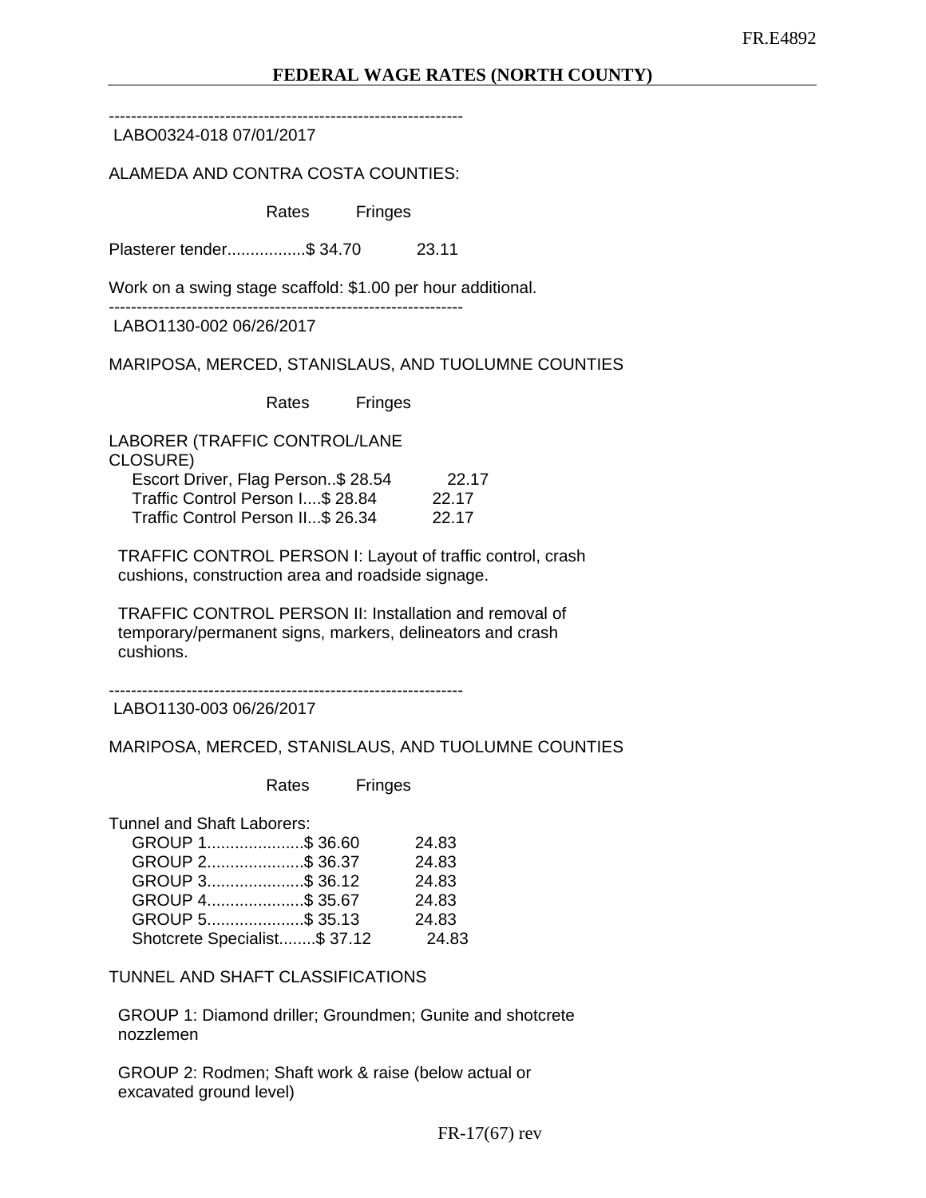## FEDERAL WAGE RATES (NORTH COUNTY)

----------------------------------------------------------------

LABO0324-018 07/01/2017

ALAMEDA AND CONTRA COSTA COUNTIES:

| | Rates | Fringes |
|---|---|---|
| Plasterer tender | $ 34.70 | 23.11 |

Work on a swing stage scaffold: $1.00 per hour additional.

----------------------------------------------------------------

LABO1130-002 06/26/2017

MARIPOSA, MERCED, STANISLAUS, AND TUOLUMNE COUNTIES

| | Rates | Fringes |
|---|---|---|
| LABORER (TRAFFIC CONTROL/LANE CLOSURE) | | |
| Escort Driver, Flag Person | $ 28.54 | 22.17 |
| Traffic Control Person I | $ 28.84 | 22.17 |
| Traffic Control Person II | $ 26.34 | 22.17 |

TRAFFIC CONTROL PERSON I: Layout of traffic control, crash cushions, construction area and roadside signage.

TRAFFIC CONTROL PERSON II: Installation and removal of temporary/permanent signs, markers, delineators and crash cushions.

----------------------------------------------------------------

LABO1130-003 06/26/2017

MARIPOSA, MERCED, STANISLAUS, AND TUOLUMNE COUNTIES

| | Rates | Fringes |
|---|---|---|
| Tunnel and Shaft Laborers: | | |
| GROUP 1 | $ 36.60 | 24.83 |
| GROUP 2 | $ 36.37 | 24.83 |
| GROUP 3 | $ 36.12 | 24.83 |
| GROUP 4 | $ 35.67 | 24.83 |
| GROUP 5 | $ 35.13 | 24.83 |
| Shotcrete Specialist | $ 37.12 | 24.83 |

TUNNEL AND SHAFT CLASSIFICATIONS

GROUP 1: Diamond driller; Groundmen; Gunite and shotcrete nozzlemen

GROUP 2: Rodmen; Shaft work & raise (below actual or excavated ground level)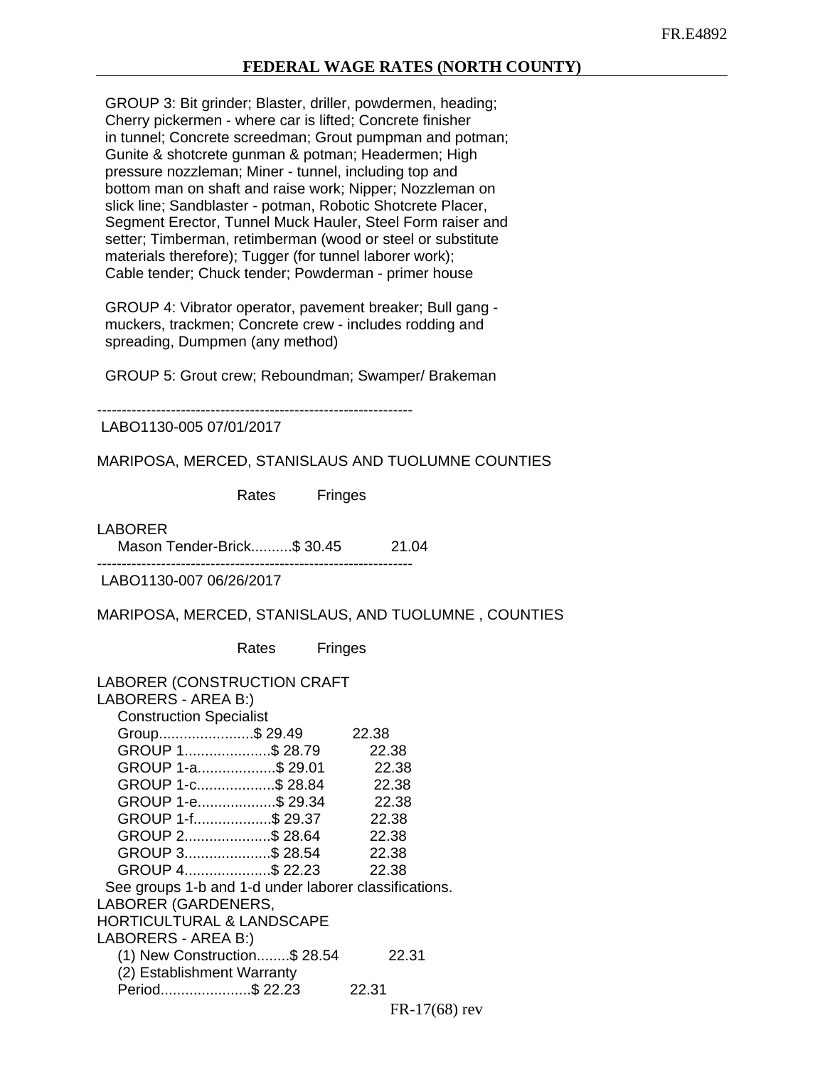GROUP 3: Bit grinder; Blaster, driller, powdermen, heading; Cherry pickermen - where car is lifted; Concrete finisher in tunnel; Concrete screedman; Grout pumpman and potman; Gunite & shotcrete gunman & potman; Headermen; High pressure nozzleman; Miner - tunnel, including top and bottom man on shaft and raise work; Nipper; Nozzleman on slick line; Sandblaster - potman, Robotic Shotcrete Placer, Segment Erector, Tunnel Muck Hauler, Steel Form raiser and setter; Timberman, retimberman (wood or steel or substitute materials therefore); Tugger (for tunnel laborer work); Cable tender; Chuck tender; Powderman - primer house

GROUP 4: Vibrator operator, pavement breaker; Bull gang - muckers, trackmen; Concrete crew - includes rodding and spreading, Dumpmen (any method)

GROUP 5: Grout crew; Reboundman; Swamper/ Brakeman

----------------------------------------------------------------

LABO1130-005 07/01/2017

MARIPOSA, MERCED, STANISLAUS AND TUOLUMNE COUNTIES

| | Rates | Fringes |
|---|---|---|
| LABORER | | |
| Mason Tender-Brick | $ 30.45 | 21.04 |

----------------------------------------------------------------

LABO1130-007 06/26/2017

MARIPOSA, MERCED, STANISLAUS, AND TUOLUMNE , COUNTIES

| | Rates | Fringes |
|---|---|---|
| LABORER (CONSTRUCTION CRAFT LABORERS - AREA B:) | | |
| Construction Specialist Group | $ 29.49 | 22.38 |
| GROUP 1 | $ 28.79 | 22.38 |
| GROUP 1-a | $ 29.01 | 22.38 |
| GROUP 1-c | $ 28.84 | 22.38 |
| GROUP 1-e | $ 29.34 | 22.38 |
| GROUP 1-f | $ 29.37 | 22.38 |
| GROUP 2 | $ 28.64 | 22.38 |
| GROUP 3 | $ 28.54 | 22.38 |
| GROUP 4 | $ 22.23 | 22.38 |

See groups 1-b and 1-d under laborer classifications.

| | Rates | Fringes |
|---|---|---|
| LABORER (GARDENERS, HORTICULTURAL & LANDSCAPE LABORERS - AREA B:) | | |
| (1) New Construction | $ 28.54 | 22.31 |
| (2) Establishment Warranty Period | $ 22.23 | 22.31 |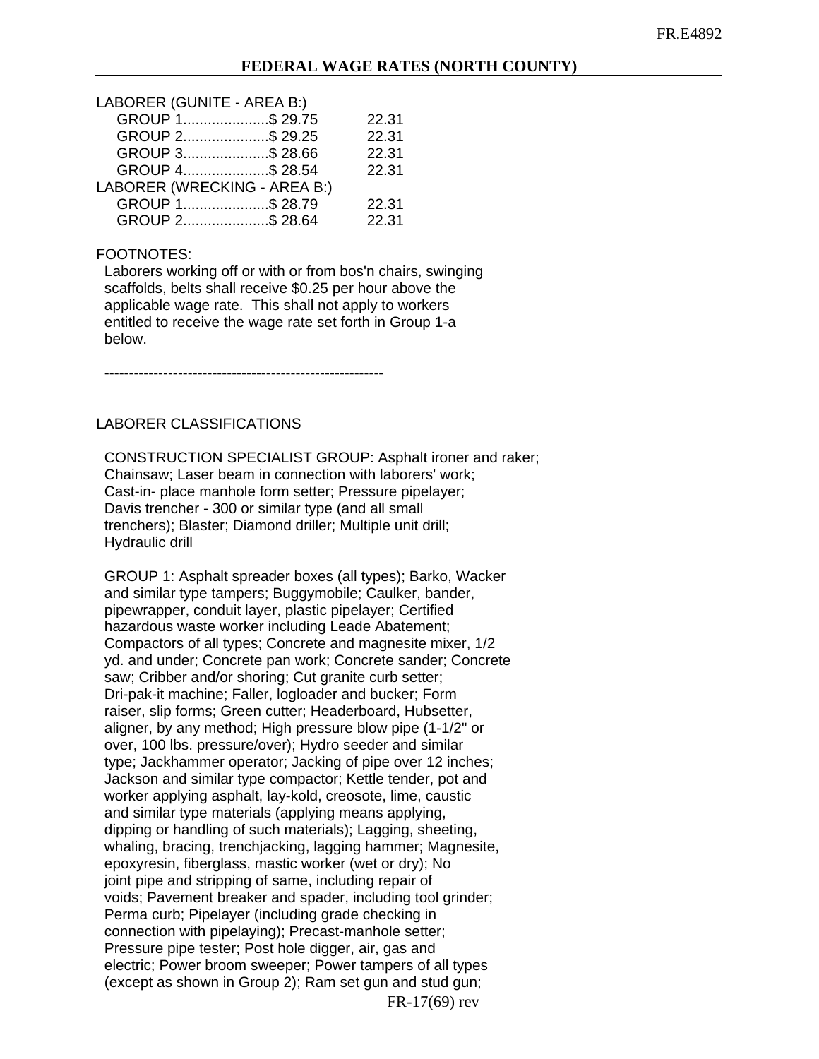LABORER (GUNITE - AREA B:)

| | | |
|---|---|---|
| GROUP 1 | $ 29.75 | 22.31 |
| GROUP 2 | $ 29.25 | 22.31 |
| GROUP 3 | $ 28.66 | 22.31 |
| GROUP 4 | $ 28.54 | 22.31 |

LABORER (WRECKING - AREA B:)

| | | |
|---|---|---|
| GROUP 1 | $ 28.79 | 22.31 |
| GROUP 2 | $ 28.64 | 22.31 |

FOOTNOTES:

Laborers working off or with or from bos'n chairs, swinging scaffolds, belts shall receive $0.25 per hour above the applicable wage rate. This shall not apply to workers entitled to receive the wage rate set forth in Group 1-a below.

----------------------------------------------------------

LABORER CLASSIFICATIONS

CONSTRUCTION SPECIALIST GROUP: Asphalt ironer and raker; Chainsaw; Laser beam in connection with laborers' work; Cast-in- place manhole form setter; Pressure pipelayer; Davis trencher - 300 or similar type (and all small trenchers); Blaster; Diamond driller; Multiple unit drill; Hydraulic drill

GROUP 1: Asphalt spreader boxes (all types); Barko, Wacker and similar type tampers; Buggymobile; Caulker, bander, pipewrapper, conduit layer, plastic pipelayer; Certified hazardous waste worker including Leade Abatement; Compactors of all types; Concrete and magnesite mixer, 1/2 yd. and under; Concrete pan work; Concrete sander; Concrete saw; Cribber and/or shoring; Cut granite curb setter; Dri-pak-it machine; Faller, logloader and bucker; Form raiser, slip forms; Green cutter; Headerboard, Hubsetter, aligner, by any method; High pressure blow pipe (1-1/2" or over, 100 lbs. pressure/over); Hydro seeder and similar type; Jackhammer operator; Jacking of pipe over 12 inches; Jackson and similar type compactor; Kettle tender, pot and worker applying asphalt, lay-kold, creosote, lime, caustic and similar type materials (applying means applying, dipping or handling of such materials); Lagging, sheeting, whaling, bracing, trenchjacking, lagging hammer; Magnesite, epoxyresin, fiberglass, mastic worker (wet or dry); No joint pipe and stripping of same, including repair of voids; Pavement breaker and spader, including tool grinder; Perma curb; Pipelayer (including grade checking in connection with pipelaying); Precast-manhole setter; Pressure pipe tester; Post hole digger, air, gas and electric; Power broom sweeper; Power tampers of all types (except as shown in Group 2); Ram set gun and stud gun;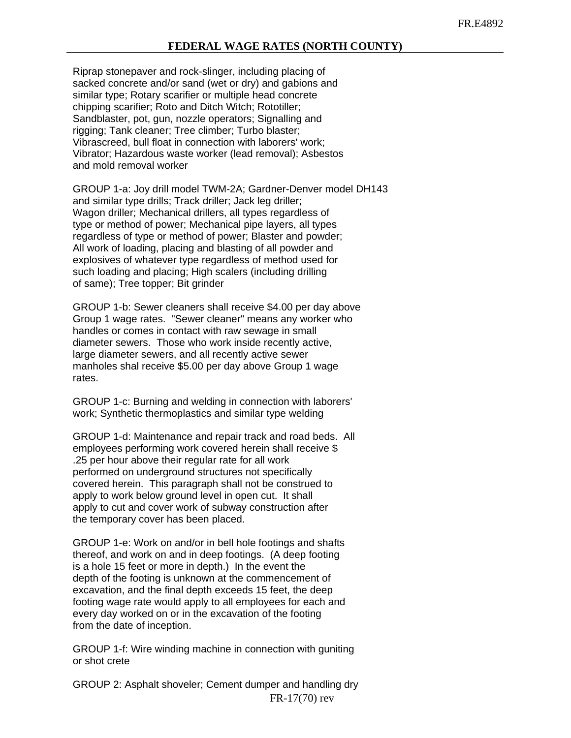Riprap stonepaver and rock-slinger, including placing of sacked concrete and/or sand (wet or dry) and gabions and similar type; Rotary scarifier or multiple head concrete chipping scarifier; Roto and Ditch Witch; Rototiller; Sandblaster, pot, gun, nozzle operators; Signalling and rigging; Tank cleaner; Tree climber; Turbo blaster; Vibrascreed, bull float in connection with laborers' work; Vibrator; Hazardous waste worker (lead removal); Asbestos and mold removal worker

GROUP 1-a: Joy drill model TWM-2A; Gardner-Denver model DH143 and similar type drills; Track driller; Jack leg driller; Wagon driller; Mechanical drillers, all types regardless of type or method of power; Mechanical pipe layers, all types regardless of type or method of power; Blaster and powder; All work of loading, placing and blasting of all powder and explosives of whatever type regardless of method used for such loading and placing; High scalers (including drilling of same); Tree topper; Bit grinder

GROUP 1-b: Sewer cleaners shall receive $4.00 per day above Group 1 wage rates. "Sewer cleaner" means any worker who handles or comes in contact with raw sewage in small diameter sewers. Those who work inside recently active, large diameter sewers, and all recently active sewer manholes shal receive $5.00 per day above Group 1 wage rates.

GROUP 1-c: Burning and welding in connection with laborers' work; Synthetic thermoplastics and similar type welding

GROUP 1-d: Maintenance and repair track and road beds. All employees performing work covered herein shall receive $ .25 per hour above their regular rate for all work performed on underground structures not specifically covered herein. This paragraph shall not be construed to apply to work below ground level in open cut. It shall apply to cut and cover work of subway construction after the temporary cover has been placed.

GROUP 1-e: Work on and/or in bell hole footings and shafts thereof, and work on and in deep footings. (A deep footing is a hole 15 feet or more in depth.) In the event the depth of the footing is unknown at the commencement of excavation, and the final depth exceeds 15 feet, the deep footing wage rate would apply to all employees for each and every day worked on or in the excavation of the footing from the date of inception.

GROUP 1-f: Wire winding machine in connection with guniting or shot crete

GROUP 2: Asphalt shoveler; Cement dumper and handling dry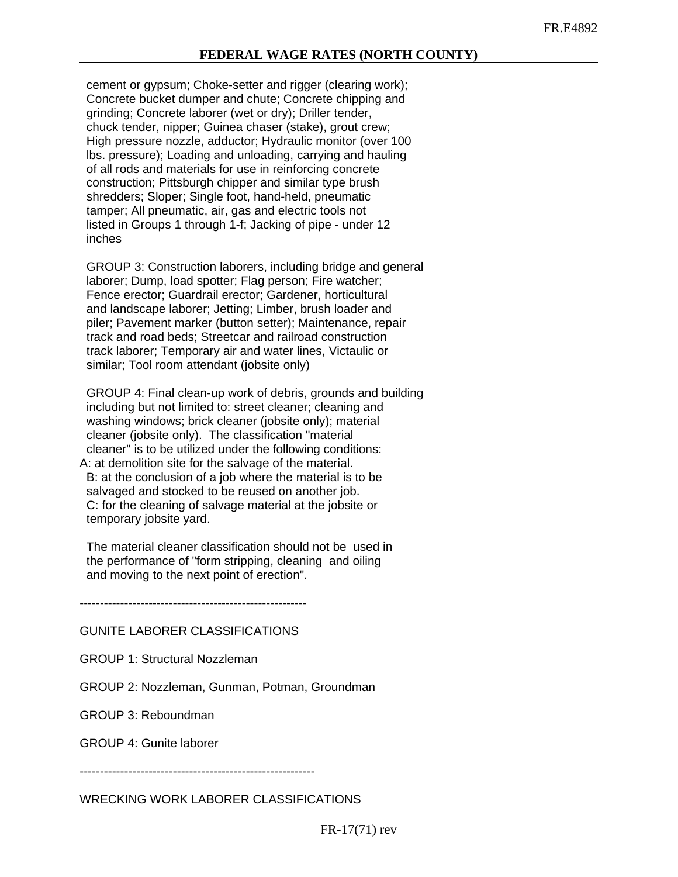cement or gypsum; Choke-setter and rigger (clearing work); Concrete bucket dumper and chute; Concrete chipping and grinding; Concrete laborer (wet or dry); Driller tender, chuck tender, nipper; Guinea chaser (stake), grout crew; High pressure nozzle, adductor; Hydraulic monitor (over 100 lbs. pressure); Loading and unloading, carrying and hauling of all rods and materials for use in reinforcing concrete construction; Pittsburgh chipper and similar type brush shredders; Sloper; Single foot, hand-held, pneumatic tamper; All pneumatic, air, gas and electric tools not listed in Groups 1 through 1-f; Jacking of pipe - under 12 inches

GROUP 3: Construction laborers, including bridge and general laborer; Dump, load spotter; Flag person; Fire watcher; Fence erector; Guardrail erector; Gardener, horticultural and landscape laborer; Jetting; Limber, brush loader and piler; Pavement marker (button setter); Maintenance, repair track and road beds; Streetcar and railroad construction track laborer; Temporary air and water lines, Victaulic or similar; Tool room attendant (jobsite only)

GROUP 4: Final clean-up work of debris, grounds and building including but not limited to: street cleaner; cleaning and washing windows; brick cleaner (jobsite only); material cleaner (jobsite only). The classification "material cleaner" is to be utilized under the following conditions:
A: at demolition site for the salvage of the material.
B: at the conclusion of a job where the material is to be salvaged and stocked to be reused on another job.
C: for the cleaning of salvage material at the jobsite or temporary jobsite yard.

The material cleaner classification should not be used in the performance of "form stripping, cleaning and oiling and moving to the next point of erection".

--------------------------------------------------------

GUNITE LABORER CLASSIFICATIONS

GROUP 1: Structural Nozzleman

GROUP 2: Nozzleman, Gunman, Potman, Groundman

GROUP 3: Reboundman

GROUP 4: Gunite laborer

----------------------------------------------------------

WRECKING WORK LABORER CLASSIFICATIONS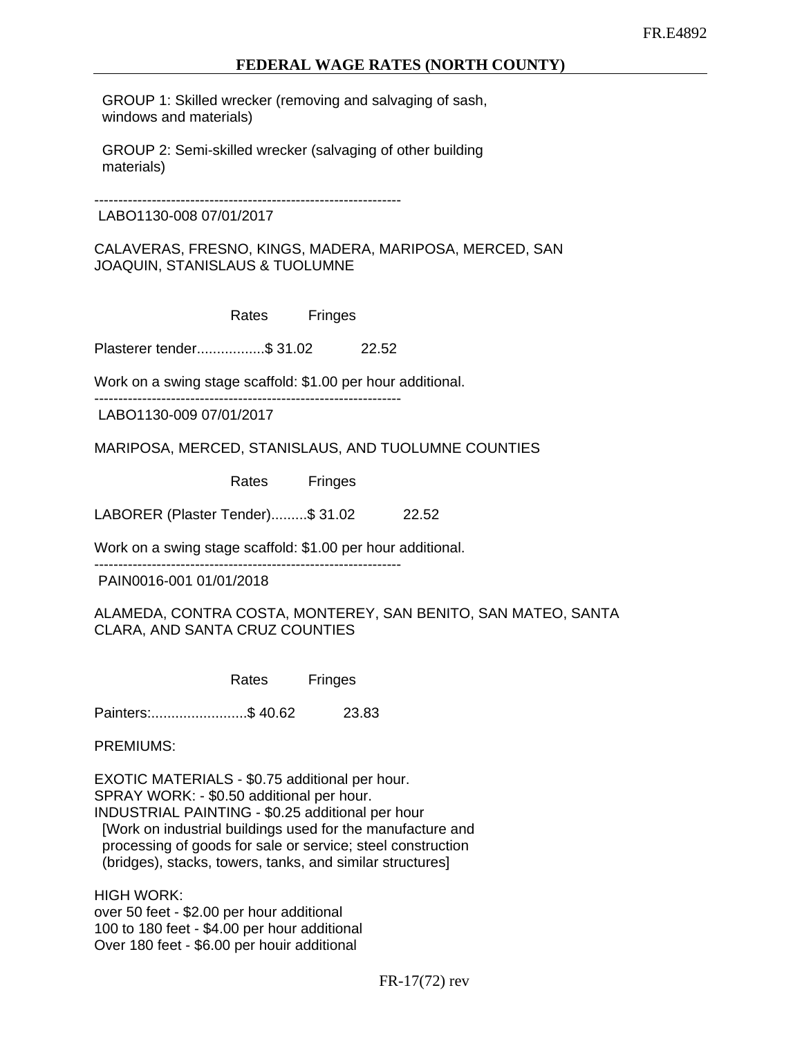## FEDERAL WAGE RATES (NORTH COUNTY)

GROUP 1: Skilled wrecker (removing and salvaging of sash, windows and materials)

GROUP 2: Semi-skilled wrecker (salvaging of other building materials)

----------------------------------------------------------------

LABO1130-008 07/01/2017

CALAVERAS, FRESNO, KINGS, MADERA, MARIPOSA, MERCED, SAN JOAQUIN, STANISLAUS & TUOLUMNE

| | Rates | Fringes |
|---|---|---|
| Plasterer tender | $ 31.02 | 22.52 |

Work on a swing stage scaffold: $1.00 per hour additional.

----------------------------------------------------------------

LABO1130-009 07/01/2017

MARIPOSA, MERCED, STANISLAUS, AND TUOLUMNE COUNTIES

| | Rates | Fringes |
|---|---|---|
| LABORER (Plaster Tender) | $ 31.02 | 22.52 |

Work on a swing stage scaffold: $1.00 per hour additional.

----------------------------------------------------------------

PAIN0016-001 01/01/2018

ALAMEDA, CONTRA COSTA, MONTEREY, SAN BENITO, SAN MATEO, SANTA CLARA, AND SANTA CRUZ COUNTIES

| | Rates | Fringes |
|---|---|---|
| Painters: | $ 40.62 | 23.83 |

PREMIUMS:

EXOTIC MATERIALS - $0.75 additional per hour.
SPRAY WORK: - $0.50 additional per hour.
INDUSTRIAL PAINTING - $0.25 additional per hour
[Work on industrial buildings used for the manufacture and processing of goods for sale or service; steel construction (bridges), stacks, towers, tanks, and similar structures]

HIGH WORK:
over 50 feet - $2.00 per hour additional
100 to 180 feet - $4.00 per hour additional
Over 180 feet - $6.00 per houir additional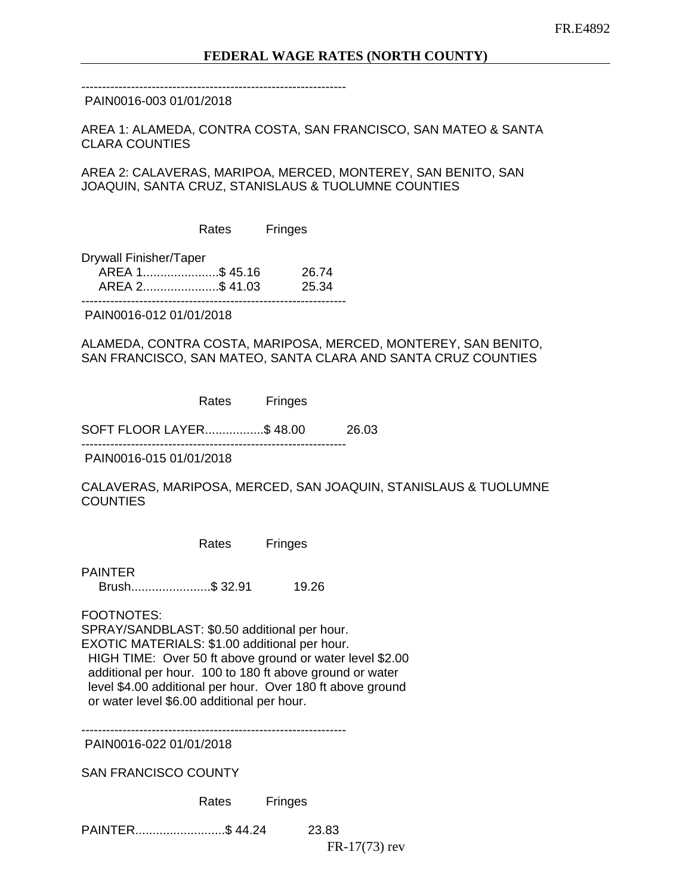## FEDERAL WAGE RATES (NORTH COUNTY)

----------------------------------------------------------------

PAIN0016-003 01/01/2018

AREA 1: ALAMEDA, CONTRA COSTA, SAN FRANCISCO, SAN MATEO & SANTA CLARA COUNTIES

AREA 2: CALAVERAS, MARIPOA, MERCED, MONTEREY, SAN BENITO, SAN JOAQUIN, SANTA CRUZ, STANISLAUS & TUOLUMNE COUNTIES

| | Rates | Fringes |
|---|---|---|
| Drywall Finisher/Taper | | |
| AREA 1...................... | $ 45.16 | 26.74 |
| AREA 2...................... | $ 41.03 | 25.34 |

----------------------------------------------------------------

PAIN0016-012 01/01/2018

ALAMEDA, CONTRA COSTA, MARIPOSA, MERCED, MONTEREY, SAN BENITO, SAN FRANCISCO, SAN MATEO, SANTA CLARA AND SANTA CRUZ COUNTIES

| | Rates | Fringes |
|---|---|---|
| SOFT FLOOR LAYER................. | $ 48.00 | 26.03 |

----------------------------------------------------------------

PAIN0016-015 01/01/2018

CALAVERAS, MARIPOSA, MERCED, SAN JOAQUIN, STANISLAUS & TUOLUMNE COUNTIES

| | Rates | Fringes |
|---|---|---|
| PAINTER | | |
| Brush....................... | $ 32.91 | 19.26 |

FOOTNOTES:
SPRAY/SANDBLAST: $0.50 additional per hour.
EXOTIC MATERIALS: $1.00 additional per hour.
HIGH TIME: Over 50 ft above ground or water level $2.00 additional per hour. 100 to 180 ft above ground or water level $4.00 additional per hour. Over 180 ft above ground or water level $6.00 additional per hour.

----------------------------------------------------------------

PAIN0016-022 01/01/2018

SAN FRANCISCO COUNTY

| | Rates | Fringes |
|---|---|---|
| PAINTER.......................... | $ 44.24 | 23.83 |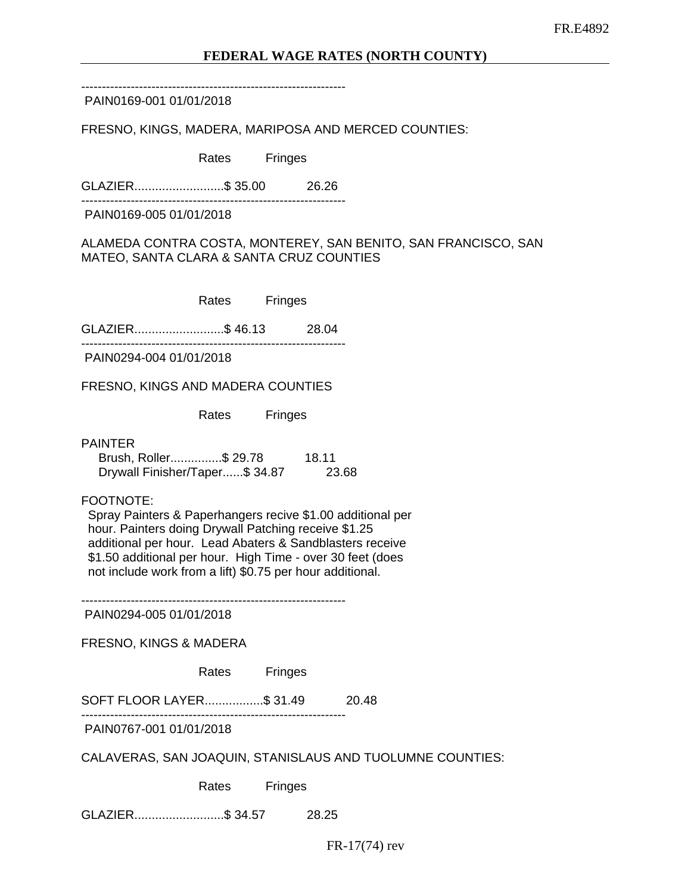## FEDERAL WAGE RATES (NORTH COUNTY)

----------------------------------------------------------------

PAIN0169-001 01/01/2018

FRESNO, KINGS, MADERA, MARIPOSA AND MERCED COUNTIES:

| | Rates | Fringes |
|---|---|---|
| GLAZIER | $ 35.00 | 26.26 |

----------------------------------------------------------------

PAIN0169-005 01/01/2018

ALAMEDA CONTRA COSTA, MONTEREY, SAN BENITO, SAN FRANCISCO, SAN MATEO, SANTA CLARA & SANTA CRUZ COUNTIES

| | Rates | Fringes |
|---|---|---|
| GLAZIER | $ 46.13 | 28.04 |

----------------------------------------------------------------

PAIN0294-004 01/01/2018

FRESNO, KINGS AND MADERA COUNTIES

| | Rates | Fringes |
|---|---|---|
| PAINTER | | |
| Brush, Roller | $ 29.78 | 18.11 |
| Drywall Finisher/Taper | $ 34.87 | 23.68 |

FOOTNOTE:
Spray Painters & Paperhangers recive $1.00 additional per hour. Painters doing Drywall Patching receive $1.25 additional per hour. Lead Abaters & Sandblasters receive $1.50 additional per hour. High Time - over 30 feet (does not include work from a lift) $0.75 per hour additional.

----------------------------------------------------------------

PAIN0294-005 01/01/2018

FRESNO, KINGS & MADERA

| | Rates | Fringes |
|---|---|---|
| SOFT FLOOR LAYER | $ 31.49 | 20.48 |

----------------------------------------------------------------

PAIN0767-001 01/01/2018

CALAVERAS, SAN JOAQUIN, STANISLAUS AND TUOLUMNE COUNTIES:

| | Rates | Fringes |
|---|---|---|
| GLAZIER | $ 34.57 | 28.25 |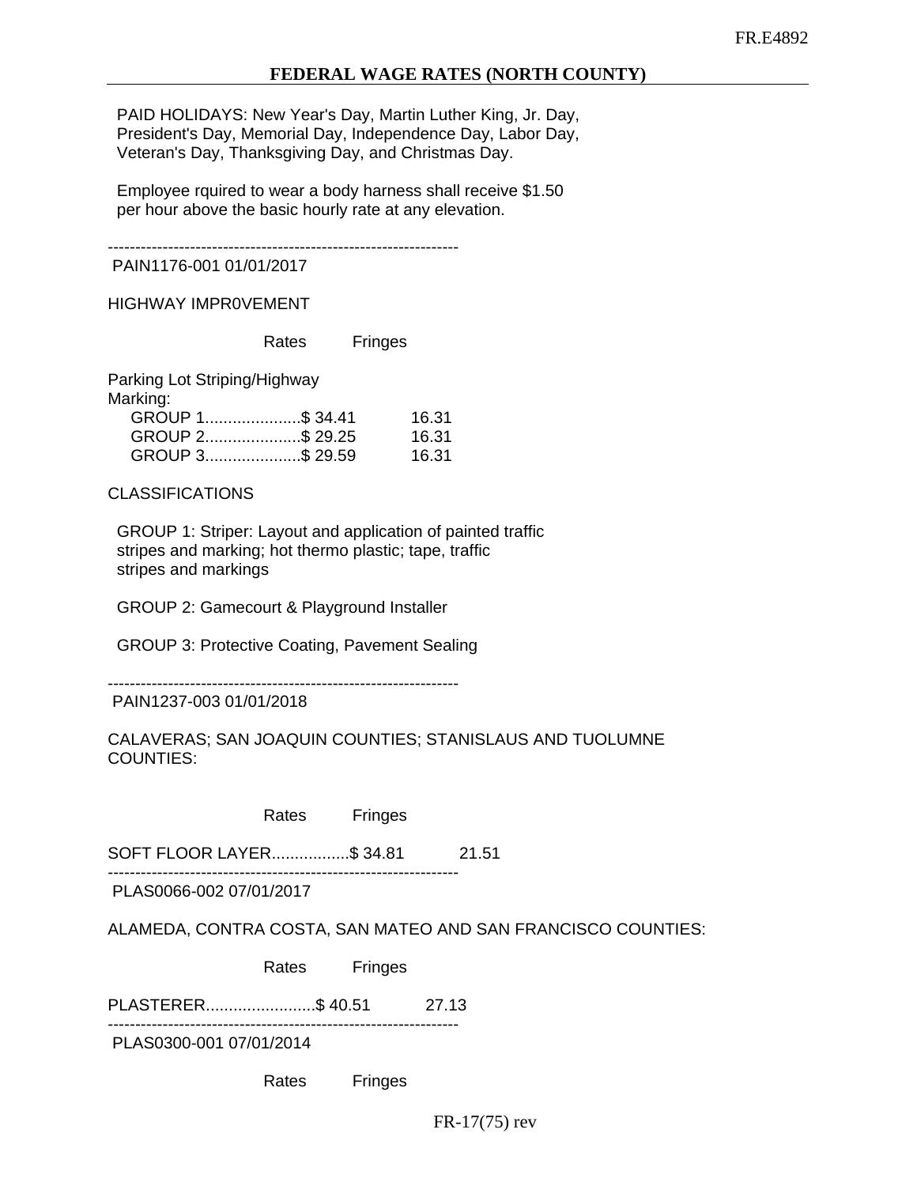PAID HOLIDAYS: New Year's Day, Martin Luther King, Jr. Day, President's Day, Memorial Day, Independence Day, Labor Day, Veteran's Day, Thanksgiving Day, and Christmas Day.

Employee rquired to wear a body harness shall receive $1.50 per hour above the basic hourly rate at any elevation.

----------------------------------------------------------------

PAIN1176-001 01/01/2017

HIGHWAY IMPR0VEMENT

| | Rates | Fringes |
|---|---|---|
| Parking Lot Striping/Highway Marking: | | |
| GROUP 1 | $ 34.41 | 16.31 |
| GROUP 2 | $ 29.25 | 16.31 |
| GROUP 3 | $ 29.59 | 16.31 |

CLASSIFICATIONS

GROUP 1: Striper: Layout and application of painted traffic stripes and marking; hot thermo plastic; tape, traffic stripes and markings

GROUP 2: Gamecourt & Playground Installer

GROUP 3: Protective Coating, Pavement Sealing

----------------------------------------------------------------

PAIN1237-003 01/01/2018

CALAVERAS; SAN JOAQUIN COUNTIES; STANISLAUS AND TUOLUMNE COUNTIES:

| | Rates | Fringes |
|---|---|---|
| SOFT FLOOR LAYER | $ 34.81 | 21.51 |

----------------------------------------------------------------

PLAS0066-002 07/01/2017

ALAMEDA, CONTRA COSTA, SAN MATEO AND SAN FRANCISCO COUNTIES:

| | Rates | Fringes |
|---|---|---|
| PLASTERER | $ 40.51 | 27.13 |

----------------------------------------------------------------

PLAS0300-001 07/01/2014

| | Rates | Fringes |
|---|---|---|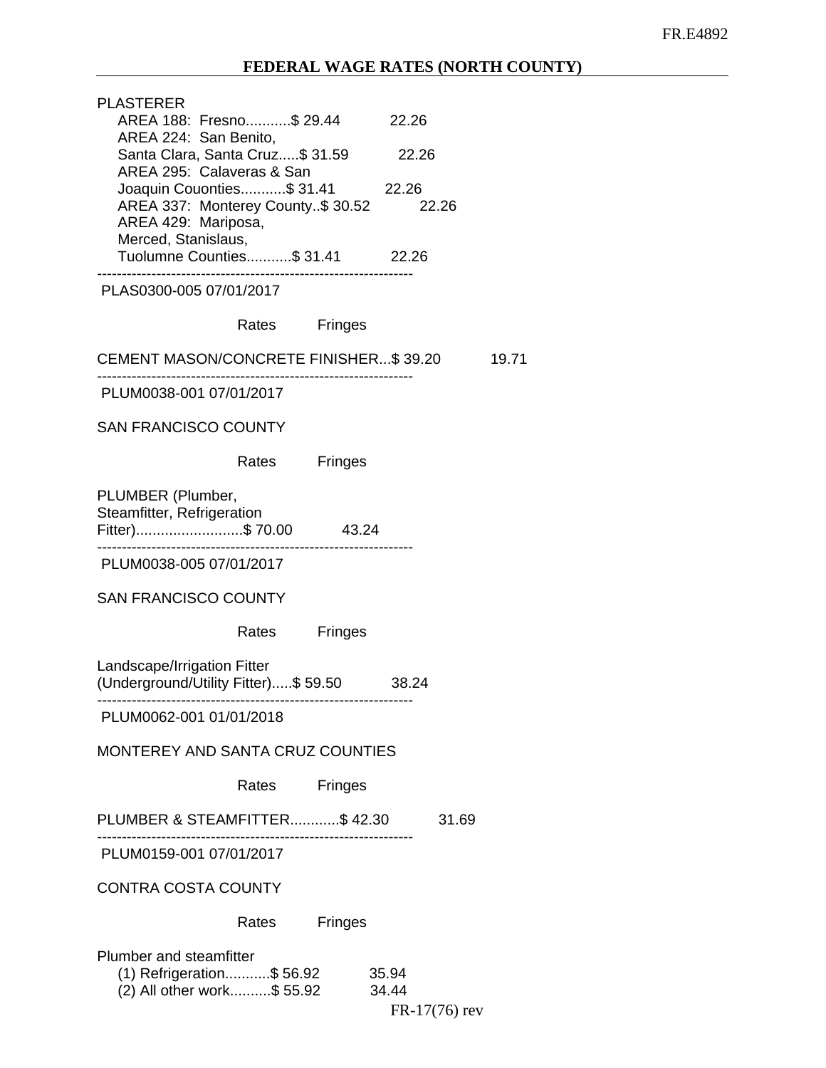## FEDERAL WAGE RATES (NORTH COUNTY)

PLASTERER
AREA 188: Fresno...........$ 29.44 22.26
AREA 224: San Benito,
Santa Clara, Santa Cruz.....$ 31.59 22.26
AREA 295: Calaveras & San
Joaquin Couonties...........$ 31.41 22.26
AREA 337: Monterey County..$ 30.52 22.26
AREA 429: Mariposa,
Merced, Stanislaus,
Tuolumne Counties...........$ 31.41 22.26

----------------------------------------------------------------

PLAS0300-005 07/01/2017

| | Rates | Fringes |
|---|---|---|
| CEMENT MASON/CONCRETE FINISHER... | $ 39.20 | 19.71 |

----------------------------------------------------------------

PLUM0038-001 07/01/2017

SAN FRANCISCO COUNTY

| | Rates | Fringes |
|---|---|---|
| PLUMBER (Plumber, Steamfitter, Refrigeration Fitter).......................... | $ 70.00 | 43.24 |

----------------------------------------------------------------

PLUM0038-005 07/01/2017

SAN FRANCISCO COUNTY

| | Rates | Fringes |
|---|---|---|
| Landscape/Irrigation Fitter (Underground/Utility Fitter)..... | $ 59.50 | 38.24 |

----------------------------------------------------------------

PLUM0062-001 01/01/2018

MONTEREY AND SANTA CRUZ COUNTIES

| | Rates | Fringes |
|---|---|---|
| PLUMBER & STEAMFITTER............ | $ 42.30 | 31.69 |

----------------------------------------------------------------

PLUM0159-001 07/01/2017

CONTRA COSTA COUNTY

| | Rates | Fringes |
|---|---|---|
| Plumber and steamfitter | | |
| (1) Refrigeration........... | $ 56.92 | 35.94 |
| (2) All other work.......... | $ 55.92 | 34.44 |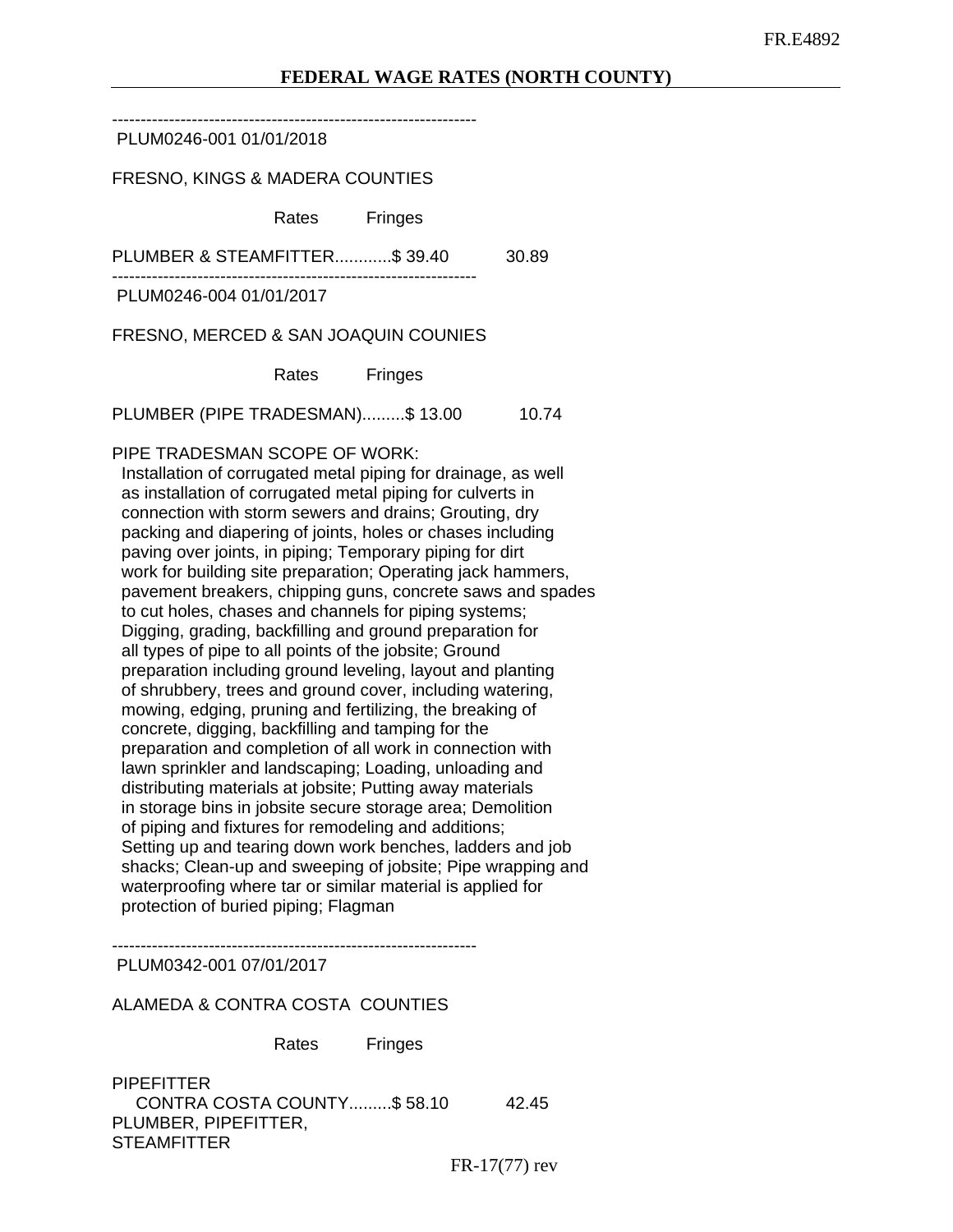## FEDERAL WAGE RATES (NORTH COUNTY)

----------------------------------------------------------------

PLUM0246-001 01/01/2018

FRESNO, KINGS & MADERA COUNTIES

| | Rates | Fringes |
|---|---|---|
| PLUMBER & STEAMFITTER............ | $ 39.40 | 30.89 |

----------------------------------------------------------------

PLUM0246-004 01/01/2017

FRESNO, MERCED & SAN JOAQUIN COUNIES

| | Rates | Fringes |
|---|---|---|
| PLUMBER (PIPE TRADESMAN)......... | $ 13.00 | 10.74 |

PIPE TRADESMAN SCOPE OF WORK:
Installation of corrugated metal piping for drainage, as well as installation of corrugated metal piping for culverts in connection with storm sewers and drains; Grouting, dry packing and diapering of joints, holes or chases including paving over joints, in piping; Temporary piping for dirt work for building site preparation; Operating jack hammers, pavement breakers, chipping guns, concrete saws and spades to cut holes, chases and channels for piping systems; Digging, grading, backfilling and ground preparation for all types of pipe to all points of the jobsite; Ground preparation including ground leveling, layout and planting of shrubbery, trees and ground cover, including watering, mowing, edging, pruning and fertilizing, the breaking of concrete, digging, backfilling and tamping for the preparation and completion of all work in connection with lawn sprinkler and landscaping; Loading, unloading and distributing materials at jobsite; Putting away materials in storage bins in jobsite secure storage area; Demolition of piping and fixtures for remodeling and additions; Setting up and tearing down work benches, ladders and job shacks; Clean-up and sweeping of jobsite; Pipe wrapping and waterproofing where tar or similar material is applied for protection of buried piping; Flagman

----------------------------------------------------------------

PLUM0342-001 07/01/2017

ALAMEDA & CONTRA COSTA COUNTIES

| | Rates | Fringes |
|---|---|---|
| PIPEFITTER | | |
| CONTRA COSTA COUNTY......... | $ 58.10 | 42.45 |
| PLUMBER, PIPEFITTER, STEAMFITTER | | |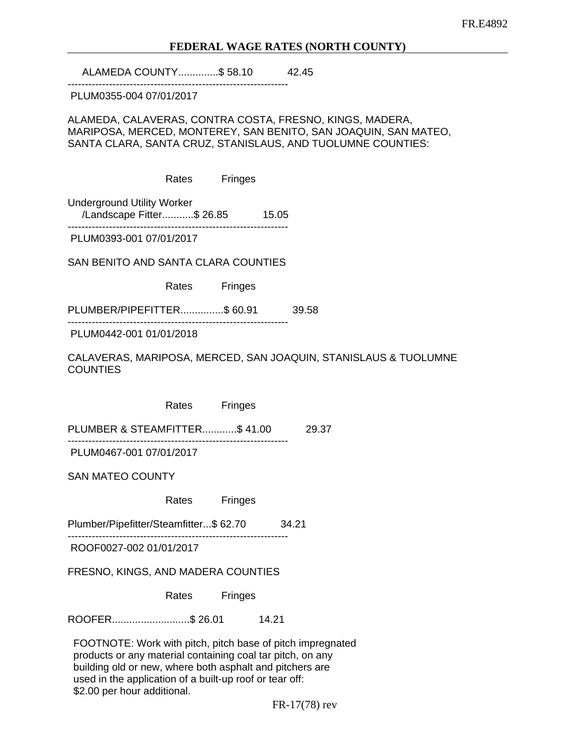## FEDERAL WAGE RATES (NORTH COUNTY)

ALAMEDA COUNTY..............$ 58.10 42.45

----------------------------------------------------------------

PLUM0355-004 07/01/2017

ALAMEDA, CALAVERAS, CONTRA COSTA, FRESNO, KINGS, MADERA, MARIPOSA, MERCED, MONTEREY, SAN BENITO, SAN JOAQUIN, SAN MATEO, SANTA CLARA, SANTA CRUZ, STANISLAUS, AND TUOLUMNE COUNTIES:

| | Rates | Fringes |
|---|---|---|
| Underground Utility Worker /Landscape Fitter........... | $ 26.85 | 15.05 |

----------------------------------------------------------------

PLUM0393-001 07/01/2017

SAN BENITO AND SANTA CLARA COUNTIES

| | Rates | Fringes |
|---|---|---|
| PLUMBER/PIPEFITTER............... | $ 60.91 | 39.58 |

----------------------------------------------------------------

PLUM0442-001 01/01/2018

CALAVERAS, MARIPOSA, MERCED, SAN JOAQUIN, STANISLAUS & TUOLUMNE COUNTIES

| | Rates | Fringes |
|---|---|---|
| PLUMBER & STEAMFITTER............ | $ 41.00 | 29.37 |

----------------------------------------------------------------

PLUM0467-001 07/01/2017

SAN MATEO COUNTY

| | Rates | Fringes |
|---|---|---|
| Plumber/Pipefitter/Steamfitter... | $ 62.70 | 34.21 |

----------------------------------------------------------------

ROOF0027-002 01/01/2017

FRESNO, KINGS, AND MADERA COUNTIES

| | Rates | Fringes |
|---|---|---|
| ROOFER........................... | $ 26.01 | 14.21 |

FOOTNOTE: Work with pitch, pitch base of pitch impregnated products or any material containing coal tar pitch, on any building old or new, where both asphalt and pitchers are used in the application of a built-up roof or tear off: $2.00 per hour additional.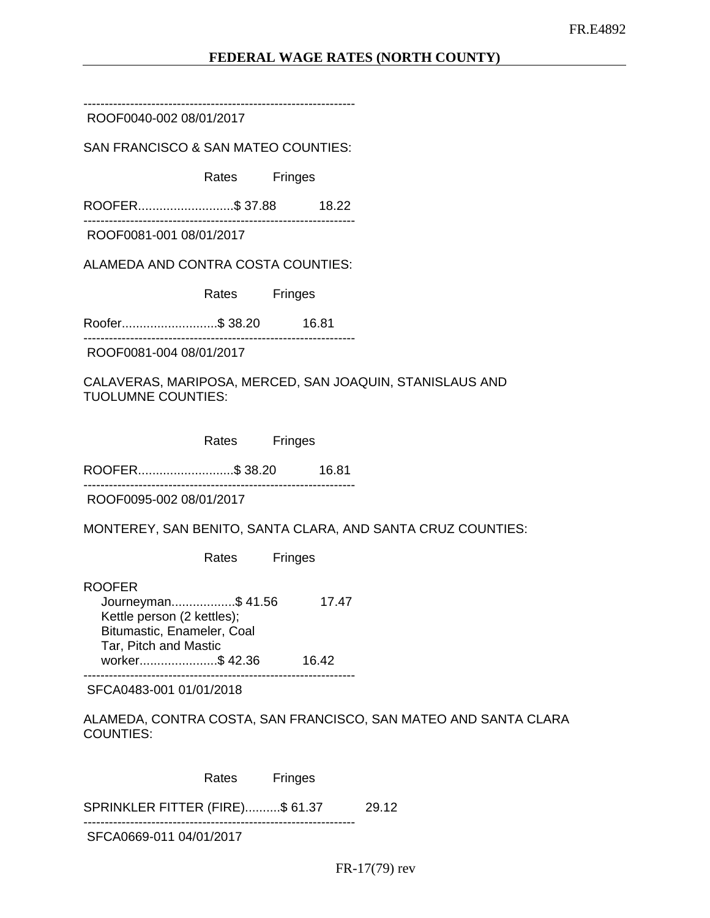----------------------------------------------------------------
ROOF0040-002 08/01/2017

SAN FRANCISCO & SAN MATEO COUNTIES:

| | Rates | Fringes |
|---|---|---|
| ROOFER | $ 37.88 | 18.22 |

----------------------------------------------------------------
ROOF0081-001 08/01/2017

ALAMEDA AND CONTRA COSTA COUNTIES:

| | Rates | Fringes |
|---|---|---|
| Roofer | $ 38.20 | 16.81 |

----------------------------------------------------------------
ROOF0081-004 08/01/2017

CALAVERAS, MARIPOSA, MERCED, SAN JOAQUIN, STANISLAUS AND TUOLUMNE COUNTIES:

| | Rates | Fringes |
|---|---|---|
| ROOFER | $ 38.20 | 16.81 |

----------------------------------------------------------------
ROOF0095-002 08/01/2017

MONTEREY, SAN BENITO, SANTA CLARA, AND SANTA CRUZ COUNTIES:

| | Rates | Fringes |
|---|---|---|
| ROOFER | | |
| Journeyman | $ 41.56 | 17.47 |
| Kettle person (2 kettles); Bitumastic, Enameler, Coal Tar, Pitch and Mastic worker | $ 42.36 | 16.42 |

----------------------------------------------------------------
SFCA0483-001 01/01/2018

ALAMEDA, CONTRA COSTA, SAN FRANCISCO, SAN MATEO AND SANTA CLARA COUNTIES:

| | Rates | Fringes |
|---|---|---|
| SPRINKLER FITTER (FIRE) | $ 61.37 | 29.12 |

----------------------------------------------------------------
SFCA0669-011 04/01/2017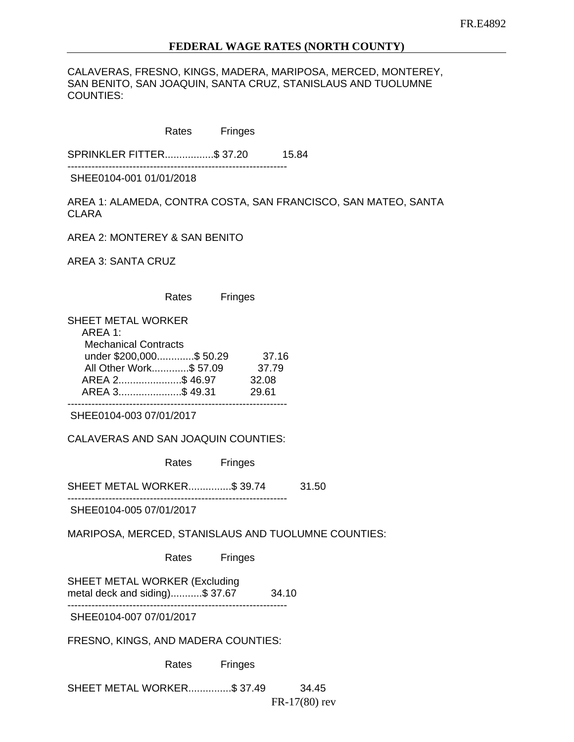## FEDERAL WAGE RATES (NORTH COUNTY)

CALAVERAS, FRESNO, KINGS, MADERA, MARIPOSA, MERCED, MONTEREY, SAN BENITO, SAN JOAQUIN, SANTA CRUZ, STANISLAUS AND TUOLUMNE COUNTIES:

| | Rates | Fringes |
|---|---|---|
| SPRINKLER FITTER | $ 37.20 | 15.84 |

----------------------------------------------------------------

SHEE0104-001 01/01/2018

AREA 1: ALAMEDA, CONTRA COSTA, SAN FRANCISCO, SAN MATEO, SANTA CLARA

AREA 2: MONTEREY & SAN BENITO

AREA 3: SANTA CRUZ

| | Rates | Fringes |
|---|---|---|
| SHEET METAL WORKER | | |
| AREA 1: | | |
| Mechanical Contracts under $200,000 | $ 50.29 | 37.16 |
| All Other Work | $ 57.09 | 37.79 |
| AREA 2 | $ 46.97 | 32.08 |
| AREA 3 | $ 49.31 | 29.61 |

----------------------------------------------------------------

SHEE0104-003 07/01/2017

CALAVERAS AND SAN JOAQUIN COUNTIES:

| | Rates | Fringes |
|---|---|---|
| SHEET METAL WORKER | $ 39.74 | 31.50 |

----------------------------------------------------------------

SHEE0104-005 07/01/2017

MARIPOSA, MERCED, STANISLAUS AND TUOLUMNE COUNTIES:

| | Rates | Fringes |
|---|---|---|
| SHEET METAL WORKER (Excluding metal deck and siding) | $ 37.67 | 34.10 |

----------------------------------------------------------------

SHEE0104-007 07/01/2017

FRESNO, KINGS, AND MADERA COUNTIES:

| | Rates | Fringes |
|---|---|---|
| SHEET METAL WORKER | $ 37.49 | 34.45 |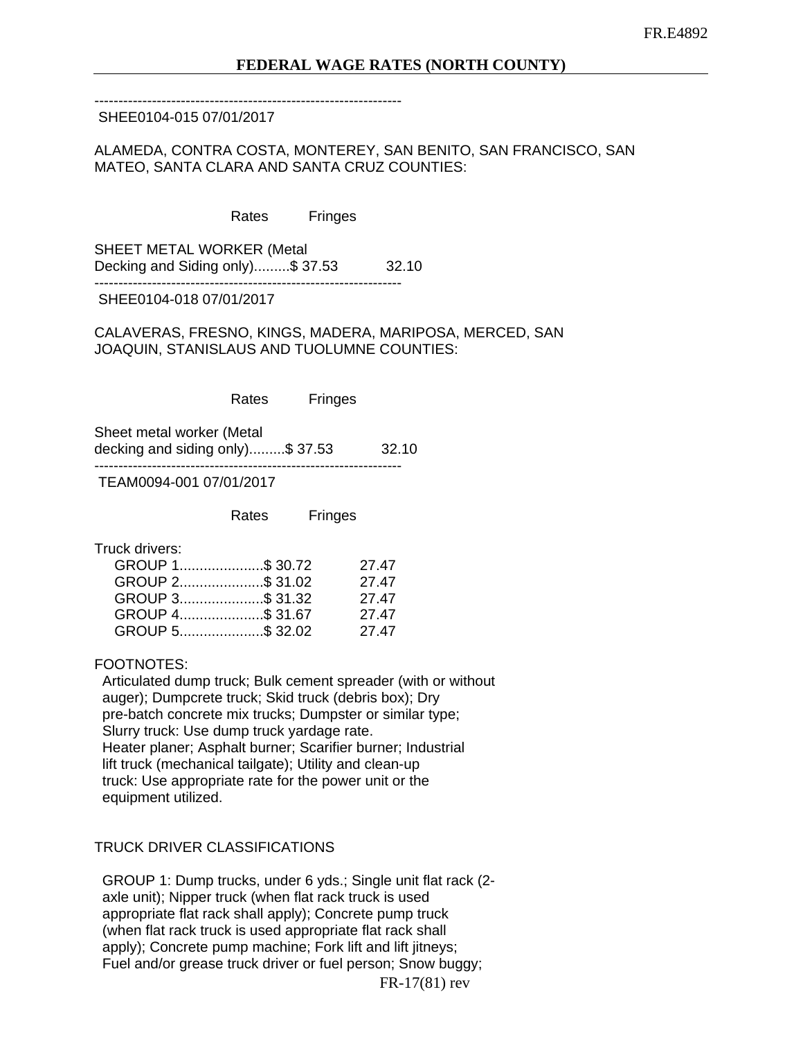----------------------------------------------------------------

SHEE0104-015 07/01/2017

ALAMEDA, CONTRA COSTA, MONTEREY, SAN BENITO, SAN FRANCISCO, SAN MATEO, SANTA CLARA AND SANTA CRUZ COUNTIES:

| | Rates | Fringes |
|---|---|---|
| SHEET METAL WORKER (Metal Decking and Siding only) | $ 37.53 | 32.10 |

----------------------------------------------------------------

SHEE0104-018 07/01/2017

CALAVERAS, FRESNO, KINGS, MADERA, MARIPOSA, MERCED, SAN JOAQUIN, STANISLAUS AND TUOLUMNE COUNTIES:

| | Rates | Fringes |
|---|---|---|
| Sheet metal worker (Metal decking and siding only) | $ 37.53 | 32.10 |

----------------------------------------------------------------

TEAM0094-001 07/01/2017

| | Rates | Fringes |
|---|---|---|
| Truck drivers: | | |
| GROUP 1 | $ 30.72 | 27.47 |
| GROUP 2 | $ 31.02 | 27.47 |
| GROUP 3 | $ 31.32 | 27.47 |
| GROUP 4 | $ 31.67 | 27.47 |
| GROUP 5 | $ 32.02 | 27.47 |

FOOTNOTES:

Articulated dump truck; Bulk cement spreader (with or without auger); Dumpcrete truck; Skid truck (debris box); Dry pre-batch concrete mix trucks; Dumpster or similar type; Slurry truck: Use dump truck yardage rate.
Heater planer; Asphalt burner; Scarifier burner; Industrial lift truck (mechanical tailgate); Utility and clean-up truck: Use appropriate rate for the power unit or the equipment utilized.

TRUCK DRIVER CLASSIFICATIONS

GROUP 1: Dump trucks, under 6 yds.; Single unit flat rack (2-axle unit); Nipper truck (when flat rack truck is used appropriate flat rack shall apply); Concrete pump truck (when flat rack truck is used appropriate flat rack shall apply); Concrete pump machine; Fork lift and lift jitneys; Fuel and/or grease truck driver or fuel person; Snow buggy;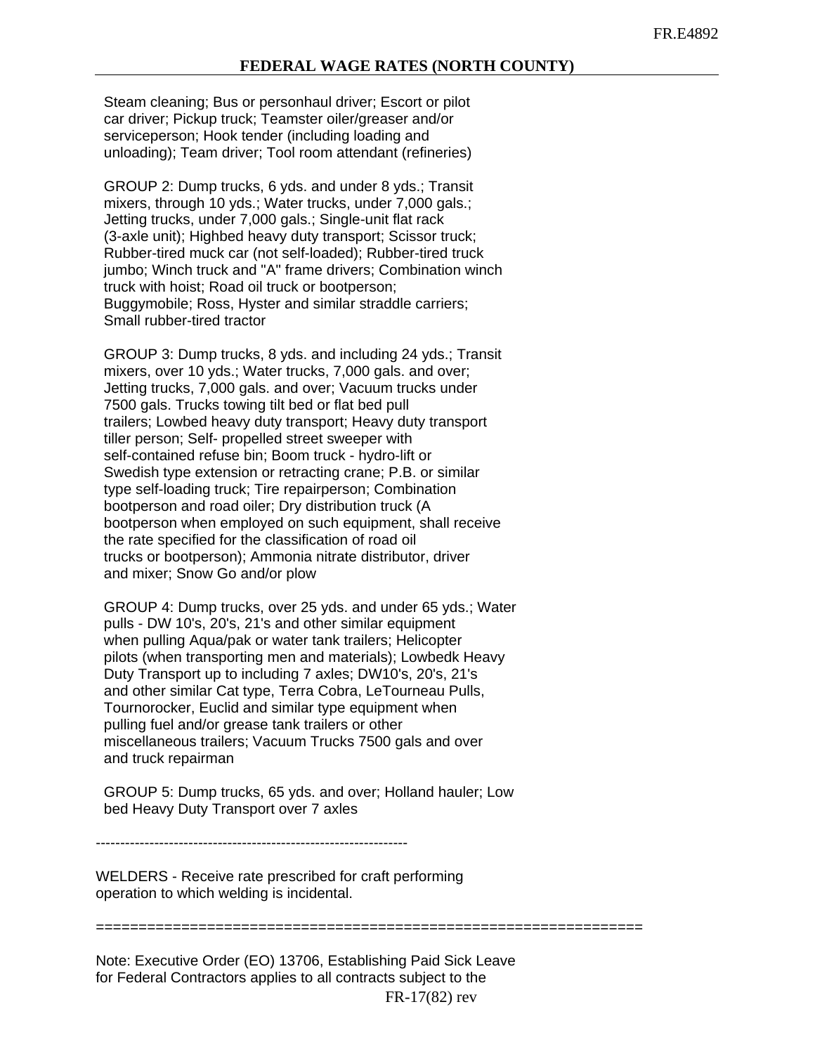Steam cleaning; Bus or personhaul driver; Escort or pilot car driver; Pickup truck; Teamster oiler/greaser and/or serviceperson; Hook tender (including loading and unloading); Team driver; Tool room attendant (refineries)

GROUP 2: Dump trucks, 6 yds. and under 8 yds.; Transit mixers, through 10 yds.; Water trucks, under 7,000 gals.; Jetting trucks, under 7,000 gals.; Single-unit flat rack (3-axle unit); Highbed heavy duty transport; Scissor truck; Rubber-tired muck car (not self-loaded); Rubber-tired truck jumbo; Winch truck and "A" frame drivers; Combination winch truck with hoist; Road oil truck or bootperson; Buggymobile; Ross, Hyster and similar straddle carriers; Small rubber-tired tractor

GROUP 3: Dump trucks, 8 yds. and including 24 yds.; Transit mixers, over 10 yds.; Water trucks, 7,000 gals. and over; Jetting trucks, 7,000 gals. and over; Vacuum trucks under 7500 gals. Trucks towing tilt bed or flat bed pull trailers; Lowbed heavy duty transport; Heavy duty transport tiller person; Self- propelled street sweeper with self-contained refuse bin; Boom truck - hydro-lift or Swedish type extension or retracting crane; P.B. or similar type self-loading truck; Tire repairperson; Combination bootperson and road oiler; Dry distribution truck (A bootperson when employed on such equipment, shall receive the rate specified for the classification of road oil trucks or bootperson); Ammonia nitrate distributor, driver and mixer; Snow Go and/or plow

GROUP 4: Dump trucks, over 25 yds. and under 65 yds.; Water pulls - DW 10's, 20's, 21's and other similar equipment when pulling Aqua/pak or water tank trailers; Helicopter pilots (when transporting men and materials); Lowbedk Heavy Duty Transport up to including 7 axles; DW10's, 20's, 21's and other similar Cat type, Terra Cobra, LeTourneau Pulls, Tournorocker, Euclid and similar type equipment when pulling fuel and/or grease tank trailers or other miscellaneous trailers; Vacuum Trucks 7500 gals and over and truck repairman

GROUP 5: Dump trucks, 65 yds. and over; Holland hauler; Low bed Heavy Duty Transport over 7 axles

----------------------------------------------------------------

WELDERS - Receive rate prescribed for craft performing operation to which welding is incidental.

================================================================

Note: Executive Order (EO) 13706, Establishing Paid Sick Leave for Federal Contractors applies to all contracts subject to the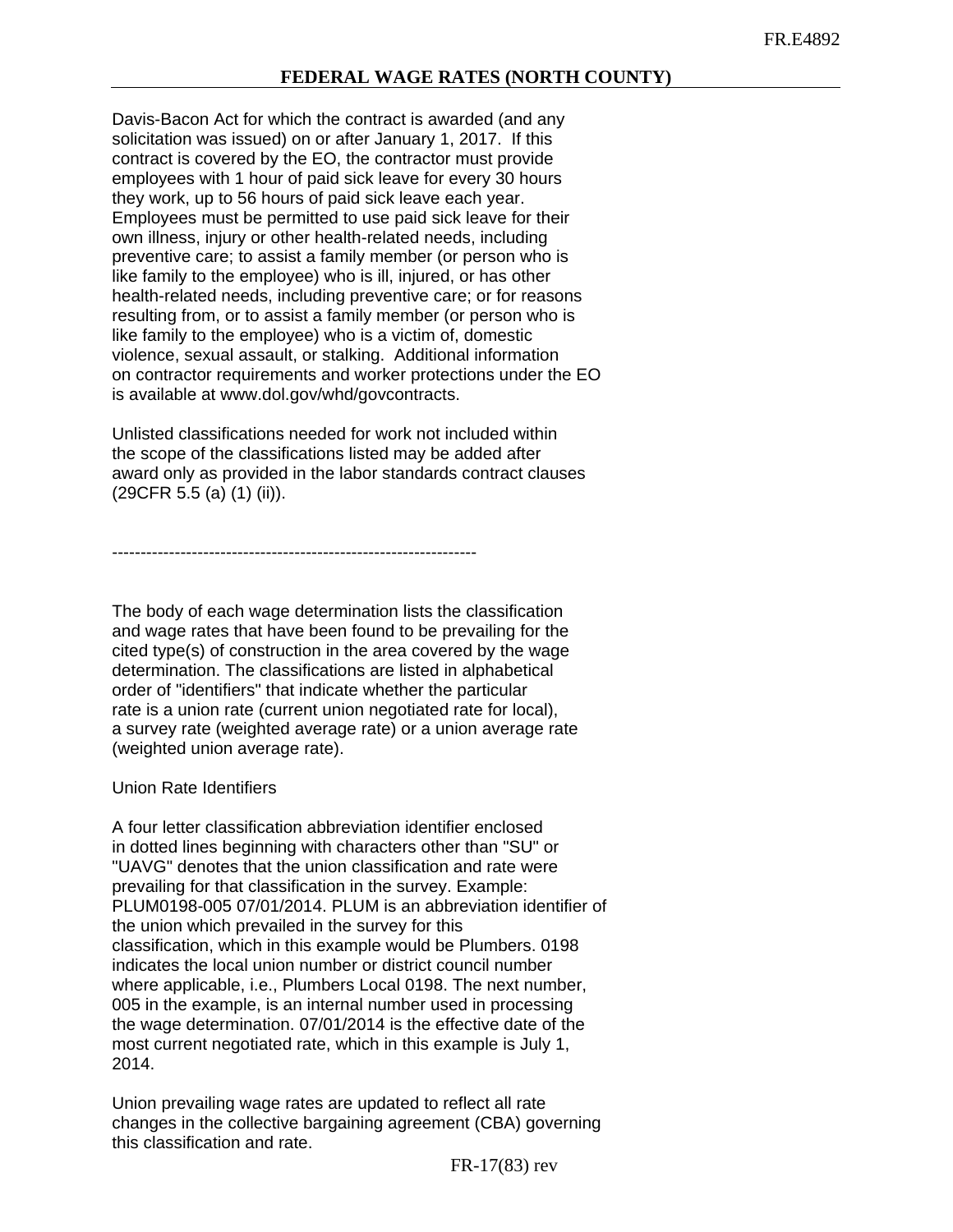Davis-Bacon Act for which the contract is awarded (and any solicitation was issued) on or after January 1, 2017. If this contract is covered by the EO, the contractor must provide employees with 1 hour of paid sick leave for every 30 hours they work, up to 56 hours of paid sick leave each year. Employees must be permitted to use paid sick leave for their own illness, injury or other health-related needs, including preventive care; to assist a family member (or person who is like family to the employee) who is ill, injured, or has other health-related needs, including preventive care; or for reasons resulting from, or to assist a family member (or person who is like family to the employee) who is a victim of, domestic violence, sexual assault, or stalking. Additional information on contractor requirements and worker protections under the EO is available at www.dol.gov/whd/govcontracts.

Unlisted classifications needed for work not included within the scope of the classifications listed may be added after award only as provided in the labor standards contract clauses (29CFR 5.5 (a) (1) (ii)).

----------------------------------------------------------------

The body of each wage determination lists the classification and wage rates that have been found to be prevailing for the cited type(s) of construction in the area covered by the wage determination. The classifications are listed in alphabetical order of "identifiers" that indicate whether the particular rate is a union rate (current union negotiated rate for local), a survey rate (weighted average rate) or a union average rate (weighted union average rate).

Union Rate Identifiers

A four letter classification abbreviation identifier enclosed in dotted lines beginning with characters other than "SU" or "UAVG" denotes that the union classification and rate were prevailing for that classification in the survey. Example: PLUM0198-005 07/01/2014. PLUM is an abbreviation identifier of the union which prevailed in the survey for this classification, which in this example would be Plumbers. 0198 indicates the local union number or district council number where applicable, i.e., Plumbers Local 0198. The next number, 005 in the example, is an internal number used in processing the wage determination. 07/01/2014 is the effective date of the most current negotiated rate, which in this example is July 1, 2014.

Union prevailing wage rates are updated to reflect all rate changes in the collective bargaining agreement (CBA) governing this classification and rate.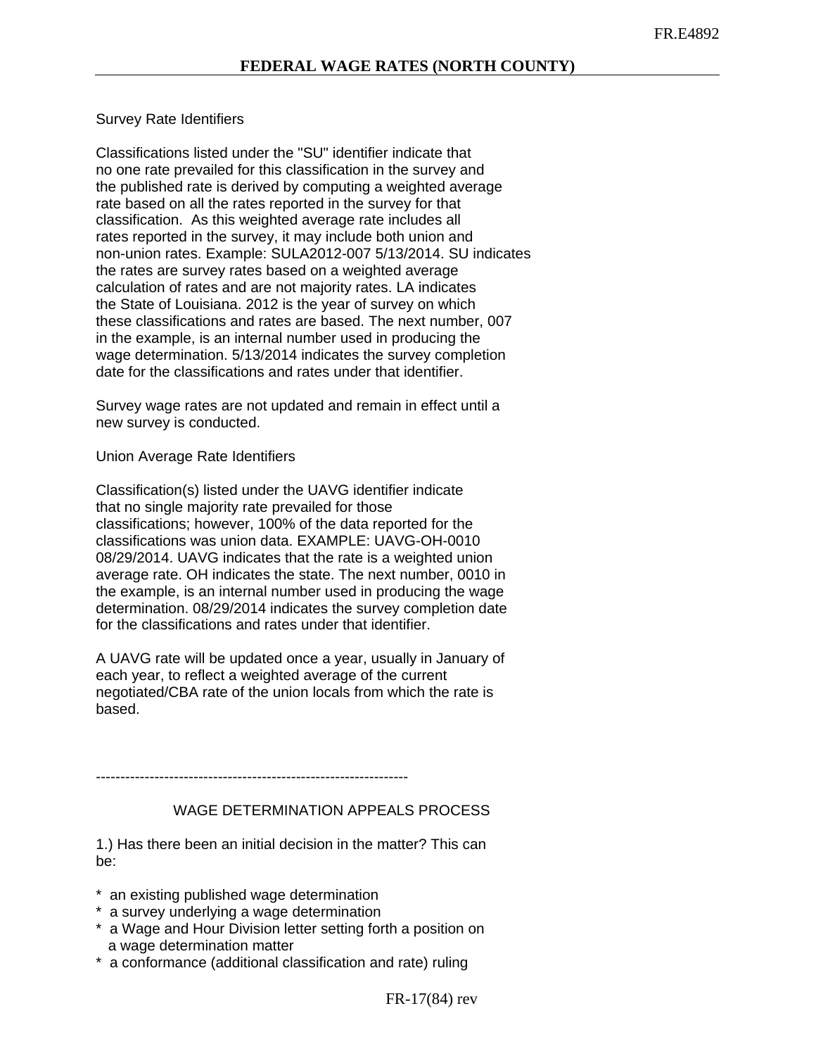Survey Rate Identifiers

Classifications listed under the "SU" identifier indicate that no one rate prevailed for this classification in the survey and the published rate is derived by computing a weighted average rate based on all the rates reported in the survey for that classification. As this weighted average rate includes all rates reported in the survey, it may include both union and non-union rates. Example: SULA2012-007 5/13/2014. SU indicates the rates are survey rates based on a weighted average calculation of rates and are not majority rates. LA indicates the State of Louisiana. 2012 is the year of survey on which these classifications and rates are based. The next number, 007 in the example, is an internal number used in producing the wage determination. 5/13/2014 indicates the survey completion date for the classifications and rates under that identifier.

Survey wage rates are not updated and remain in effect until a new survey is conducted.

Union Average Rate Identifiers

Classification(s) listed under the UAVG identifier indicate that no single majority rate prevailed for those classifications; however, 100% of the data reported for the classifications was union data. EXAMPLE: UAVG-OH-0010 08/29/2014. UAVG indicates that the rate is a weighted union average rate. OH indicates the state. The next number, 0010 in the example, is an internal number used in producing the wage determination. 08/29/2014 indicates the survey completion date for the classifications and rates under that identifier.

A UAVG rate will be updated once a year, usually in January of each year, to reflect a weighted average of the current negotiated/CBA rate of the union locals from which the rate is based.

----------------------------------------------------------------

WAGE DETERMINATION APPEALS PROCESS

1.) Has there been an initial decision in the matter? This can be:

* an existing published wage determination
* a survey underlying a wage determination
* a Wage and Hour Division letter setting forth a position on a wage determination matter
* a conformance (additional classification and rate) ruling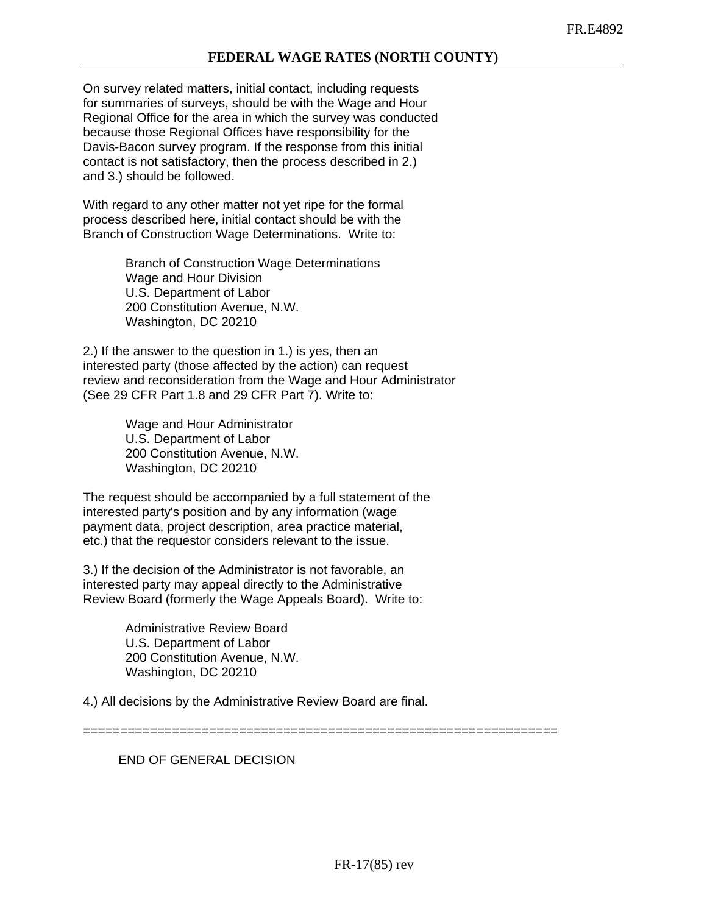On survey related matters, initial contact, including requests for summaries of surveys, should be with the Wage and Hour Regional Office for the area in which the survey was conducted because those Regional Offices have responsibility for the Davis-Bacon survey program. If the response from this initial contact is not satisfactory, then the process described in 2.) and 3.) should be followed.

With regard to any other matter not yet ripe for the formal process described here, initial contact should be with the Branch of Construction Wage Determinations. Write to:

> Branch of Construction Wage Determinations
> Wage and Hour Division
> U.S. Department of Labor
> 200 Constitution Avenue, N.W.
> Washington, DC 20210

2.) If the answer to the question in 1.) is yes, then an interested party (those affected by the action) can request review and reconsideration from the Wage and Hour Administrator (See 29 CFR Part 1.8 and 29 CFR Part 7). Write to:

> Wage and Hour Administrator
> U.S. Department of Labor
> 200 Constitution Avenue, N.W.
> Washington, DC 20210

The request should be accompanied by a full statement of the interested party's position and by any information (wage payment data, project description, area practice material, etc.) that the requestor considers relevant to the issue.

3.) If the decision of the Administrator is not favorable, an interested party may appeal directly to the Administrative Review Board (formerly the Wage Appeals Board). Write to:

> Administrative Review Board
> U.S. Department of Labor
> 200 Constitution Avenue, N.W.
> Washington, DC 20210

4.) All decisions by the Administrative Review Board are final.

================================================================

END OF GENERAL DECISION